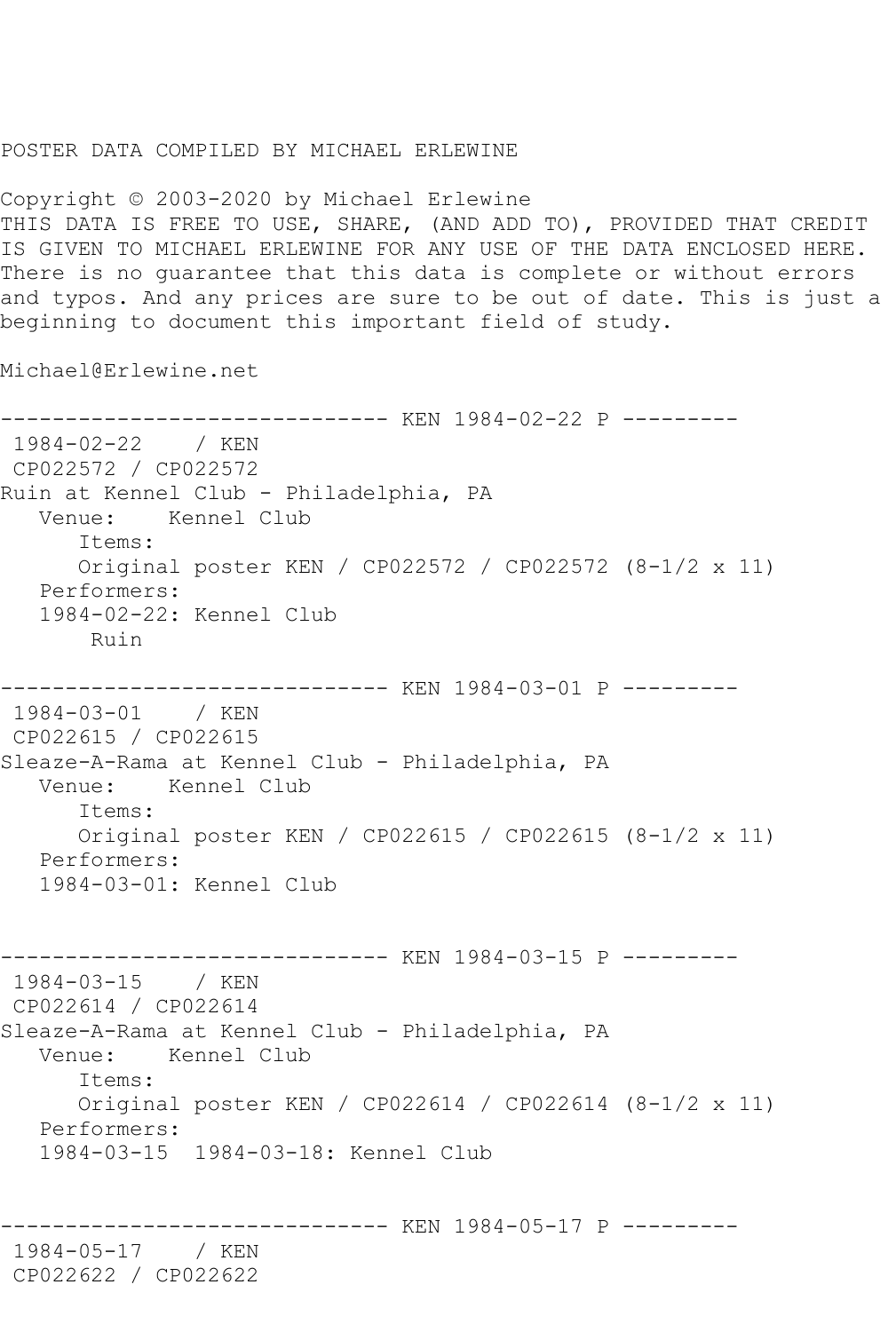POSTER DATA COMPILED BY MICHAEL ERLEWINE

Copyright © 2003-2020 by Michael Erlewine
THIS DATA IS FREE TO USE, SHARE, (AND ADD TO), PROVIDED THAT CREDIT IS GIVEN TO MICHAEL ERLEWINE FOR ANY USE OF THE DATA ENCLOSED HERE. There is no guarantee that this data is complete or without errors and typos. And any prices are sure to be out of date. This is just a beginning to document this important field of study.

Michael@Erlewine.net

```
------------------------------ KEN 1984-02-22 P ---------
 1984-02-22    / KEN
 CP022572 / CP022572
Ruin at Kennel Club - Philadelphia, PA
   Venue:    Kennel Club
      Items:
      Original poster KEN / CP022572 / CP022572 (8-1/2 x 11)
   Performers:
   1984-02-22: Kennel Club
       Ruin

------------------------------ KEN 1984-03-01 P ---------
 1984-03-01    / KEN
 CP022615 / CP022615
Sleaze-A-Rama at Kennel Club - Philadelphia, PA
   Venue:    Kennel Club
      Items:
      Original poster KEN / CP022615 / CP022615 (8-1/2 x 11)
   Performers:
   1984-03-01: Kennel Club


------------------------------ KEN 1984-03-15 P ---------
 1984-03-15    / KEN
 CP022614 / CP022614
Sleaze-A-Rama at Kennel Club - Philadelphia, PA
   Venue:    Kennel Club
      Items:
      Original poster KEN / CP022614 / CP022614 (8-1/2 x 11)
   Performers:
   1984-03-15  1984-03-18: Kennel Club


------------------------------ KEN 1984-05-17 P ---------
 1984-05-17    / KEN
 CP022622 / CP022622
```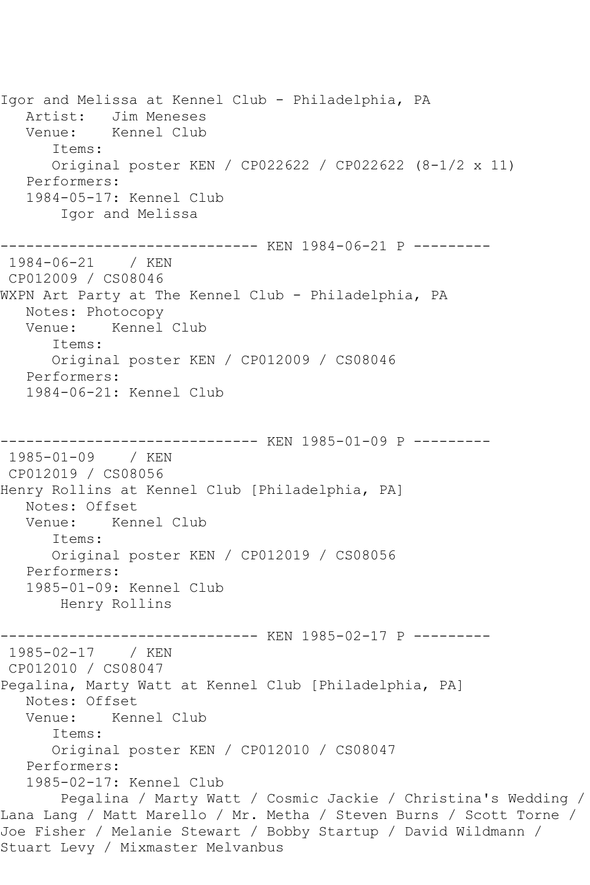Igor and Melissa at Kennel Club - Philadelphia, PA
   Artist:   Jim Meneses
   Venue:    Kennel Club
      Items:
      Original poster KEN / CP022622 / CP022622 (8-1/2 x 11)
   Performers:
   1984-05-17: Kennel Club
       Igor and Melissa

------------------------------ KEN 1984-06-21 P ---------
 1984-06-21    / KEN
 CP012009 / CS08046
WXPN Art Party at The Kennel Club - Philadelphia, PA
   Notes: Photocopy
   Venue:    Kennel Club
      Items:
      Original poster KEN / CP012009 / CS08046
   Performers:
   1984-06-21: Kennel Club

------------------------------ KEN 1985-01-09 P ---------
 1985-01-09    / KEN
 CP012019 / CS08056
Henry Rollins at Kennel Club [Philadelphia, PA]
   Notes: Offset
   Venue:    Kennel Club
      Items:
      Original poster KEN / CP012019 / CS08056
   Performers:
   1985-01-09: Kennel Club
       Henry Rollins

------------------------------ KEN 1985-02-17 P ---------
 1985-02-17    / KEN
 CP012010 / CS08047
Pegalina, Marty Watt at Kennel Club [Philadelphia, PA]
   Notes: Offset
   Venue:    Kennel Club
      Items:
      Original poster KEN / CP012010 / CS08047
   Performers:
   1985-02-17: Kennel Club
       Pegalina / Marty Watt / Cosmic Jackie / Christina's Wedding / Lana Lang / Matt Marello / Mr. Metha / Steven Burns / Scott Torne / Joe Fisher / Melanie Stewart / Bobby Startup / David Wildmann / Stuart Levy / Mixmaster Melvanbus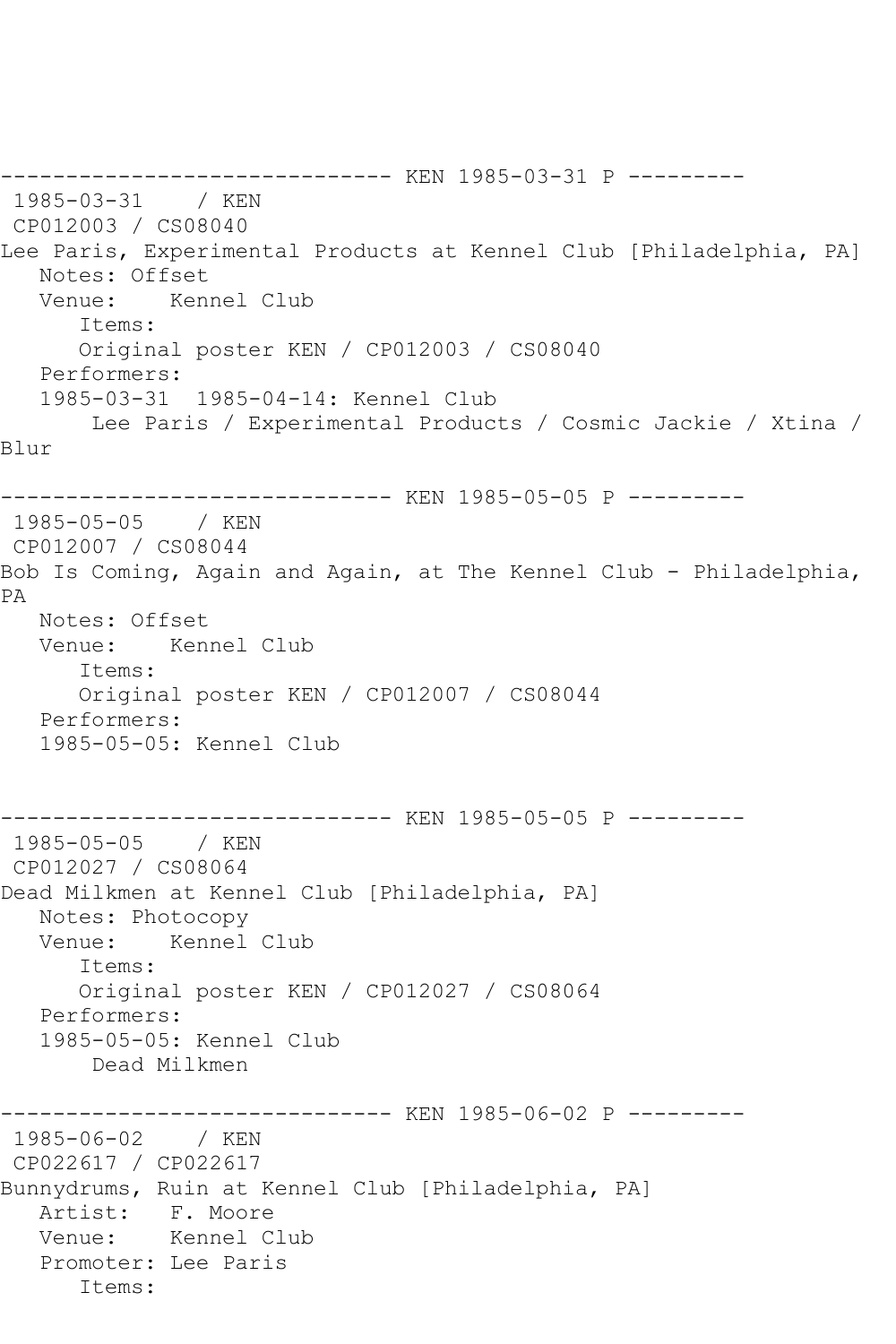------------------------------ KEN 1985-03-31 P ---------

1985-03-31 / KEN

CP012003 / CS08040

Lee Paris, Experimental Products at Kennel Club [Philadelphia, PA]

Notes: Offset

Venue: Kennel Club

Items:

Original poster KEN / CP012003 / CS08040

Performers:

1985-03-31 1985-04-14: Kennel Club

Lee Paris / Experimental Products / Cosmic Jackie / Xtina / Blur

------------------------------ KEN 1985-05-05 P ---------

1985-05-05 / KEN

CP012007 / CS08044

Bob Is Coming, Again and Again, at The Kennel Club - Philadelphia, PA

Notes: Offset

Venue: Kennel Club

Items:

Original poster KEN / CP012007 / CS08044

Performers:

1985-05-05: Kennel Club

------------------------------ KEN 1985-05-05 P ---------

1985-05-05 / KEN

CP012027 / CS08064

Dead Milkmen at Kennel Club [Philadelphia, PA]

Notes: Photocopy

Venue: Kennel Club

Items:

Original poster KEN / CP012027 / CS08064

Performers:

1985-05-05: Kennel Club

Dead Milkmen

------------------------------ KEN 1985-06-02 P ---------

1985-06-02 / KEN

CP022617 / CP022617

Bunnydrums, Ruin at Kennel Club [Philadelphia, PA]

Artist: F. Moore

Venue: Kennel Club

Promoter: Lee Paris

Items: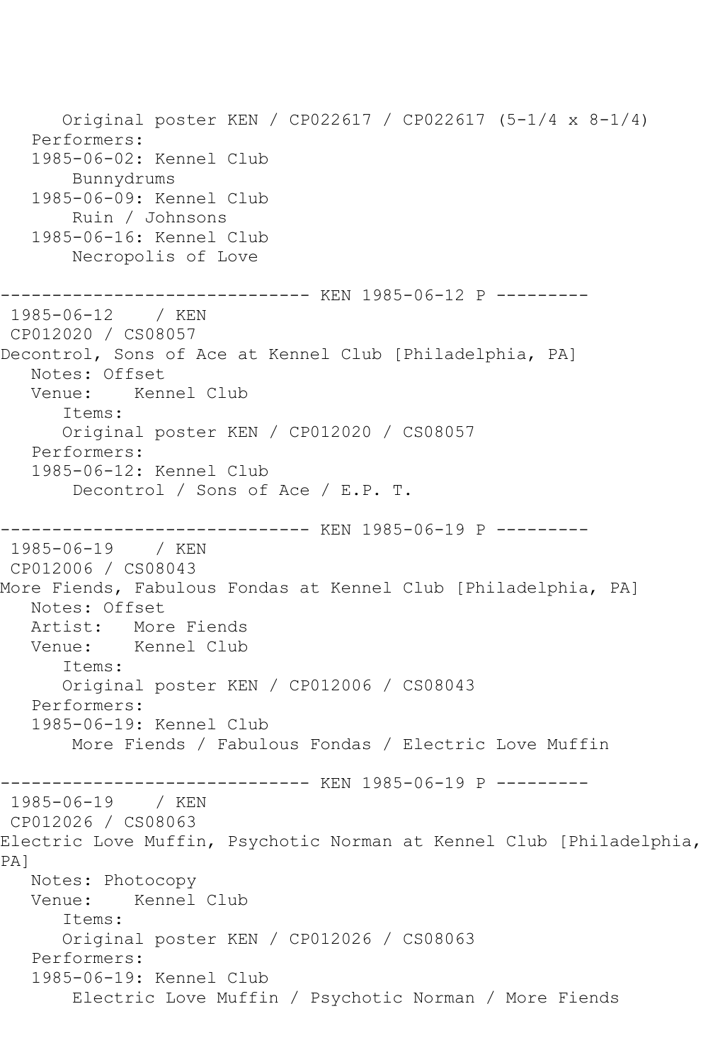Original poster KEN / CP022617 / CP022617 (5-1/4 x 8-1/4)
   Performers:
   1985-06-02: Kennel Club
       Bunnydrums
   1985-06-09: Kennel Club
       Ruin / Johnsons
   1985-06-16: Kennel Club
       Necropolis of Love

------------------------------ KEN 1985-06-12 P ---------
 1985-06-12    / KEN
 CP012020 / CS08057
Decontrol, Sons of Ace at Kennel Club [Philadelphia, PA]
   Notes: Offset
   Venue:    Kennel Club
      Items:
      Original poster KEN / CP012020 / CS08057
   Performers:
   1985-06-12: Kennel Club
       Decontrol / Sons of Ace / E.P. T.

------------------------------ KEN 1985-06-19 P ---------
 1985-06-19    / KEN
 CP012006 / CS08043
More Fiends, Fabulous Fondas at Kennel Club [Philadelphia, PA]
   Notes: Offset
   Artist:   More Fiends
   Venue:    Kennel Club
      Items:
      Original poster KEN / CP012006 / CS08043
   Performers:
   1985-06-19: Kennel Club
       More Fiends / Fabulous Fondas / Electric Love Muffin

------------------------------ KEN 1985-06-19 P ---------
 1985-06-19    / KEN
 CP012026 / CS08063
Electric Love Muffin, Psychotic Norman at Kennel Club [Philadelphia, PA]
   Notes: Photocopy
   Venue:    Kennel Club
      Items:
      Original poster KEN / CP012026 / CS08063
   Performers:
   1985-06-19: Kennel Club
       Electric Love Muffin / Psychotic Norman / More Fiends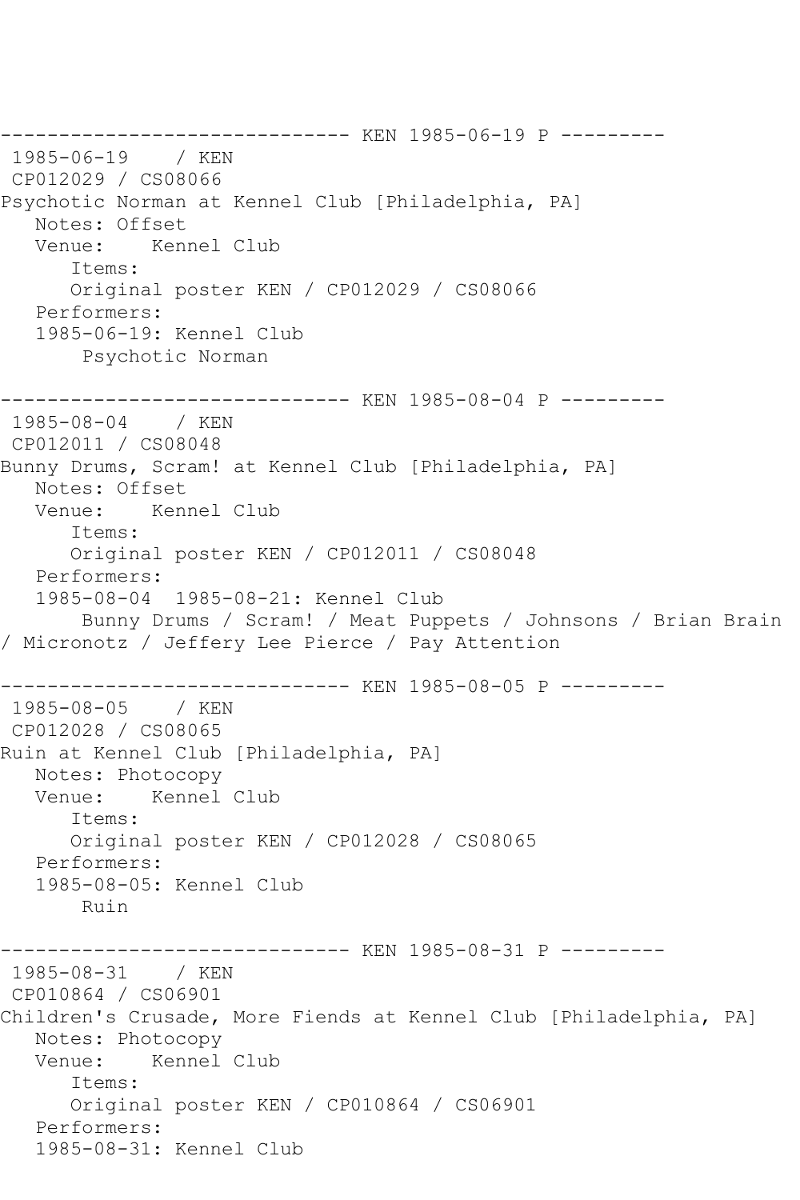------------------------------ KEN 1985-06-19 P ---------

1985-06-19 / KEN

CP012029 / CS08066

Psychotic Norman at Kennel Club [Philadelphia, PA]

Notes: Offset

Venue: Kennel Club

Items:

Original poster KEN / CP012029 / CS08066

Performers:

1985-06-19: Kennel Club

Psychotic Norman

------------------------------ KEN 1985-08-04 P ---------

1985-08-04 / KEN

CP012011 / CS08048

Bunny Drums, Scram! at Kennel Club [Philadelphia, PA]

Notes: Offset

Venue: Kennel Club

Items:

Original poster KEN / CP012011 / CS08048

Performers:

1985-08-04 1985-08-21: Kennel Club

Bunny Drums / Scram! / Meat Puppets / Johnsons / Brian Brain / Micronotz / Jeffery Lee Pierce / Pay Attention

------------------------------ KEN 1985-08-05 P ---------

1985-08-05 / KEN

CP012028 / CS08065

Ruin at Kennel Club [Philadelphia, PA]

Notes: Photocopy

Venue: Kennel Club

Items:

Original poster KEN / CP012028 / CS08065

Performers:

1985-08-05: Kennel Club

Ruin

------------------------------ KEN 1985-08-31 P ---------

1985-08-31 / KEN

CP010864 / CS06901

Children's Crusade, More Fiends at Kennel Club [Philadelphia, PA]

Notes: Photocopy

Venue: Kennel Club

Items:

Original poster KEN / CP010864 / CS06901

Performers:

1985-08-31: Kennel Club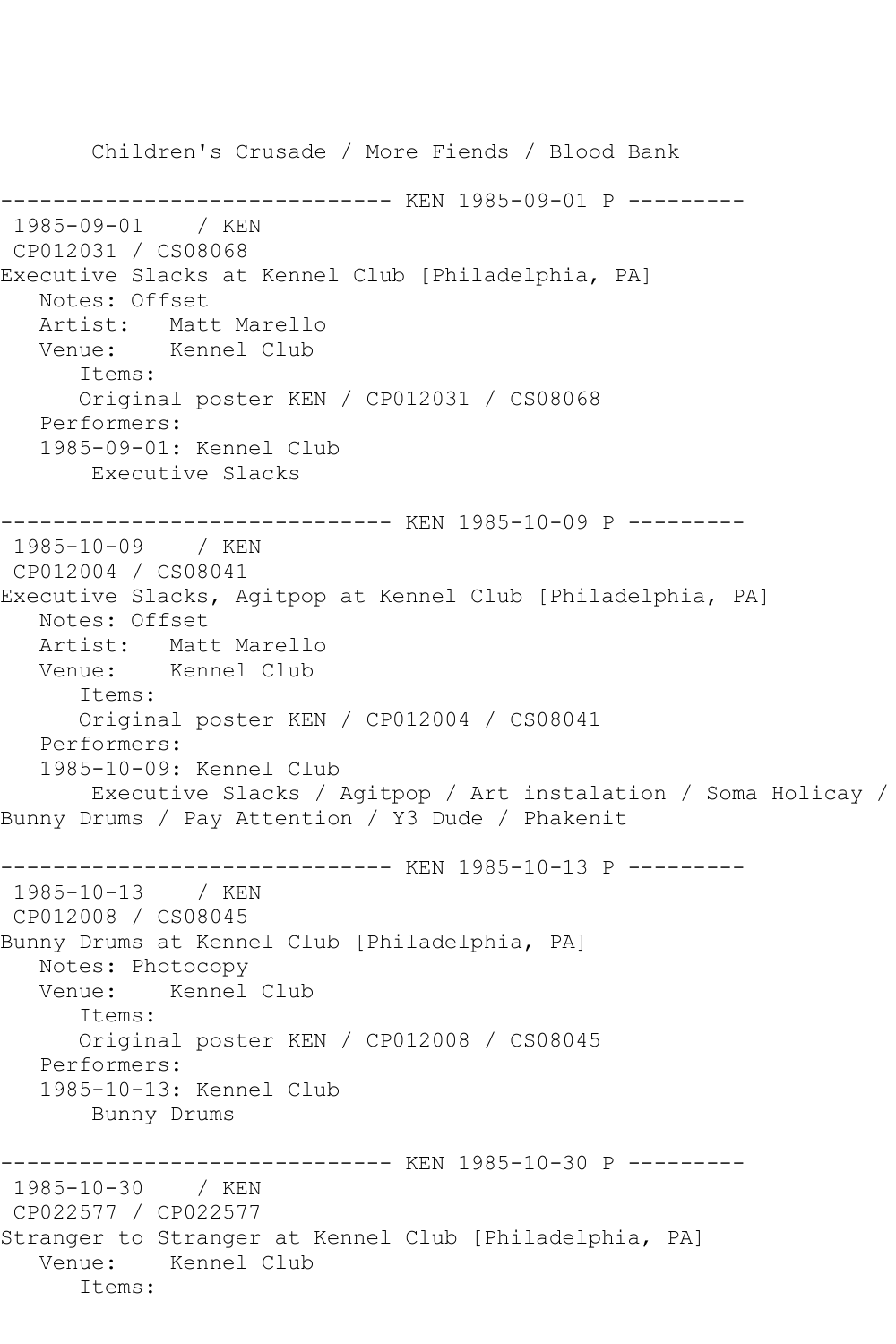Children's Crusade / More Fiends / Blood Bank

------------------------------ KEN 1985-09-01 P ---------

1985-09-01 / KEN

CP012031 / CS08068

Executive Slacks at Kennel Club [Philadelphia, PA]

Notes: Offset

Artist: Matt Marello

Venue: Kennel Club

Items:

Original poster KEN / CP012031 / CS08068

Performers:

1985-09-01: Kennel Club

Executive Slacks

------------------------------ KEN 1985-10-09 P ---------

1985-10-09 / KEN

CP012004 / CS08041

Executive Slacks, Agitpop at Kennel Club [Philadelphia, PA]

Notes: Offset

Artist: Matt Marello

Venue: Kennel Club

Items:

Original poster KEN / CP012004 / CS08041

Performers:

1985-10-09: Kennel Club

Executive Slacks / Agitpop / Art instalation / Soma Holicay / Bunny Drums / Pay Attention / Y3 Dude / Phakenit

------------------------------ KEN 1985-10-13 P ---------

1985-10-13 / KEN

CP012008 / CS08045

Bunny Drums at Kennel Club [Philadelphia, PA]

Notes: Photocopy

Venue: Kennel Club

Items:

Original poster KEN / CP012008 / CS08045

Performers:

1985-10-13: Kennel Club

Bunny Drums

------------------------------ KEN 1985-10-30 P ---------

1985-10-30 / KEN

CP022577 / CP022577

Stranger to Stranger at Kennel Club [Philadelphia, PA]

Venue: Kennel Club

Items: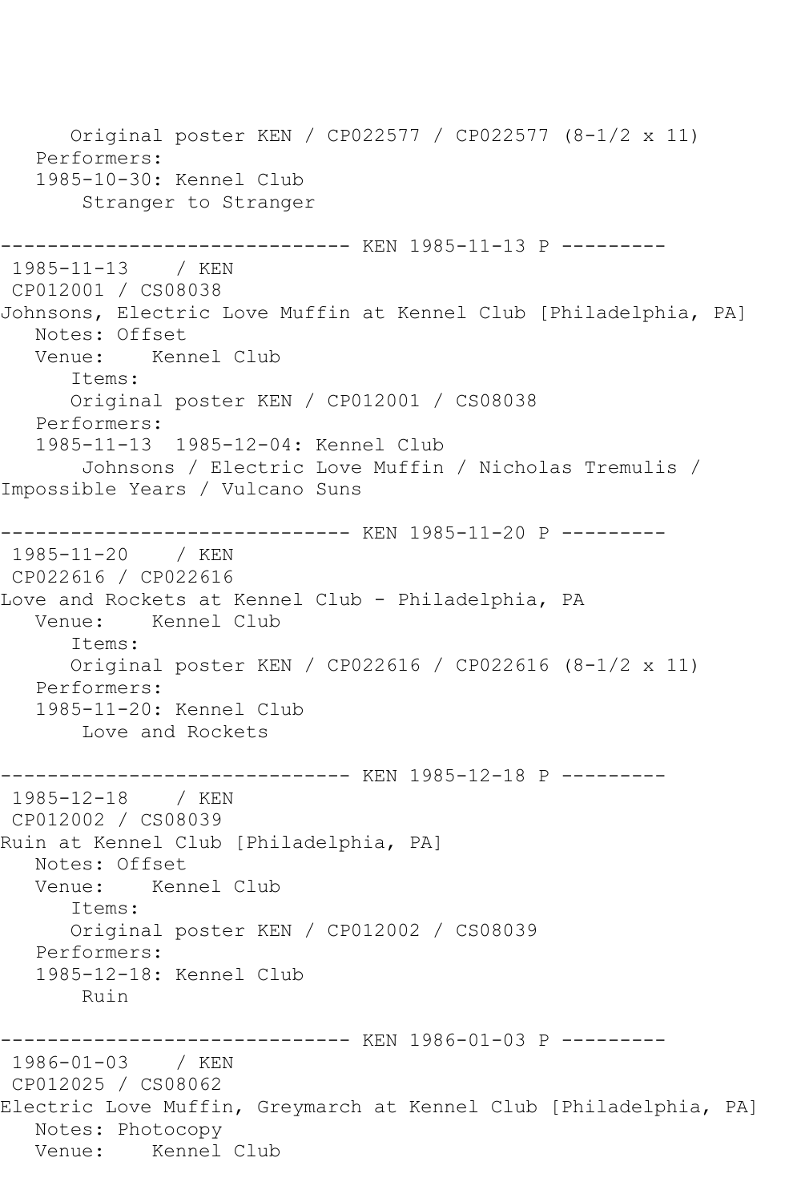Original poster KEN / CP022577 / CP022577 (8-1/2 x 11)
   Performers:
   1985-10-30: Kennel Club
       Stranger to Stranger

------------------------------ KEN 1985-11-13 P ---------
 1985-11-13    / KEN
 CP012001 / CS08038
Johnsons, Electric Love Muffin at Kennel Club [Philadelphia, PA]
   Notes: Offset
   Venue:    Kennel Club
      Items:
      Original poster KEN / CP012001 / CS08038
   Performers:
   1985-11-13  1985-12-04: Kennel Club
       Johnsons / Electric Love Muffin / Nicholas Tremulis /
Impossible Years / Vulcano Suns

------------------------------ KEN 1985-11-20 P ---------
 1985-11-20    / KEN
 CP022616 / CP022616
Love and Rockets at Kennel Club - Philadelphia, PA
   Venue:    Kennel Club
      Items:
      Original poster KEN / CP022616 / CP022616 (8-1/2 x 11)
   Performers:
   1985-11-20: Kennel Club
       Love and Rockets

------------------------------ KEN 1985-12-18 P ---------
 1985-12-18    / KEN
 CP012002 / CS08039
Ruin at Kennel Club [Philadelphia, PA]
   Notes: Offset
   Venue:    Kennel Club
      Items:
      Original poster KEN / CP012002 / CS08039
   Performers:
   1985-12-18: Kennel Club
       Ruin

------------------------------ KEN 1986-01-03 P ---------
 1986-01-03    / KEN
 CP012025 / CS08062
Electric Love Muffin, Greymarch at Kennel Club [Philadelphia, PA]
   Notes: Photocopy
   Venue:    Kennel Club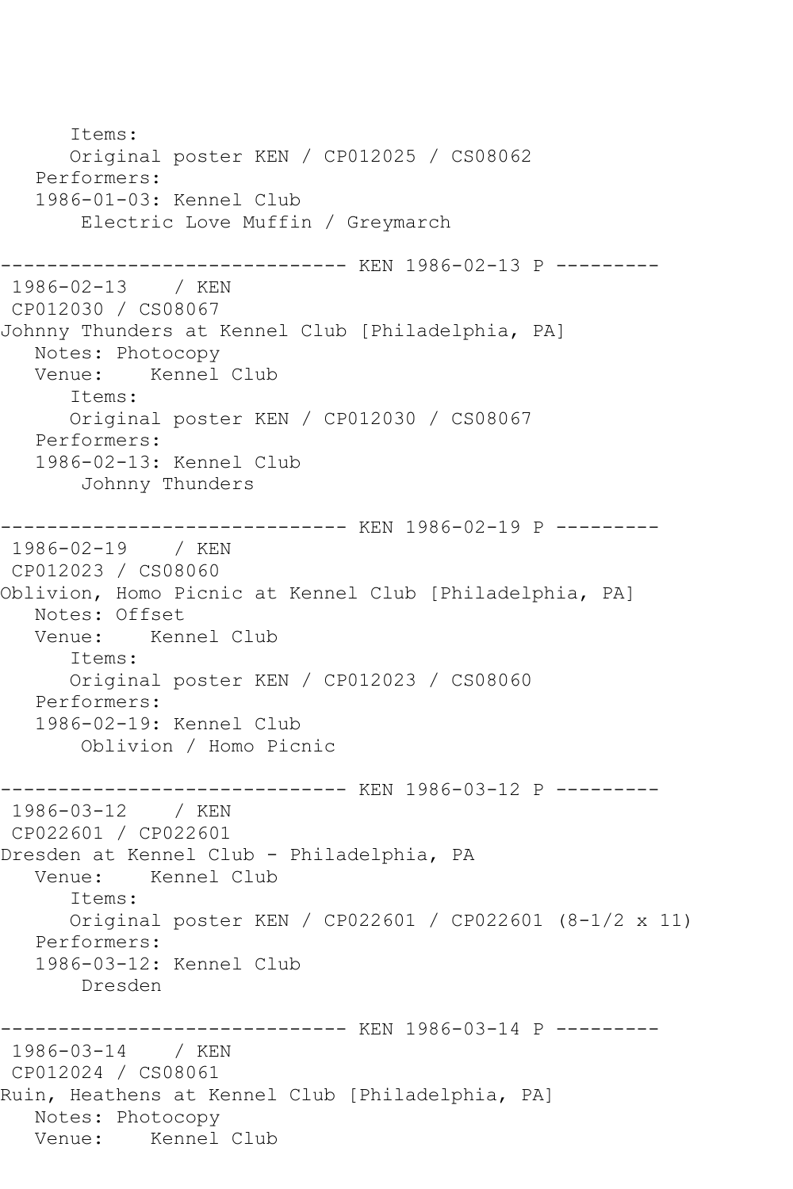```
      Items:
      Original poster KEN / CP012025 / CS08062
   Performers:
   1986-01-03: Kennel Club
       Electric Love Muffin / Greymarch

------------------------------ KEN 1986-02-13 P ---------
 1986-02-13    / KEN
 CP012030 / CS08067
Johnny Thunders at Kennel Club [Philadelphia, PA]
   Notes: Photocopy
   Venue:    Kennel Club
      Items:
      Original poster KEN / CP012030 / CS08067
   Performers:
   1986-02-13: Kennel Club
       Johnny Thunders

------------------------------ KEN 1986-02-19 P ---------
 1986-02-19    / KEN
 CP012023 / CS08060
Oblivion, Homo Picnic at Kennel Club [Philadelphia, PA]
   Notes: Offset
   Venue:    Kennel Club
      Items:
      Original poster KEN / CP012023 / CS08060
   Performers:
   1986-02-19: Kennel Club
       Oblivion / Homo Picnic

------------------------------ KEN 1986-03-12 P ---------
 1986-03-12    / KEN
 CP022601 / CP022601
Dresden at Kennel Club - Philadelphia, PA
   Venue:    Kennel Club
      Items:
      Original poster KEN / CP022601 / CP022601 (8-1/2 x 11)
   Performers:
   1986-03-12: Kennel Club
       Dresden

------------------------------ KEN 1986-03-14 P ---------
 1986-03-14    / KEN
 CP012024 / CS08061
Ruin, Heathens at Kennel Club [Philadelphia, PA]
   Notes: Photocopy
   Venue:    Kennel Club
```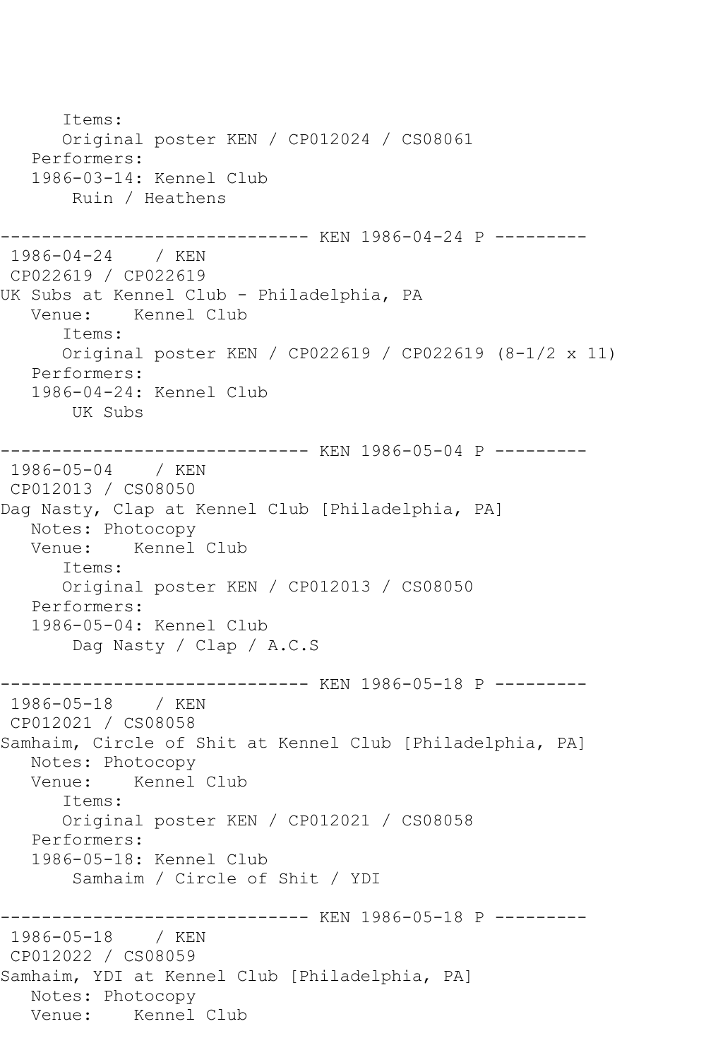Items:
Original poster KEN / CP012024 / CS08061
Performers:
1986-03-14: Kennel Club
Ruin / Heathens

------------------------------ KEN 1986-04-24 P ---------
1986-04-24 / KEN
CP022619 / CP022619
UK Subs at Kennel Club - Philadelphia, PA
Venue: Kennel Club
Items:
Original poster KEN / CP022619 / CP022619 (8-1/2 x 11)
Performers:
1986-04-24: Kennel Club
UK Subs

------------------------------ KEN 1986-05-04 P ---------
1986-05-04 / KEN
CP012013 / CS08050
Dag Nasty, Clap at Kennel Club [Philadelphia, PA]
Notes: Photocopy
Venue: Kennel Club
Items:
Original poster KEN / CP012013 / CS08050
Performers:
1986-05-04: Kennel Club
Dag Nasty / Clap / A.C.S

------------------------------ KEN 1986-05-18 P ---------
1986-05-18 / KEN
CP012021 / CS08058
Samhaim, Circle of Shit at Kennel Club [Philadelphia, PA]
Notes: Photocopy
Venue: Kennel Club
Items:
Original poster KEN / CP012021 / CS08058
Performers:
1986-05-18: Kennel Club
Samhaim / Circle of Shit / YDI

------------------------------ KEN 1986-05-18 P ---------
1986-05-18 / KEN
CP012022 / CS08059
Samhaim, YDI at Kennel Club [Philadelphia, PA]
Notes: Photocopy
Venue: Kennel Club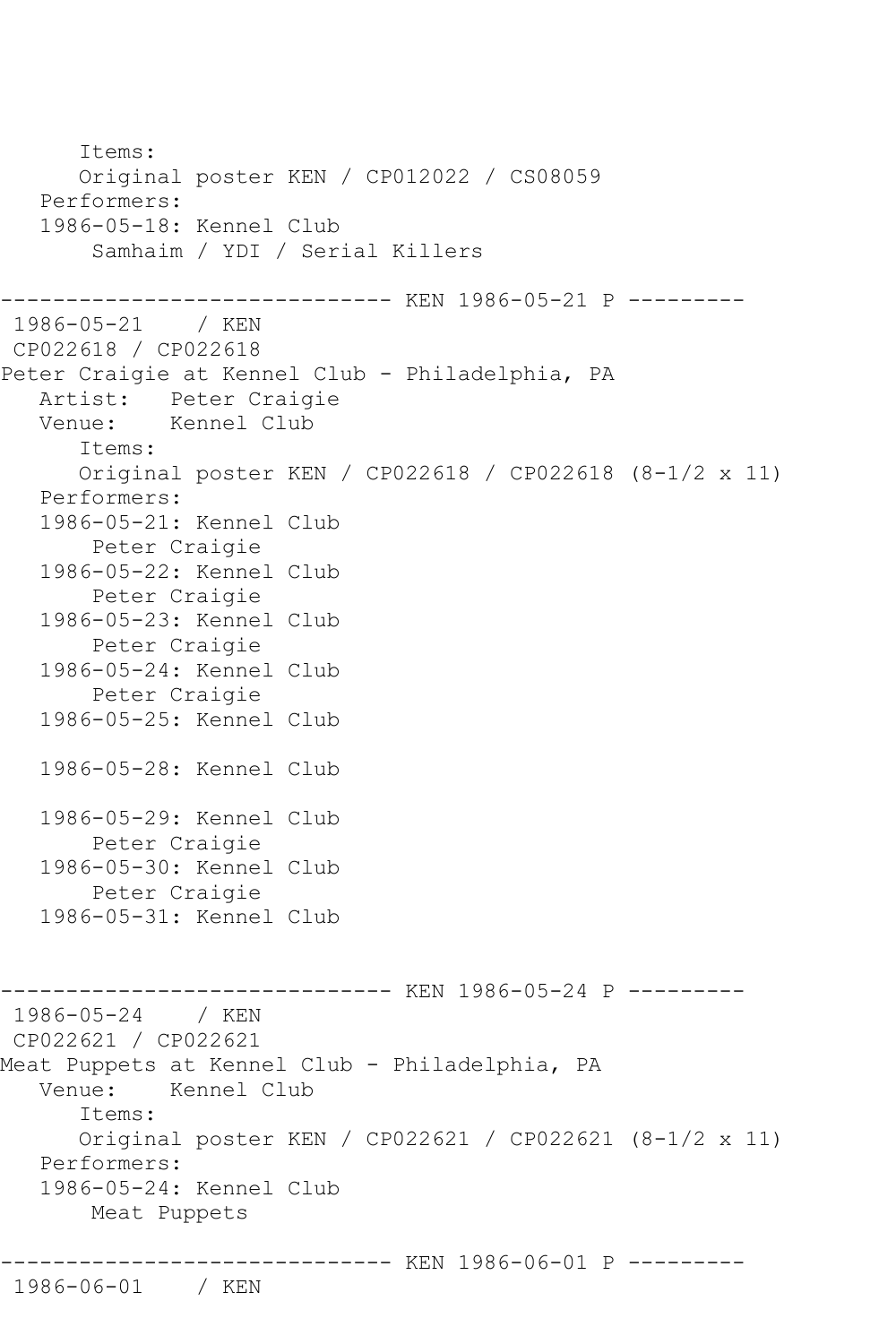```
      Items:
      Original poster KEN / CP012022 / CS08059
   Performers:
   1986-05-18: Kennel Club
       Samhaim / YDI / Serial Killers

------------------------------ KEN 1986-05-21 P ---------
 1986-05-21    / KEN
 CP022618 / CP022618
Peter Craigie at Kennel Club - Philadelphia, PA
   Artist:   Peter Craigie
   Venue:    Kennel Club
      Items:
      Original poster KEN / CP022618 / CP022618 (8-1/2 x 11)
   Performers:
   1986-05-21: Kennel Club
       Peter Craigie
   1986-05-22: Kennel Club
       Peter Craigie
   1986-05-23: Kennel Club
       Peter Craigie
   1986-05-24: Kennel Club
       Peter Craigie
   1986-05-25: Kennel Club

   1986-05-28: Kennel Club

   1986-05-29: Kennel Club
       Peter Craigie
   1986-05-30: Kennel Club
       Peter Craigie
   1986-05-31: Kennel Club


------------------------------ KEN 1986-05-24 P ---------
 1986-05-24    / KEN
 CP022621 / CP022621
Meat Puppets at Kennel Club - Philadelphia, PA
   Venue:    Kennel Club
      Items:
      Original poster KEN / CP022621 / CP022621 (8-1/2 x 11)
   Performers:
   1986-05-24: Kennel Club
       Meat Puppets

------------------------------ KEN 1986-06-01 P ---------
 1986-06-01    / KEN
```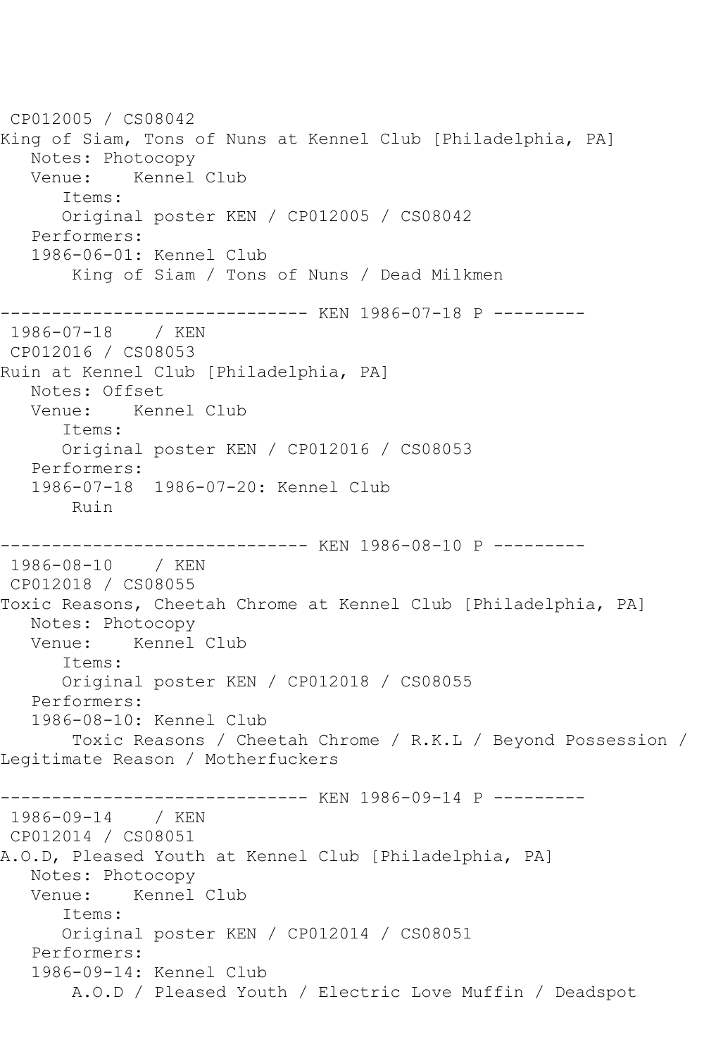CP012005 / CS08042
King of Siam, Tons of Nuns at Kennel Club [Philadelphia, PA]
Notes: Photocopy
Venue: Kennel Club
Items:
Original poster KEN / CP012005 / CS08042
Performers:
1986-06-01: Kennel Club
King of Siam / Tons of Nuns / Dead Milkmen

------------------------------ KEN 1986-07-18 P ---------
1986-07-18 / KEN
CP012016 / CS08053
Ruin at Kennel Club [Philadelphia, PA]
Notes: Offset
Venue: Kennel Club
Items:
Original poster KEN / CP012016 / CS08053
Performers:
1986-07-18 1986-07-20: Kennel Club
Ruin

------------------------------ KEN 1986-08-10 P ---------
1986-08-10 / KEN
CP012018 / CS08055
Toxic Reasons, Cheetah Chrome at Kennel Club [Philadelphia, PA]
Notes: Photocopy
Venue: Kennel Club
Items:
Original poster KEN / CP012018 / CS08055
Performers:
1986-08-10: Kennel Club
Toxic Reasons / Cheetah Chrome / R.K.L / Beyond Possession / Legitimate Reason / Motherfuckers

------------------------------ KEN 1986-09-14 P ---------
1986-09-14 / KEN
CP012014 / CS08051
A.O.D, Pleased Youth at Kennel Club [Philadelphia, PA]
Notes: Photocopy
Venue: Kennel Club
Items:
Original poster KEN / CP012014 / CS08051
Performers:
1986-09-14: Kennel Club
A.O.D / Pleased Youth / Electric Love Muffin / Deadspot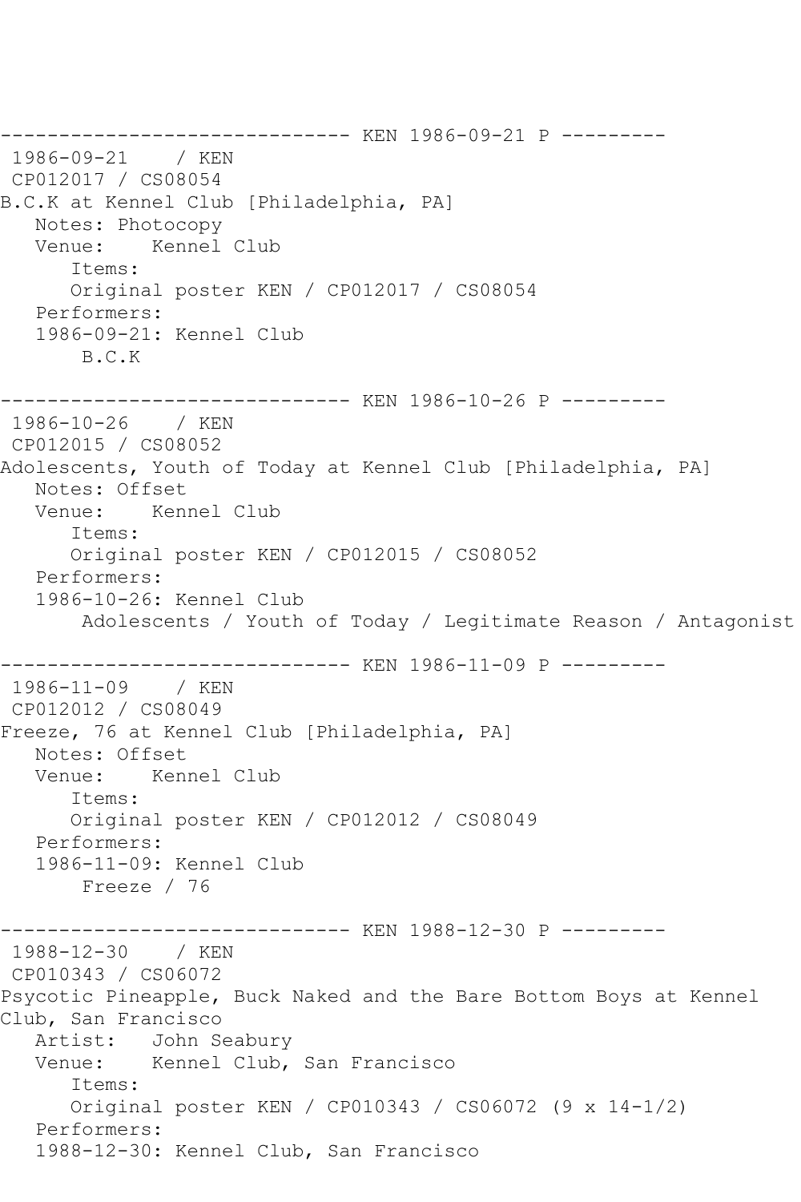------------------------------ KEN 1986-09-21 P ---------

1986-09-21 / KEN

CP012017 / CS08054

B.C.K at Kennel Club [Philadelphia, PA]

Notes: Photocopy

Venue: Kennel Club

Items:

Original poster KEN / CP012017 / CS08054

Performers:

1986-09-21: Kennel Club

B.C.K

------------------------------ KEN 1986-10-26 P ---------

1986-10-26 / KEN

CP012015 / CS08052

Adolescents, Youth of Today at Kennel Club [Philadelphia, PA]

Notes: Offset

Venue: Kennel Club

Items:

Original poster KEN / CP012015 / CS08052

Performers:

1986-10-26: Kennel Club

Adolescents / Youth of Today / Legitimate Reason / Antagonist

------------------------------ KEN 1986-11-09 P ---------

1986-11-09 / KEN

CP012012 / CS08049

Freeze, 76 at Kennel Club [Philadelphia, PA]

Notes: Offset

Venue: Kennel Club

Items:

Original poster KEN / CP012012 / CS08049

Performers:

1986-11-09: Kennel Club

Freeze / 76

------------------------------ KEN 1988-12-30 P ---------

1988-12-30 / KEN

CP010343 / CS06072

Psycotic Pineapple, Buck Naked and the Bare Bottom Boys at Kennel Club, San Francisco

Artist: John Seabury

Venue: Kennel Club, San Francisco

Items:

Original poster KEN / CP010343 / CS06072 (9 x 14-1/2)

Performers:

1988-12-30: Kennel Club, San Francisco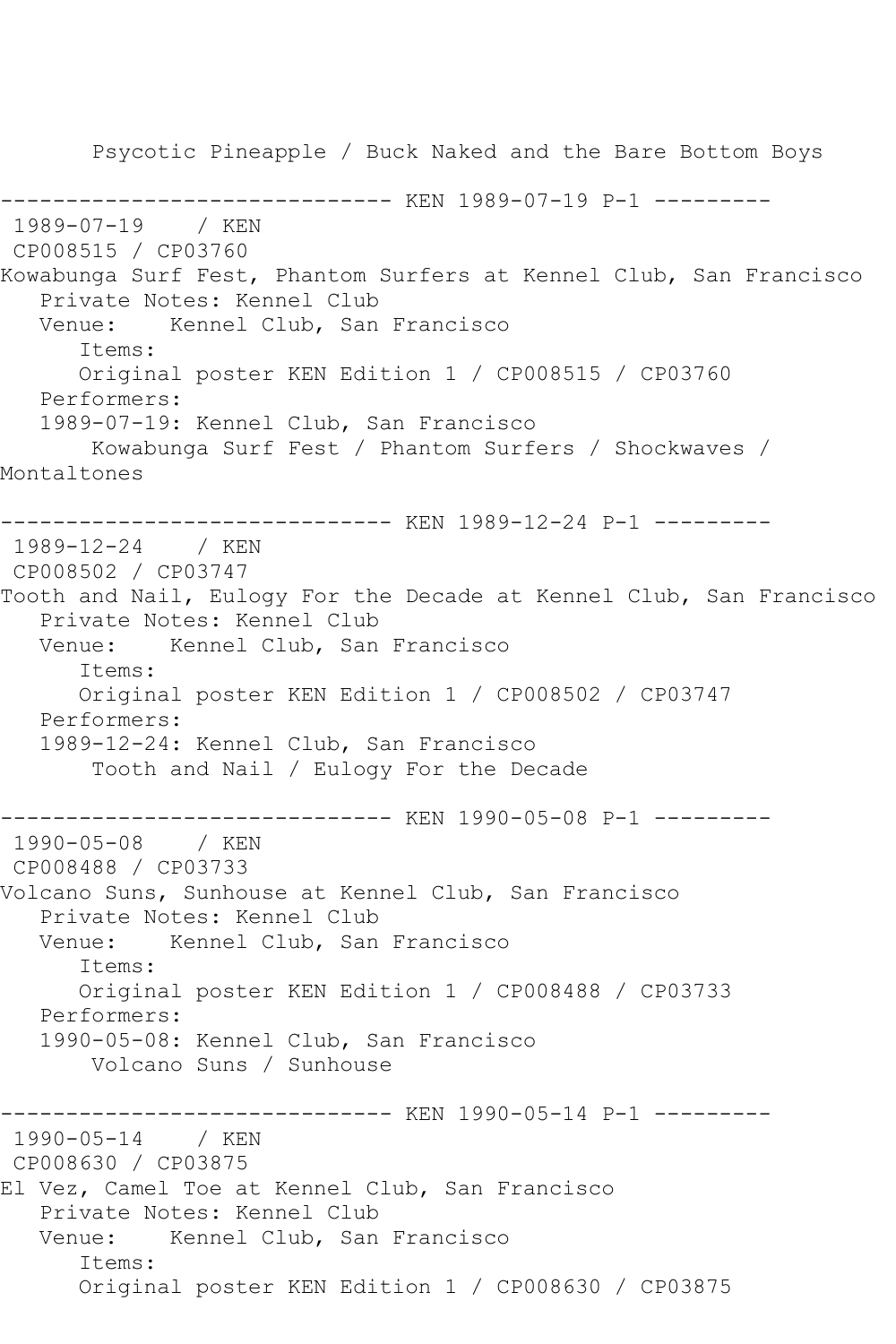Psycotic Pineapple / Buck Naked and the Bare Bottom Boys

------------------------------ KEN 1989-07-19 P-1 ---------

1989-07-19 / KEN
CP008515 / CP03760
Kowabunga Surf Fest, Phantom Surfers at Kennel Club, San Francisco
Private Notes: Kennel Club
Venue: Kennel Club, San Francisco
Items:
Original poster KEN Edition 1 / CP008515 / CP03760
Performers:
1989-07-19: Kennel Club, San Francisco
Kowabunga Surf Fest / Phantom Surfers / Shockwaves / Montaltones

------------------------------ KEN 1989-12-24 P-1 ---------

1989-12-24 / KEN
CP008502 / CP03747
Tooth and Nail, Eulogy For the Decade at Kennel Club, San Francisco
Private Notes: Kennel Club
Venue: Kennel Club, San Francisco
Items:
Original poster KEN Edition 1 / CP008502 / CP03747
Performers:
1989-12-24: Kennel Club, San Francisco
Tooth and Nail / Eulogy For the Decade

------------------------------ KEN 1990-05-08 P-1 ---------

1990-05-08 / KEN
CP008488 / CP03733
Volcano Suns, Sunhouse at Kennel Club, San Francisco
Private Notes: Kennel Club
Venue: Kennel Club, San Francisco
Items:
Original poster KEN Edition 1 / CP008488 / CP03733
Performers:
1990-05-08: Kennel Club, San Francisco
Volcano Suns / Sunhouse

------------------------------ KEN 1990-05-14 P-1 ---------

1990-05-14 / KEN
CP008630 / CP03875
El Vez, Camel Toe at Kennel Club, San Francisco
Private Notes: Kennel Club
Venue: Kennel Club, San Francisco
Items:
Original poster KEN Edition 1 / CP008630 / CP03875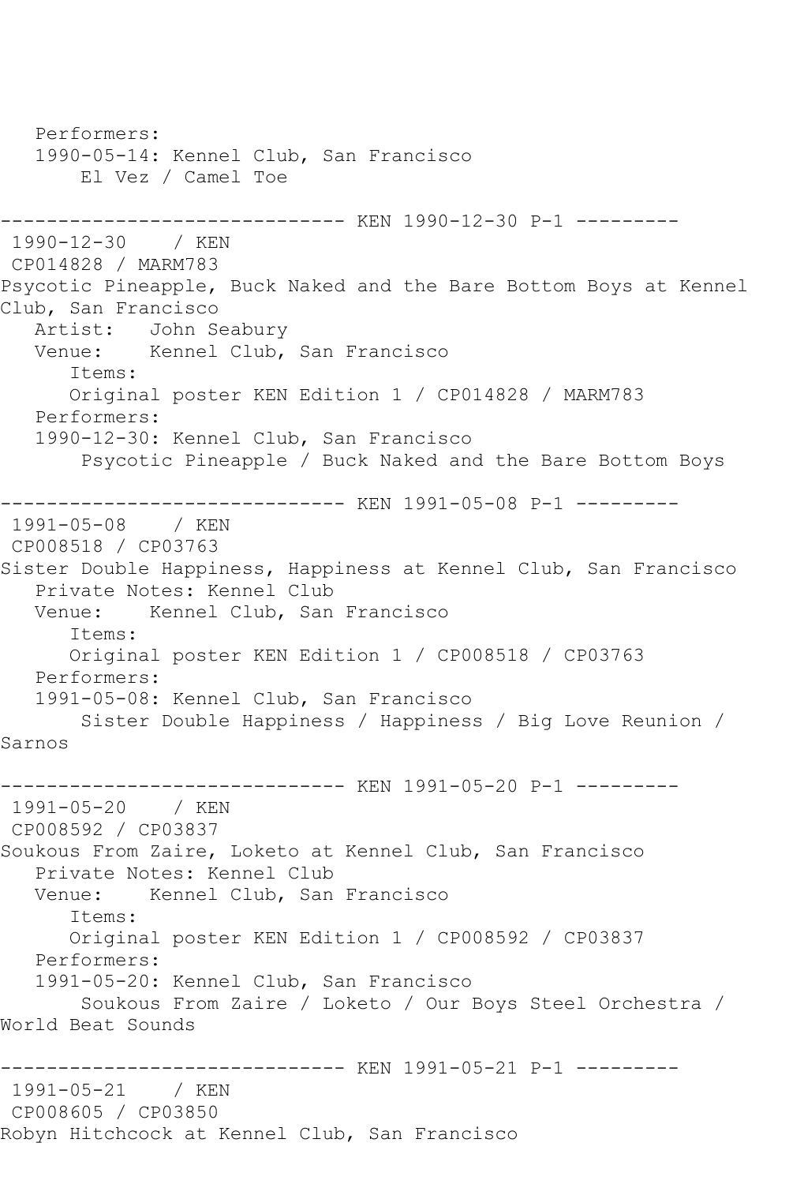```
   Performers:
   1990-05-14: Kennel Club, San Francisco
        El Vez / Camel Toe

------------------------------ KEN 1990-12-30 P-1 ---------
 1990-12-30    / KEN
 CP014828 / MARM783
Psycotic Pineapple, Buck Naked and the Bare Bottom Boys at Kennel
Club, San Francisco
   Artist:   John Seabury
   Venue:    Kennel Club, San Francisco
      Items:
      Original poster KEN Edition 1 / CP014828 / MARM783
   Performers:
   1990-12-30: Kennel Club, San Francisco
        Psycotic Pineapple / Buck Naked and the Bare Bottom Boys

------------------------------ KEN 1991-05-08 P-1 ---------
 1991-05-08    / KEN
 CP008518 / CP03763
Sister Double Happiness, Happiness at Kennel Club, San Francisco
   Private Notes: Kennel Club
   Venue:    Kennel Club, San Francisco
      Items:
      Original poster KEN Edition 1 / CP008518 / CP03763
   Performers:
   1991-05-08: Kennel Club, San Francisco
        Sister Double Happiness / Happiness / Big Love Reunion /
Sarnos

------------------------------ KEN 1991-05-20 P-1 ---------
 1991-05-20    / KEN
 CP008592 / CP03837
Soukous From Zaire, Loketo at Kennel Club, San Francisco
   Private Notes: Kennel Club
   Venue:    Kennel Club, San Francisco
      Items:
      Original poster KEN Edition 1 / CP008592 / CP03837
   Performers:
   1991-05-20: Kennel Club, San Francisco
        Soukous From Zaire / Loketo / Our Boys Steel Orchestra /
World Beat Sounds

------------------------------ KEN 1991-05-21 P-1 ---------
 1991-05-21    / KEN
 CP008605 / CP03850
Robyn Hitchcock at Kennel Club, San Francisco
```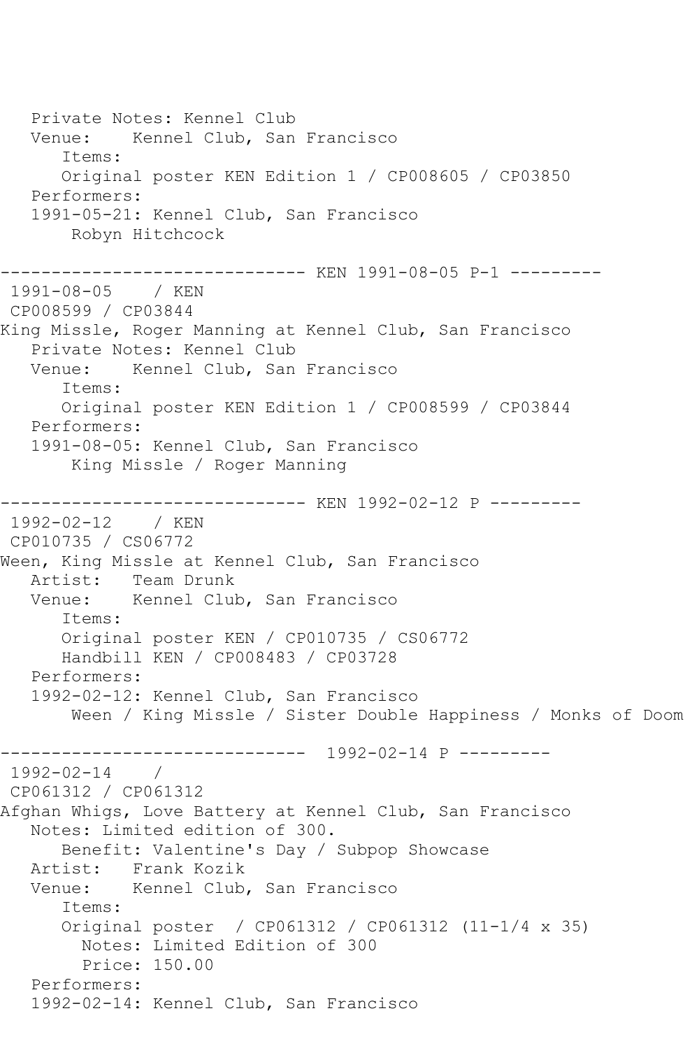```
   Private Notes: Kennel Club
   Venue:    Kennel Club, San Francisco
      Items:
      Original poster KEN Edition 1 / CP008605 / CP03850
   Performers:
   1991-05-21: Kennel Club, San Francisco
       Robyn Hitchcock

------------------------------ KEN 1991-08-05 P-1 ---------
 1991-08-05    / KEN
 CP008599 / CP03844
King Missle, Roger Manning at Kennel Club, San Francisco
   Private Notes: Kennel Club
   Venue:    Kennel Club, San Francisco
      Items:
      Original poster KEN Edition 1 / CP008599 / CP03844
   Performers:
   1991-08-05: Kennel Club, San Francisco
       King Missle / Roger Manning

------------------------------ KEN 1992-02-12 P ---------
 1992-02-12    / KEN
 CP010735 / CS06772
Ween, King Missle at Kennel Club, San Francisco
   Artist:   Team Drunk
   Venue:    Kennel Club, San Francisco
      Items:
      Original poster KEN / CP010735 / CS06772
      Handbill KEN / CP008483 / CP03728
   Performers:
   1992-02-12: Kennel Club, San Francisco
       Ween / King Missle / Sister Double Happiness / Monks of Doom

------------------------------  1992-02-14 P ---------
 1992-02-14    /
 CP061312 / CP061312
Afghan Whigs, Love Battery at Kennel Club, San Francisco
   Notes: Limited edition of 300.
      Benefit: Valentine's Day / Subpop Showcase
   Artist:   Frank Kozik
   Venue:    Kennel Club, San Francisco
      Items:
      Original poster  / CP061312 / CP061312 (11-1/4 x 35)
        Notes: Limited Edition of 300
        Price: 150.00
   Performers:
   1992-02-14: Kennel Club, San Francisco
```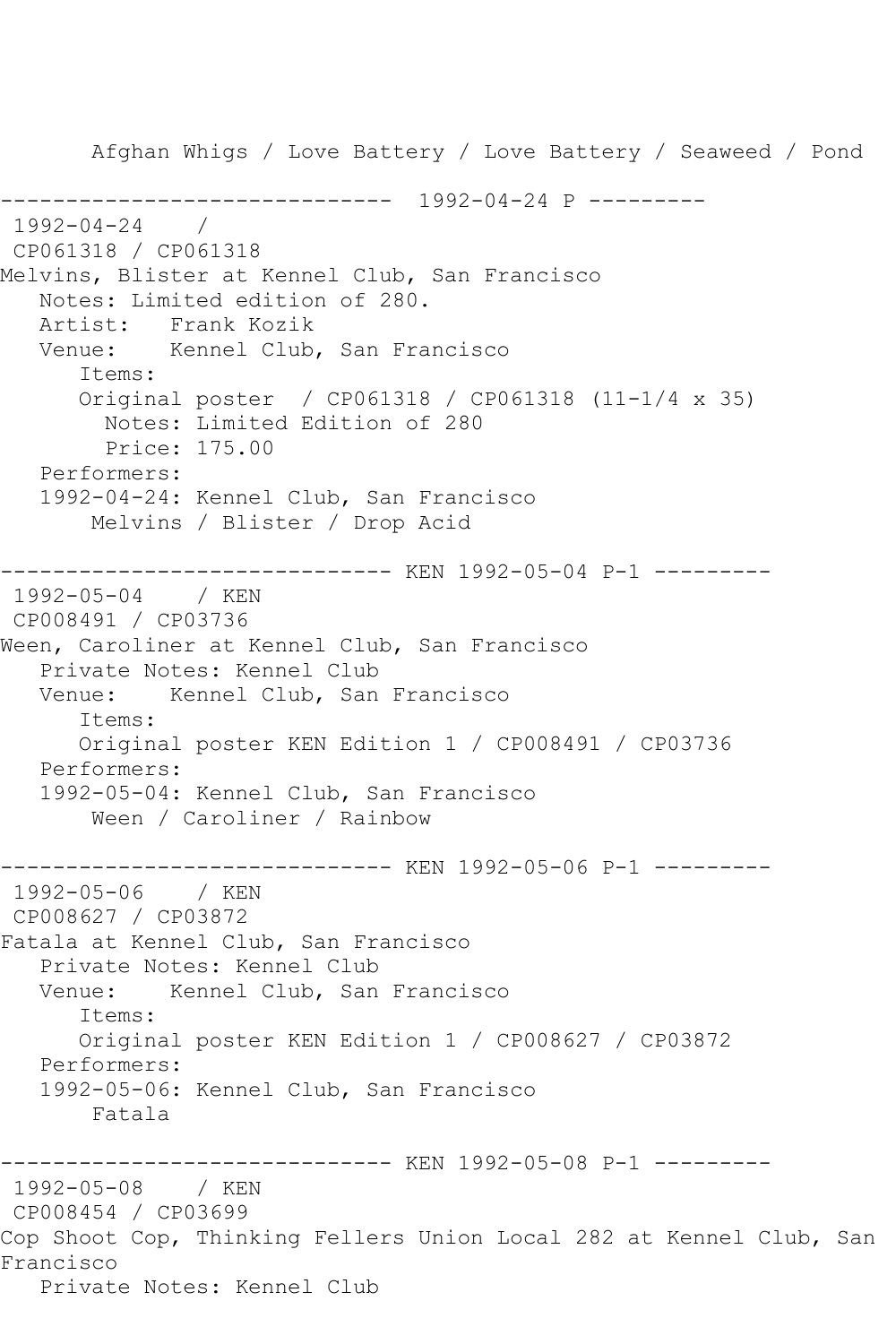```
      Afghan Whigs / Love Battery / Love Battery / Seaweed / Pond

------------------------------  1992-04-24 P ---------
 1992-04-24    / 
 CP061318 / CP061318
Melvins, Blister at Kennel Club, San Francisco
   Notes: Limited edition of 280.
   Artist:   Frank Kozik
   Venue:    Kennel Club, San Francisco
      Items:
      Original poster  / CP061318 / CP061318 (11-1/4 x 35)
        Notes: Limited Edition of 280
        Price: 175.00
   Performers:
   1992-04-24: Kennel Club, San Francisco
       Melvins / Blister / Drop Acid

------------------------------ KEN 1992-05-04 P-1 ---------
 1992-05-04    / KEN
 CP008491 / CP03736
Ween, Caroliner at Kennel Club, San Francisco
   Private Notes: Kennel Club
   Venue:    Kennel Club, San Francisco
      Items:
      Original poster KEN Edition 1 / CP008491 / CP03736
   Performers:
   1992-05-04: Kennel Club, San Francisco
       Ween / Caroliner / Rainbow

------------------------------ KEN 1992-05-06 P-1 ---------
 1992-05-06    / KEN
 CP008627 / CP03872
Fatala at Kennel Club, San Francisco
   Private Notes: Kennel Club
   Venue:    Kennel Club, San Francisco
      Items:
      Original poster KEN Edition 1 / CP008627 / CP03872
   Performers:
   1992-05-06: Kennel Club, San Francisco
       Fatala

------------------------------ KEN 1992-05-08 P-1 ---------
 1992-05-08    / KEN
 CP008454 / CP03699
Cop Shoot Cop, Thinking Fellers Union Local 282 at Kennel Club, San
Francisco
   Private Notes: Kennel Club
```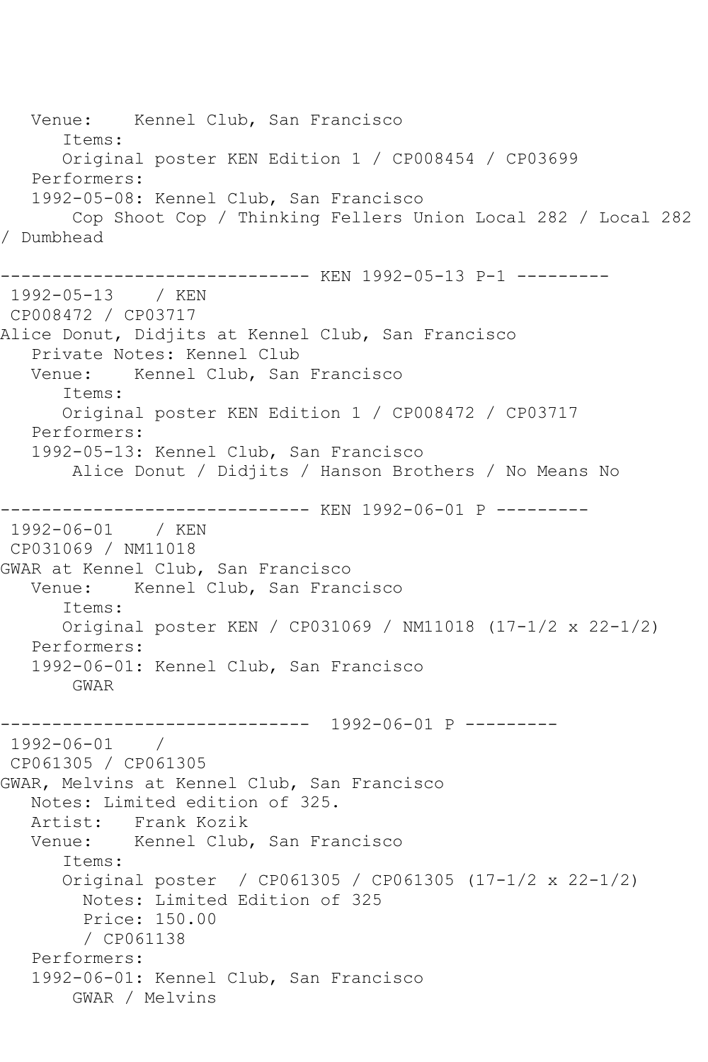Venue:    Kennel Club, San Francisco
      Items:
      Original poster KEN Edition 1 / CP008454 / CP03699
   Performers:
   1992-05-08: Kennel Club, San Francisco
       Cop Shoot Cop / Thinking Fellers Union Local 282 / Local 282 / Dumbhead

------------------------------ KEN 1992-05-13 P-1 ---------

1992-05-13    / KEN
CP008472 / CP03717
Alice Donut, Didjits at Kennel Club, San Francisco
   Private Notes: Kennel Club
   Venue:    Kennel Club, San Francisco
      Items:
      Original poster KEN Edition 1 / CP008472 / CP03717
   Performers:
   1992-05-13: Kennel Club, San Francisco
       Alice Donut / Didjits / Hanson Brothers / No Means No

------------------------------ KEN 1992-06-01 P ---------

1992-06-01    / KEN
CP031069 / NM11018
GWAR at Kennel Club, San Francisco
   Venue:    Kennel Club, San Francisco
      Items:
      Original poster KEN / CP031069 / NM11018 (17-1/2 x 22-1/2)
   Performers:
   1992-06-01: Kennel Club, San Francisco
       GWAR

------------------------------  1992-06-01 P ---------

1992-06-01    /
CP061305 / CP061305
GWAR, Melvins at Kennel Club, San Francisco
   Notes: Limited edition of 325.
   Artist:   Frank Kozik
   Venue:    Kennel Club, San Francisco
      Items:
      Original poster  / CP061305 / CP061305 (17-1/2 x 22-1/2)
        Notes: Limited Edition of 325
        Price: 150.00
        / CP061138
   Performers:
   1992-06-01: Kennel Club, San Francisco
       GWAR / Melvins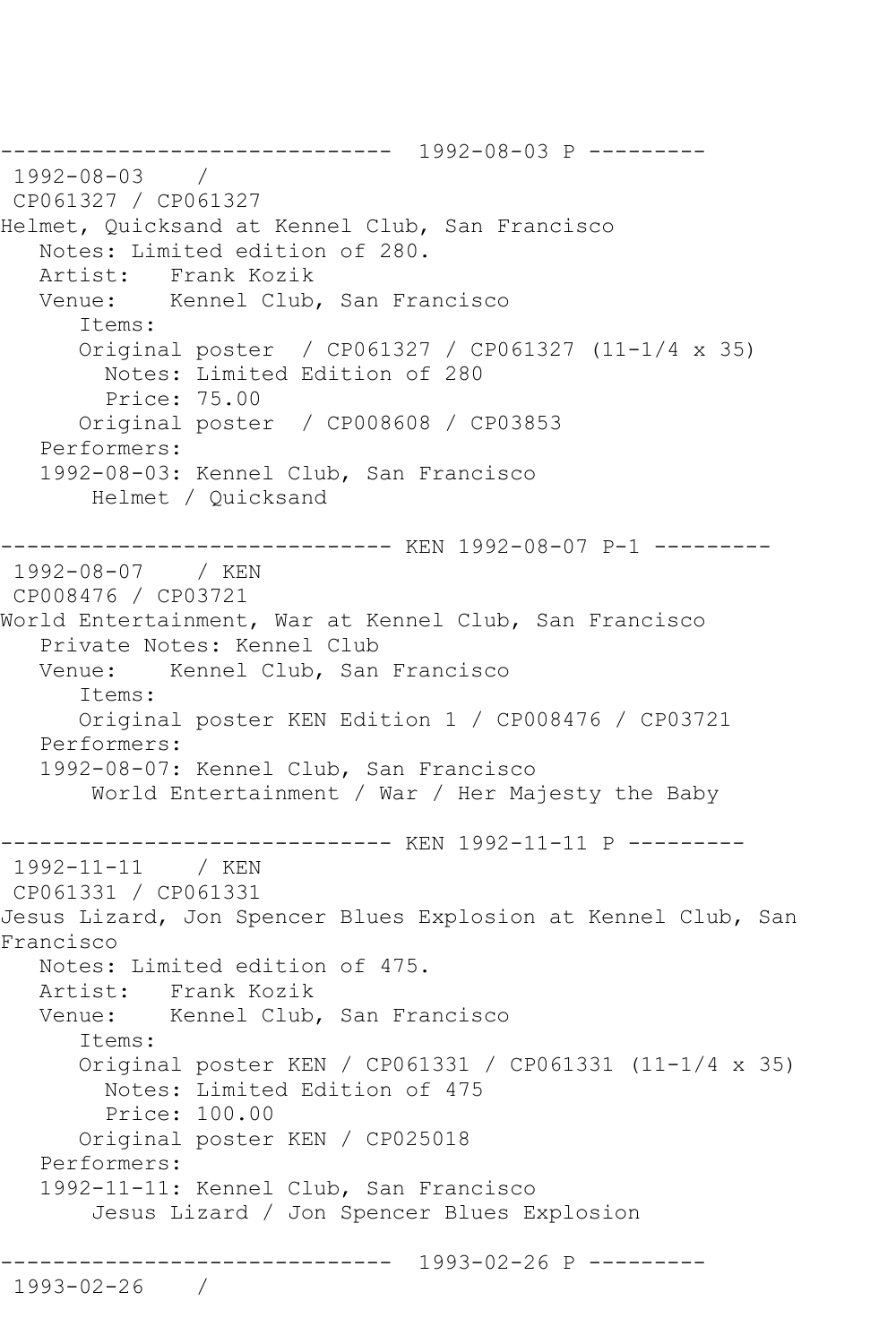```
------------------------------  1992-08-03 P ---------
 1992-08-03    / 
 CP061327 / CP061327
Helmet, Quicksand at Kennel Club, San Francisco
   Notes: Limited edition of 280.
   Artist:   Frank Kozik
   Venue:    Kennel Club, San Francisco
      Items:
      Original poster  / CP061327 / CP061327 (11-1/4 x 35)
        Notes: Limited Edition of 280
        Price: 75.00
      Original poster  / CP008608 / CP03853
   Performers:
   1992-08-03: Kennel Club, San Francisco
       Helmet / Quicksand

------------------------------ KEN 1992-08-07 P-1 ---------
 1992-08-07    / KEN
 CP008476 / CP03721
World Entertainment, War at Kennel Club, San Francisco
   Private Notes: Kennel Club
   Venue:    Kennel Club, San Francisco
      Items:
      Original poster KEN Edition 1 / CP008476 / CP03721
   Performers:
   1992-08-07: Kennel Club, San Francisco
       World Entertainment / War / Her Majesty the Baby

------------------------------ KEN 1992-11-11 P ---------
 1992-11-11    / KEN
 CP061331 / CP061331
Jesus Lizard, Jon Spencer Blues Explosion at Kennel Club, San 
Francisco
   Notes: Limited edition of 475.
   Artist:   Frank Kozik
   Venue:    Kennel Club, San Francisco
      Items:
      Original poster KEN / CP061331 / CP061331 (11-1/4 x 35)
        Notes: Limited Edition of 475
        Price: 100.00
      Original poster KEN / CP025018
   Performers:
   1992-11-11: Kennel Club, San Francisco
       Jesus Lizard / Jon Spencer Blues Explosion

------------------------------  1993-02-26 P ---------
 1993-02-26    / 
```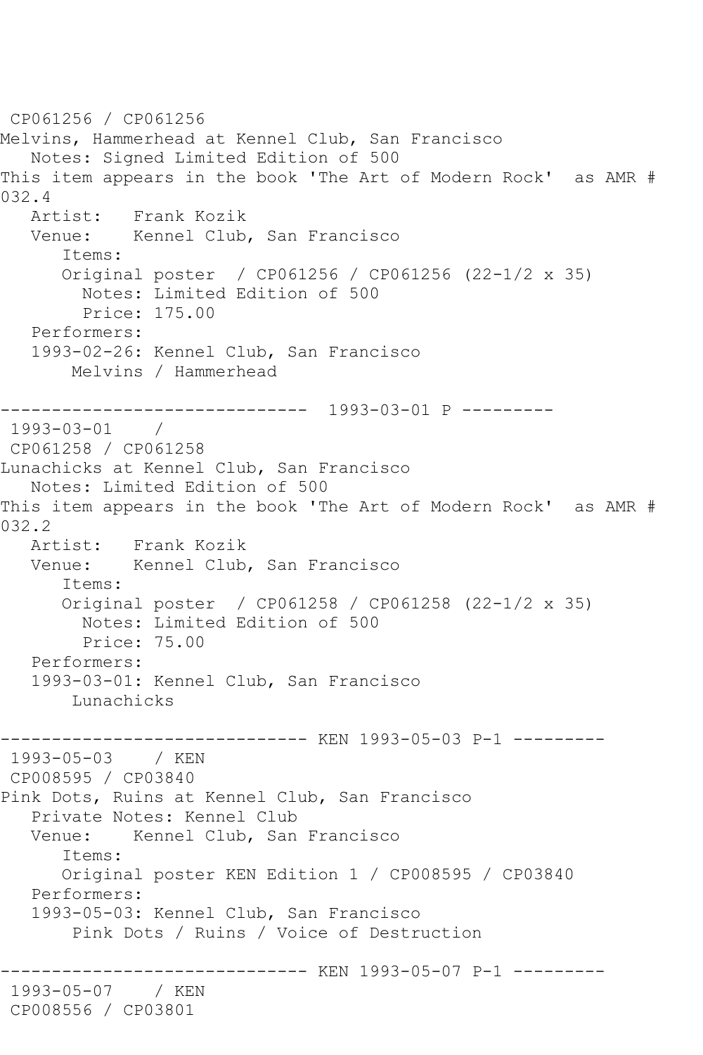CP061256 / CP061256
Melvins, Hammerhead at Kennel Club, San Francisco
   Notes: Signed Limited Edition of 500
This item appears in the book 'The Art of Modern Rock'  as AMR # 032.4
   Artist:   Frank Kozik
   Venue:    Kennel Club, San Francisco
      Items:
      Original poster  / CP061256 / CP061256 (22-1/2 x 35)
        Notes: Limited Edition of 500
        Price: 175.00
   Performers:
   1993-02-26: Kennel Club, San Francisco
       Melvins / Hammerhead

------------------------------  1993-03-01 P ---------
 1993-03-01    /
 CP061258 / CP061258
Lunachicks at Kennel Club, San Francisco
   Notes: Limited Edition of 500
This item appears in the book 'The Art of Modern Rock'  as AMR # 032.2
   Artist:   Frank Kozik
   Venue:    Kennel Club, San Francisco
      Items:
      Original poster  / CP061258 / CP061258 (22-1/2 x 35)
        Notes: Limited Edition of 500
        Price: 75.00
   Performers:
   1993-03-01: Kennel Club, San Francisco
       Lunachicks

------------------------------ KEN 1993-05-03 P-1 ---------
 1993-05-03    / KEN
 CP008595 / CP03840
Pink Dots, Ruins at Kennel Club, San Francisco
   Private Notes: Kennel Club
   Venue:    Kennel Club, San Francisco
      Items:
      Original poster KEN Edition 1 / CP008595 / CP03840
   Performers:
   1993-05-03: Kennel Club, San Francisco
       Pink Dots / Ruins / Voice of Destruction

------------------------------ KEN 1993-05-07 P-1 ---------
 1993-05-07    / KEN
 CP008556 / CP03801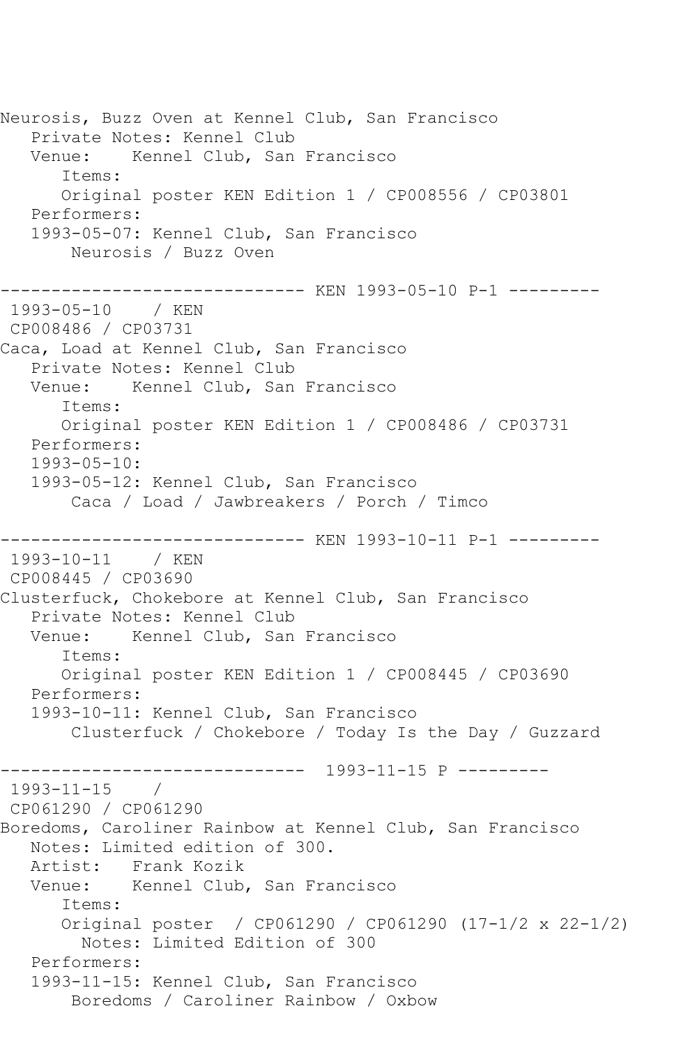Neurosis, Buzz Oven at Kennel Club, San Francisco
   Private Notes: Kennel Club
   Venue:    Kennel Club, San Francisco
      Items:
      Original poster KEN Edition 1 / CP008556 / CP03801
   Performers:
   1993-05-07: Kennel Club, San Francisco
       Neurosis / Buzz Oven

------------------------------ KEN 1993-05-10 P-1 ---------
 1993-05-10    / KEN
 CP008486 / CP03731
Caca, Load at Kennel Club, San Francisco
   Private Notes: Kennel Club
   Venue:    Kennel Club, San Francisco
      Items:
      Original poster KEN Edition 1 / CP008486 / CP03731
   Performers:
   1993-05-10:
   1993-05-12: Kennel Club, San Francisco
       Caca / Load / Jawbreakers / Porch / Timco

------------------------------ KEN 1993-10-11 P-1 ---------
 1993-10-11    / KEN
 CP008445 / CP03690
Clusterfuck, Chokebore at Kennel Club, San Francisco
   Private Notes: Kennel Club
   Venue:    Kennel Club, San Francisco
      Items:
      Original poster KEN Edition 1 / CP008445 / CP03690
   Performers:
   1993-10-11: Kennel Club, San Francisco
       Clusterfuck / Chokebore / Today Is the Day / Guzzard

------------------------------  1993-11-15 P ---------
 1993-11-15    /
 CP061290 / CP061290
Boredoms, Caroliner Rainbow at Kennel Club, San Francisco
   Notes: Limited edition of 300.
   Artist:   Frank Kozik
   Venue:    Kennel Club, San Francisco
      Items:
      Original poster  / CP061290 / CP061290 (17-1/2 x 22-1/2)
        Notes: Limited Edition of 300
   Performers:
   1993-11-15: Kennel Club, San Francisco
       Boredoms / Caroliner Rainbow / Oxbow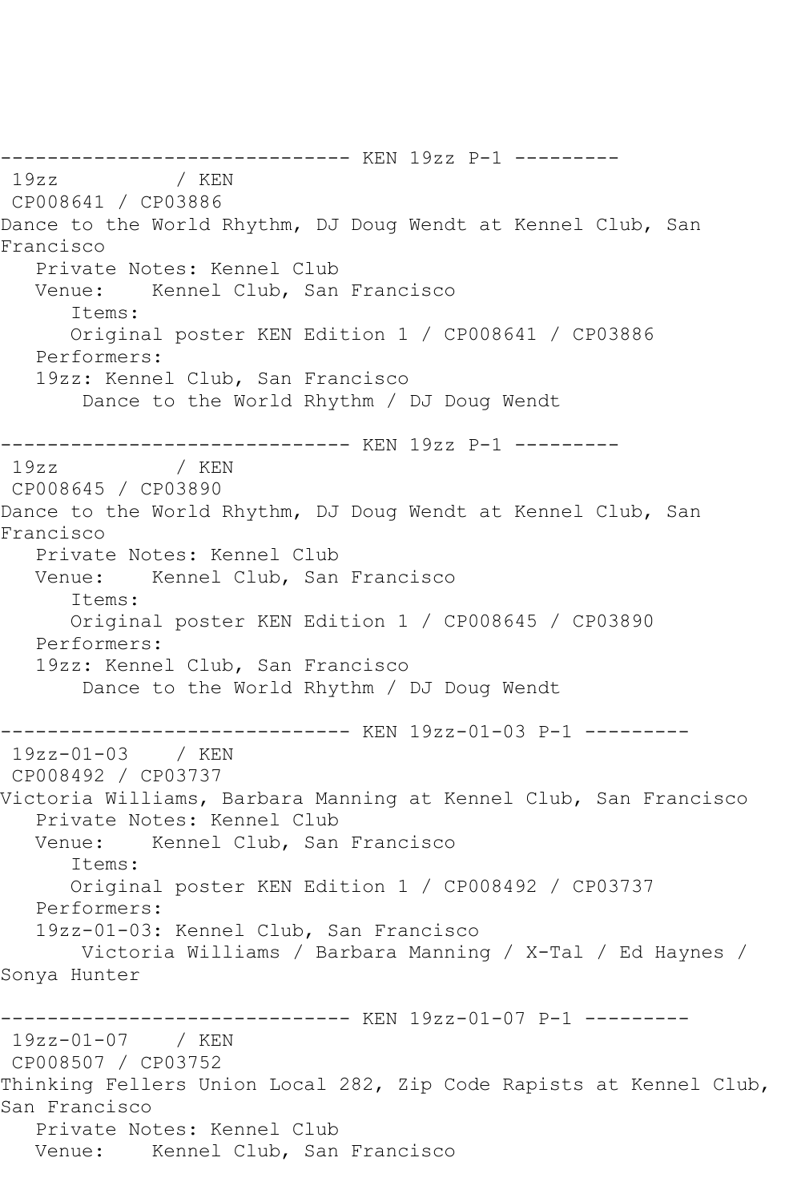------------------------------ KEN 19zz P-1 ---------
 19zz          / KEN
 CP008641 / CP03886
Dance to the World Rhythm, DJ Doug Wendt at Kennel Club, San Francisco
   Private Notes: Kennel Club
   Venue:    Kennel Club, San Francisco
      Items:
      Original poster KEN Edition 1 / CP008641 / CP03886
   Performers:
   19zz: Kennel Club, San Francisco
       Dance to the World Rhythm / DJ Doug Wendt

------------------------------ KEN 19zz P-1 ---------
 19zz          / KEN
 CP008645 / CP03890
Dance to the World Rhythm, DJ Doug Wendt at Kennel Club, San Francisco
   Private Notes: Kennel Club
   Venue:    Kennel Club, San Francisco
      Items:
      Original poster KEN Edition 1 / CP008645 / CP03890
   Performers:
   19zz: Kennel Club, San Francisco
       Dance to the World Rhythm / DJ Doug Wendt

------------------------------ KEN 19zz-01-03 P-1 ---------
 19zz-01-03    / KEN
 CP008492 / CP03737
Victoria Williams, Barbara Manning at Kennel Club, San Francisco
   Private Notes: Kennel Club
   Venue:    Kennel Club, San Francisco
      Items:
      Original poster KEN Edition 1 / CP008492 / CP03737
   Performers:
   19zz-01-03: Kennel Club, San Francisco
       Victoria Williams / Barbara Manning / X-Tal / Ed Haynes / Sonya Hunter

------------------------------ KEN 19zz-01-07 P-1 ---------
 19zz-01-07    / KEN
 CP008507 / CP03752
Thinking Fellers Union Local 282, Zip Code Rapists at Kennel Club, San Francisco
   Private Notes: Kennel Club
   Venue:    Kennel Club, San Francisco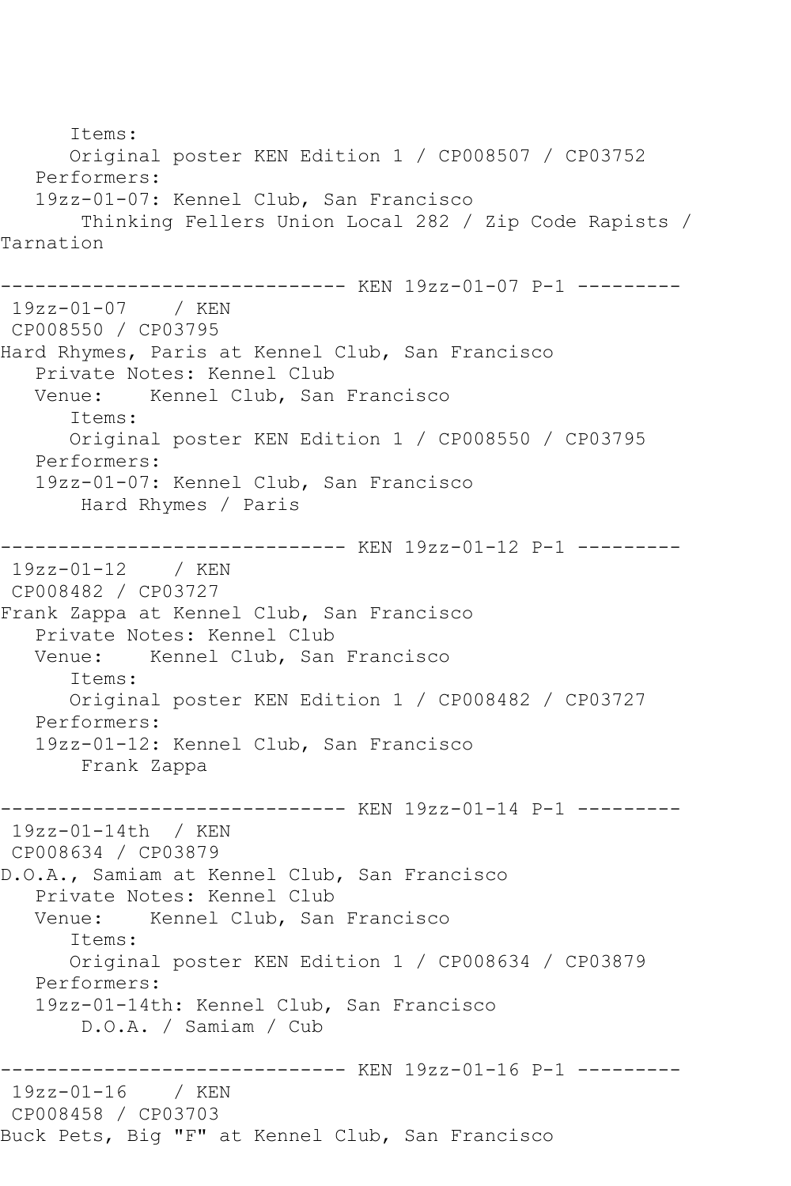```
      Items:
      Original poster KEN Edition 1 / CP008507 / CP03752
   Performers:
   19zz-01-07: Kennel Club, San Francisco
       Thinking Fellers Union Local 282 / Zip Code Rapists /
Tarnation

------------------------------ KEN 19zz-01-07 P-1 ---------
 19zz-01-07    / KEN
 CP008550 / CP03795
Hard Rhymes, Paris at Kennel Club, San Francisco
   Private Notes: Kennel Club
   Venue:    Kennel Club, San Francisco
      Items:
      Original poster KEN Edition 1 / CP008550 / CP03795
   Performers:
   19zz-01-07: Kennel Club, San Francisco
       Hard Rhymes / Paris

------------------------------ KEN 19zz-01-12 P-1 ---------
 19zz-01-12    / KEN
 CP008482 / CP03727
Frank Zappa at Kennel Club, San Francisco
   Private Notes: Kennel Club
   Venue:    Kennel Club, San Francisco
      Items:
      Original poster KEN Edition 1 / CP008482 / CP03727
   Performers:
   19zz-01-12: Kennel Club, San Francisco
       Frank Zappa

------------------------------ KEN 19zz-01-14 P-1 ---------
 19zz-01-14th  / KEN
 CP008634 / CP03879
D.O.A., Samiam at Kennel Club, San Francisco
   Private Notes: Kennel Club
   Venue:    Kennel Club, San Francisco
      Items:
      Original poster KEN Edition 1 / CP008634 / CP03879
   Performers:
   19zz-01-14th: Kennel Club, San Francisco
       D.O.A. / Samiam / Cub

------------------------------ KEN 19zz-01-16 P-1 ---------
 19zz-01-16    / KEN
 CP008458 / CP03703
Buck Pets, Big "F" at Kennel Club, San Francisco
```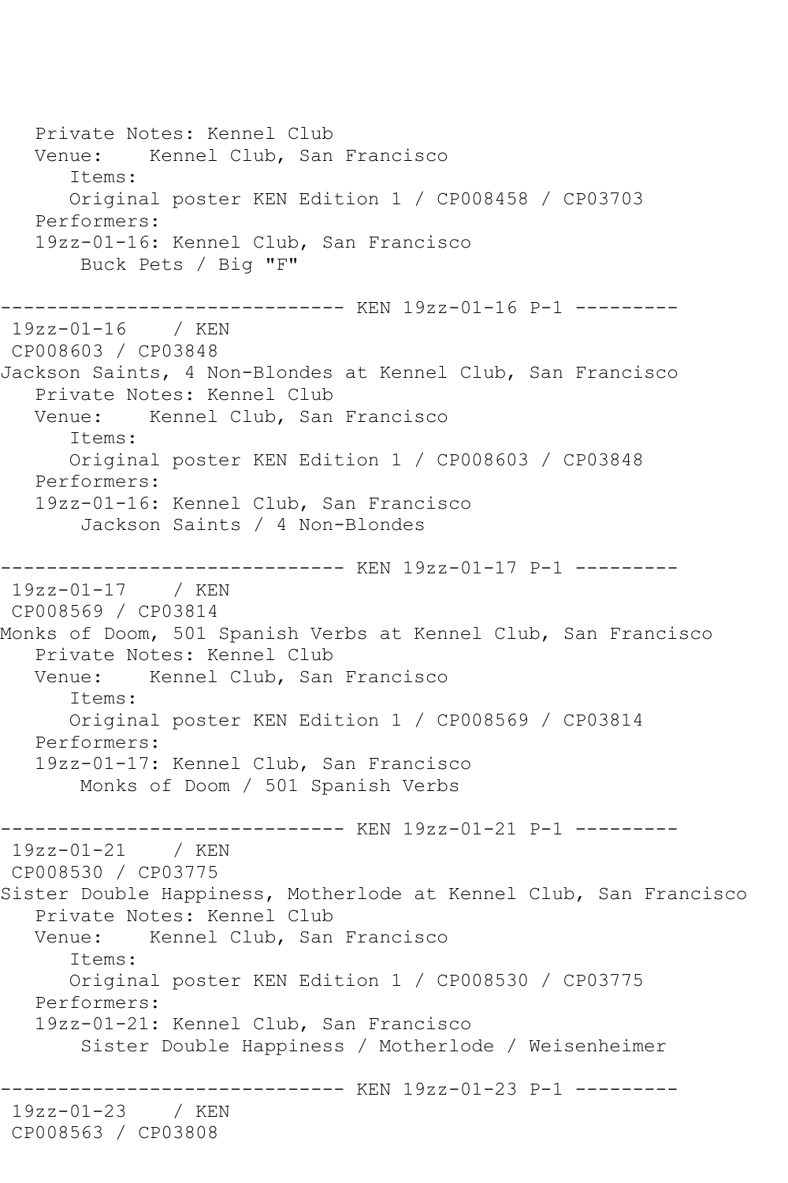```
   Private Notes: Kennel Club
   Venue:    Kennel Club, San Francisco
      Items:
      Original poster KEN Edition 1 / CP008458 / CP03703
   Performers:
   19zz-01-16: Kennel Club, San Francisco
       Buck Pets / Big "F"

------------------------------ KEN 19zz-01-16 P-1 ---------
 19zz-01-16    / KEN
 CP008603 / CP03848
Jackson Saints, 4 Non-Blondes at Kennel Club, San Francisco
   Private Notes: Kennel Club
   Venue:    Kennel Club, San Francisco
      Items:
      Original poster KEN Edition 1 / CP008603 / CP03848
   Performers:
   19zz-01-16: Kennel Club, San Francisco
       Jackson Saints / 4 Non-Blondes

------------------------------ KEN 19zz-01-17 P-1 ---------
 19zz-01-17    / KEN
 CP008569 / CP03814
Monks of Doom, 501 Spanish Verbs at Kennel Club, San Francisco
   Private Notes: Kennel Club
   Venue:    Kennel Club, San Francisco
      Items:
      Original poster KEN Edition 1 / CP008569 / CP03814
   Performers:
   19zz-01-17: Kennel Club, San Francisco
       Monks of Doom / 501 Spanish Verbs

------------------------------ KEN 19zz-01-21 P-1 ---------
 19zz-01-21    / KEN
 CP008530 / CP03775
Sister Double Happiness, Motherlode at Kennel Club, San Francisco
   Private Notes: Kennel Club
   Venue:    Kennel Club, San Francisco
      Items:
      Original poster KEN Edition 1 / CP008530 / CP03775
   Performers:
   19zz-01-21: Kennel Club, San Francisco
       Sister Double Happiness / Motherlode / Weisenheimer

------------------------------ KEN 19zz-01-23 P-1 ---------
 19zz-01-23    / KEN
 CP008563 / CP03808
```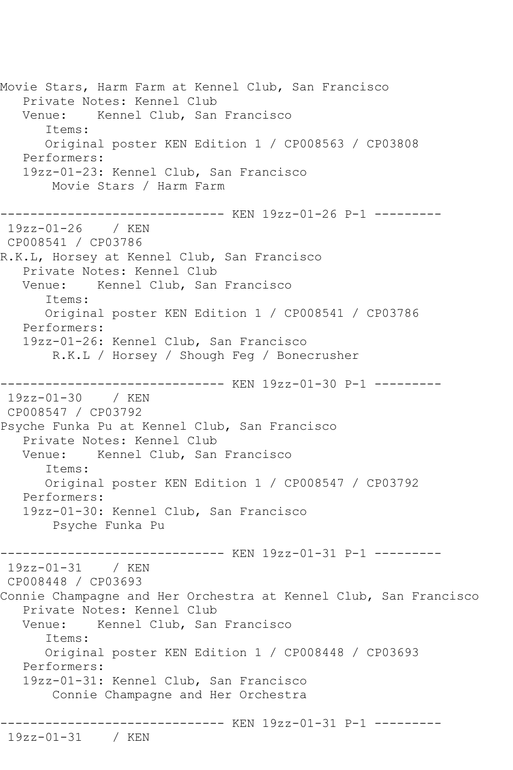Movie Stars, Harm Farm at Kennel Club, San Francisco
   Private Notes: Kennel Club
   Venue:    Kennel Club, San Francisco
      Items:
      Original poster KEN Edition 1 / CP008563 / CP03808
   Performers:
   19zz-01-23: Kennel Club, San Francisco
       Movie Stars / Harm Farm

------------------------------ KEN 19zz-01-26 P-1 ---------
 19zz-01-26    / KEN
 CP008541 / CP03786
R.K.L, Horsey at Kennel Club, San Francisco
   Private Notes: Kennel Club
   Venue:    Kennel Club, San Francisco
      Items:
      Original poster KEN Edition 1 / CP008541 / CP03786
   Performers:
   19zz-01-26: Kennel Club, San Francisco
       R.K.L / Horsey / Shough Feg / Bonecrusher

------------------------------ KEN 19zz-01-30 P-1 ---------
 19zz-01-30    / KEN
 CP008547 / CP03792
Psyche Funka Pu at Kennel Club, San Francisco
   Private Notes: Kennel Club
   Venue:    Kennel Club, San Francisco
      Items:
      Original poster KEN Edition 1 / CP008547 / CP03792
   Performers:
   19zz-01-30: Kennel Club, San Francisco
       Psyche Funka Pu

------------------------------ KEN 19zz-01-31 P-1 ---------
 19zz-01-31    / KEN
 CP008448 / CP03693
Connie Champagne and Her Orchestra at Kennel Club, San Francisco
   Private Notes: Kennel Club
   Venue:    Kennel Club, San Francisco
      Items:
      Original poster KEN Edition 1 / CP008448 / CP03693
   Performers:
   19zz-01-31: Kennel Club, San Francisco
       Connie Champagne and Her Orchestra

------------------------------ KEN 19zz-01-31 P-1 ---------
 19zz-01-31    / KEN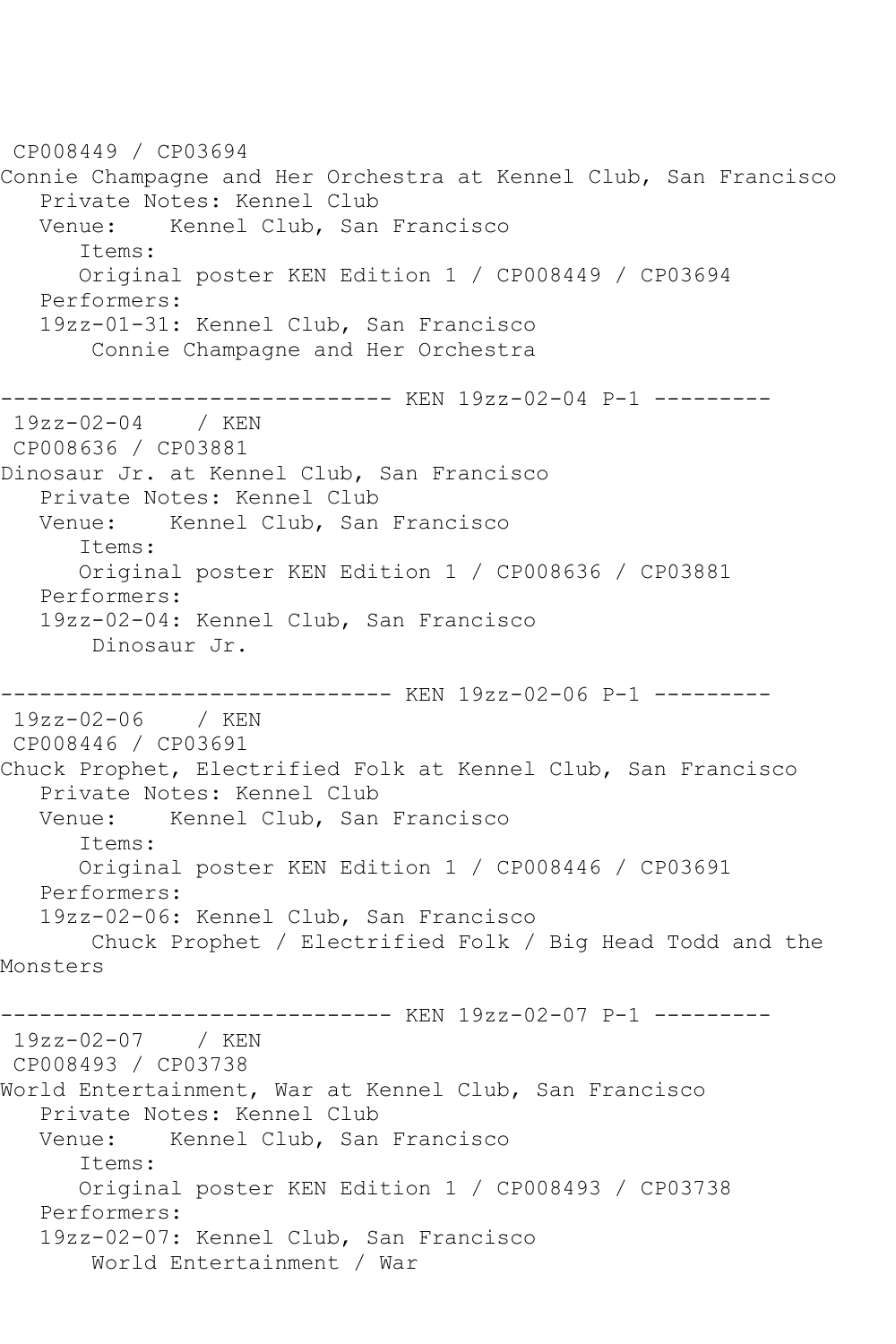CP008449 / CP03694
Connie Champagne and Her Orchestra at Kennel Club, San Francisco
Private Notes: Kennel Club
Venue: Kennel Club, San Francisco
Items:
Original poster KEN Edition 1 / CP008449 / CP03694
Performers:
19zz-01-31: Kennel Club, San Francisco
Connie Champagne and Her Orchestra

------------------------------ KEN 19zz-02-04 P-1 ---------
19zz-02-04 / KEN
CP008636 / CP03881
Dinosaur Jr. at Kennel Club, San Francisco
Private Notes: Kennel Club
Venue: Kennel Club, San Francisco
Items:
Original poster KEN Edition 1 / CP008636 / CP03881
Performers:
19zz-02-04: Kennel Club, San Francisco
Dinosaur Jr.

------------------------------ KEN 19zz-02-06 P-1 ---------
19zz-02-06 / KEN
CP008446 / CP03691
Chuck Prophet, Electrified Folk at Kennel Club, San Francisco
Private Notes: Kennel Club
Venue: Kennel Club, San Francisco
Items:
Original poster KEN Edition 1 / CP008446 / CP03691
Performers:
19zz-02-06: Kennel Club, San Francisco
Chuck Prophet / Electrified Folk / Big Head Todd and the Monsters

------------------------------ KEN 19zz-02-07 P-1 ---------
19zz-02-07 / KEN
CP008493 / CP03738
World Entertainment, War at Kennel Club, San Francisco
Private Notes: Kennel Club
Venue: Kennel Club, San Francisco
Items:
Original poster KEN Edition 1 / CP008493 / CP03738
Performers:
19zz-02-07: Kennel Club, San Francisco
World Entertainment / War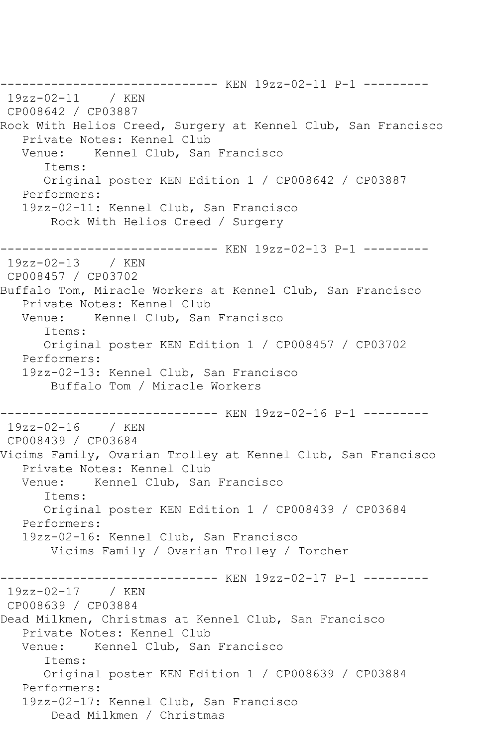------------------------------ KEN 19zz-02-11 P-1 ---------

19zz-02-11 / KEN

CP008642 / CP03887

Rock With Helios Creed, Surgery at Kennel Club, San Francisco

Private Notes: Kennel Club

Venue: Kennel Club, San Francisco

Items:

Original poster KEN Edition 1 / CP008642 / CP03887

Performers:

19zz-02-11: Kennel Club, San Francisco

Rock With Helios Creed / Surgery

------------------------------ KEN 19zz-02-13 P-1 ---------

19zz-02-13 / KEN

CP008457 / CP03702

Buffalo Tom, Miracle Workers at Kennel Club, San Francisco

Private Notes: Kennel Club

Venue: Kennel Club, San Francisco

Items:

Original poster KEN Edition 1 / CP008457 / CP03702

Performers:

19zz-02-13: Kennel Club, San Francisco

Buffalo Tom / Miracle Workers

------------------------------ KEN 19zz-02-16 P-1 ---------

19zz-02-16 / KEN

CP008439 / CP03684

Vicims Family, Ovarian Trolley at Kennel Club, San Francisco

Private Notes: Kennel Club

Venue: Kennel Club, San Francisco

Items:

Original poster KEN Edition 1 / CP008439 / CP03684

Performers:

19zz-02-16: Kennel Club, San Francisco

Vicims Family / Ovarian Trolley / Torcher

------------------------------ KEN 19zz-02-17 P-1 ---------

19zz-02-17 / KEN

CP008639 / CP03884

Dead Milkmen, Christmas at Kennel Club, San Francisco

Private Notes: Kennel Club

Venue: Kennel Club, San Francisco

Items:

Original poster KEN Edition 1 / CP008639 / CP03884

Performers:

19zz-02-17: Kennel Club, San Francisco

Dead Milkmen / Christmas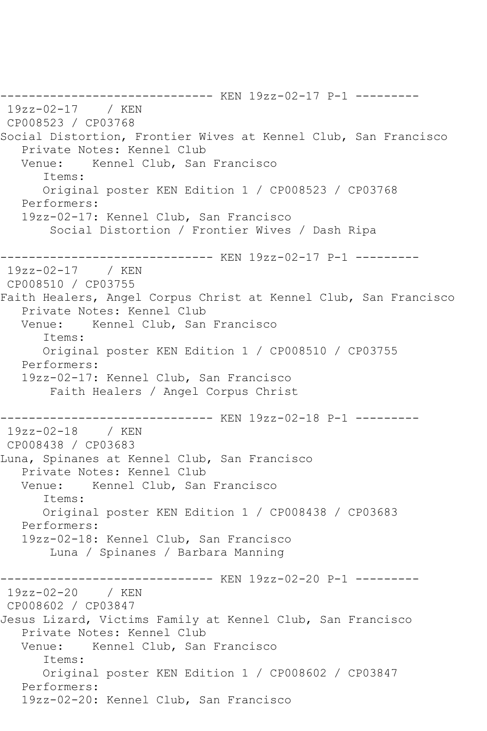------------------------------ KEN 19zz-02-17 P-1 ---------
19zz-02-17    / KEN
CP008523 / CP03768
Social Distortion, Frontier Wives at Kennel Club, San Francisco
   Private Notes: Kennel Club
   Venue:    Kennel Club, San Francisco
      Items:
      Original poster KEN Edition 1 / CP008523 / CP03768
   Performers:
   19zz-02-17: Kennel Club, San Francisco
       Social Distortion / Frontier Wives / Dash Ripa

------------------------------ KEN 19zz-02-17 P-1 ---------
19zz-02-17    / KEN
CP008510 / CP03755
Faith Healers, Angel Corpus Christ at Kennel Club, San Francisco
   Private Notes: Kennel Club
   Venue:    Kennel Club, San Francisco
      Items:
      Original poster KEN Edition 1 / CP008510 / CP03755
   Performers:
   19zz-02-17: Kennel Club, San Francisco
       Faith Healers / Angel Corpus Christ

------------------------------ KEN 19zz-02-18 P-1 ---------
19zz-02-18    / KEN
CP008438 / CP03683
Luna, Spinanes at Kennel Club, San Francisco
   Private Notes: Kennel Club
   Venue:    Kennel Club, San Francisco
      Items:
      Original poster KEN Edition 1 / CP008438 / CP03683
   Performers:
   19zz-02-18: Kennel Club, San Francisco
       Luna / Spinanes / Barbara Manning

------------------------------ KEN 19zz-02-20 P-1 ---------
19zz-02-20    / KEN
CP008602 / CP03847
Jesus Lizard, Victims Family at Kennel Club, San Francisco
   Private Notes: Kennel Club
   Venue:    Kennel Club, San Francisco
      Items:
      Original poster KEN Edition 1 / CP008602 / CP03847
   Performers:
   19zz-02-20: Kennel Club, San Francisco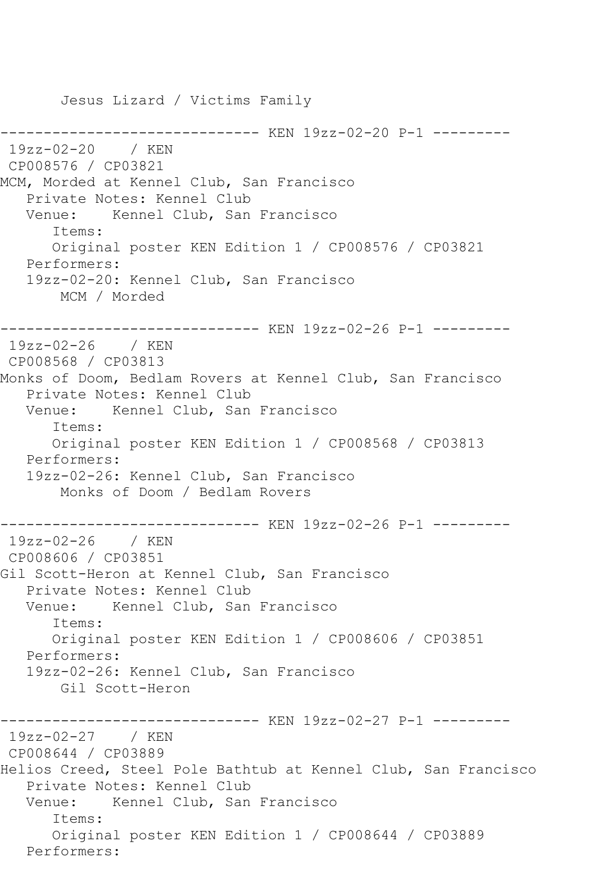Jesus Lizard / Victims Family

------------------------------ KEN 19zz-02-20 P-1 ---------

19zz-02-20    / KEN
CP008576 / CP03821
MCM, Morded at Kennel Club, San Francisco
   Private Notes: Kennel Club
   Venue:    Kennel Club, San Francisco
      Items:
      Original poster KEN Edition 1 / CP008576 / CP03821
   Performers:
   19zz-02-20: Kennel Club, San Francisco
       MCM / Morded

------------------------------ KEN 19zz-02-26 P-1 ---------

19zz-02-26    / KEN
CP008568 / CP03813
Monks of Doom, Bedlam Rovers at Kennel Club, San Francisco
   Private Notes: Kennel Club
   Venue:    Kennel Club, San Francisco
      Items:
      Original poster KEN Edition 1 / CP008568 / CP03813
   Performers:
   19zz-02-26: Kennel Club, San Francisco
       Monks of Doom / Bedlam Rovers

------------------------------ KEN 19zz-02-26 P-1 ---------

19zz-02-26    / KEN
CP008606 / CP03851
Gil Scott-Heron at Kennel Club, San Francisco
   Private Notes: Kennel Club
   Venue:    Kennel Club, San Francisco
      Items:
      Original poster KEN Edition 1 / CP008606 / CP03851
   Performers:
   19zz-02-26: Kennel Club, San Francisco
       Gil Scott-Heron

------------------------------ KEN 19zz-02-27 P-1 ---------

19zz-02-27    / KEN
CP008644 / CP03889
Helios Creed, Steel Pole Bathtub at Kennel Club, San Francisco
   Private Notes: Kennel Club
   Venue:    Kennel Club, San Francisco
      Items:
      Original poster KEN Edition 1 / CP008644 / CP03889
   Performers: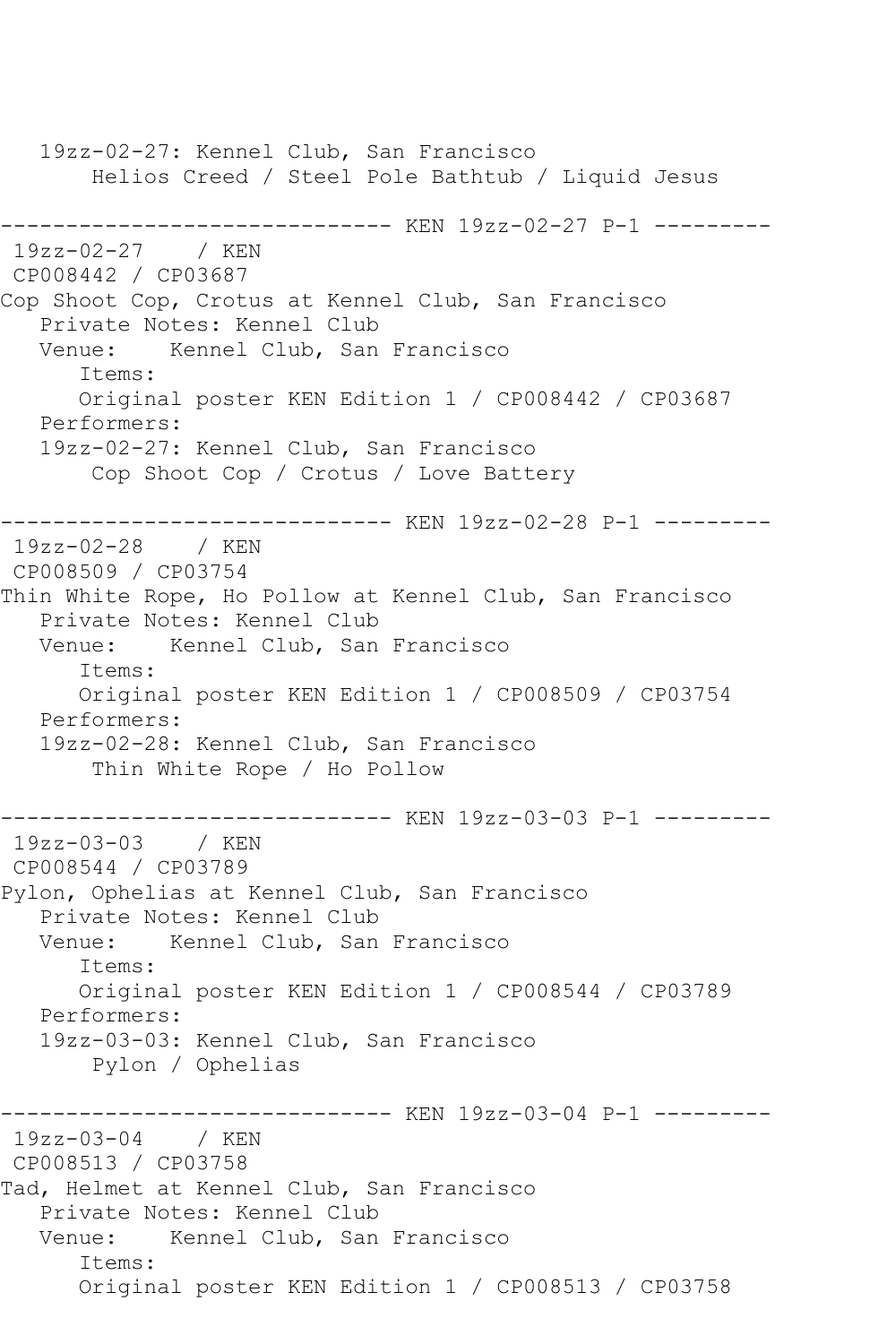```
   19zz-02-27: Kennel Club, San Francisco
       Helios Creed / Steel Pole Bathtub / Liquid Jesus

------------------------------ KEN 19zz-02-27 P-1 ---------
 19zz-02-27    / KEN
 CP008442 / CP03687
Cop Shoot Cop, Crotus at Kennel Club, San Francisco
   Private Notes: Kennel Club
   Venue:    Kennel Club, San Francisco
      Items:
      Original poster KEN Edition 1 / CP008442 / CP03687
   Performers:
   19zz-02-27: Kennel Club, San Francisco
       Cop Shoot Cop / Crotus / Love Battery

------------------------------ KEN 19zz-02-28 P-1 ---------
 19zz-02-28    / KEN
 CP008509 / CP03754
Thin White Rope, Ho Pollow at Kennel Club, San Francisco
   Private Notes: Kennel Club
   Venue:    Kennel Club, San Francisco
      Items:
      Original poster KEN Edition 1 / CP008509 / CP03754
   Performers:
   19zz-02-28: Kennel Club, San Francisco
       Thin White Rope / Ho Pollow

------------------------------ KEN 19zz-03-03 P-1 ---------
 19zz-03-03    / KEN
 CP008544 / CP03789
Pylon, Ophelias at Kennel Club, San Francisco
   Private Notes: Kennel Club
   Venue:    Kennel Club, San Francisco
      Items:
      Original poster KEN Edition 1 / CP008544 / CP03789
   Performers:
   19zz-03-03: Kennel Club, San Francisco
       Pylon / Ophelias

------------------------------ KEN 19zz-03-04 P-1 ---------
 19zz-03-04    / KEN
 CP008513 / CP03758
Tad, Helmet at Kennel Club, San Francisco
   Private Notes: Kennel Club
   Venue:    Kennel Club, San Francisco
      Items:
      Original poster KEN Edition 1 / CP008513 / CP03758
```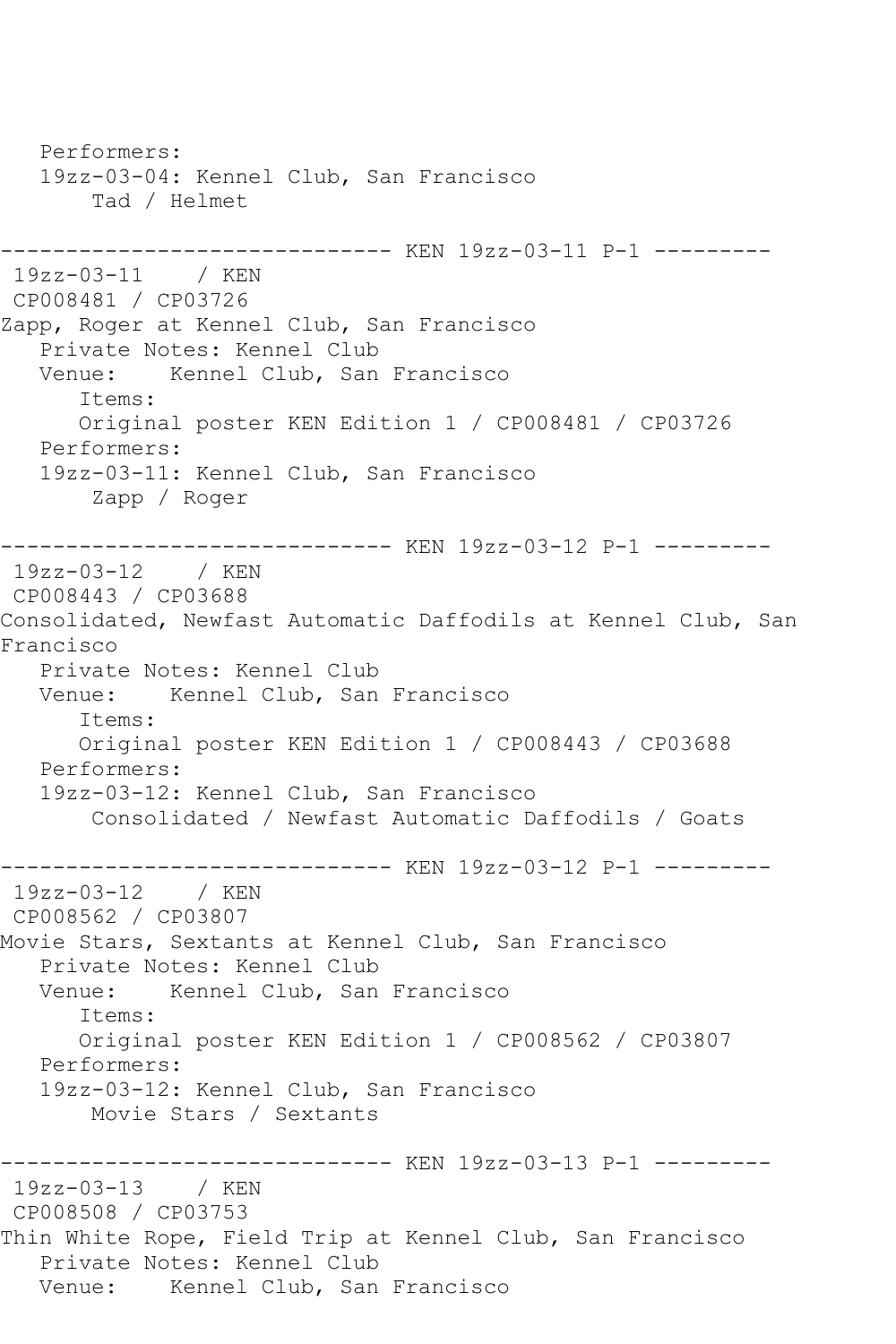```
   Performers:
   19zz-03-04: Kennel Club, San Francisco
       Tad / Helmet

------------------------------ KEN 19zz-03-11 P-1 ---------
 19zz-03-11    / KEN
 CP008481 / CP03726
Zapp, Roger at Kennel Club, San Francisco
   Private Notes: Kennel Club
   Venue:    Kennel Club, San Francisco
      Items:
      Original poster KEN Edition 1 / CP008481 / CP03726
   Performers:
   19zz-03-11: Kennel Club, San Francisco
       Zapp / Roger

------------------------------ KEN 19zz-03-12 P-1 ---------
 19zz-03-12    / KEN
 CP008443 / CP03688
Consolidated, Newfast Automatic Daffodils at Kennel Club, San
Francisco
   Private Notes: Kennel Club
   Venue:    Kennel Club, San Francisco
      Items:
      Original poster KEN Edition 1 / CP008443 / CP03688
   Performers:
   19zz-03-12: Kennel Club, San Francisco
       Consolidated / Newfast Automatic Daffodils / Goats

------------------------------ KEN 19zz-03-12 P-1 ---------
 19zz-03-12    / KEN
 CP008562 / CP03807
Movie Stars, Sextants at Kennel Club, San Francisco
   Private Notes: Kennel Club
   Venue:    Kennel Club, San Francisco
      Items:
      Original poster KEN Edition 1 / CP008562 / CP03807
   Performers:
   19zz-03-12: Kennel Club, San Francisco
       Movie Stars / Sextants

------------------------------ KEN 19zz-03-13 P-1 ---------
 19zz-03-13    / KEN
 CP008508 / CP03753
Thin White Rope, Field Trip at Kennel Club, San Francisco
   Private Notes: Kennel Club
   Venue:    Kennel Club, San Francisco
```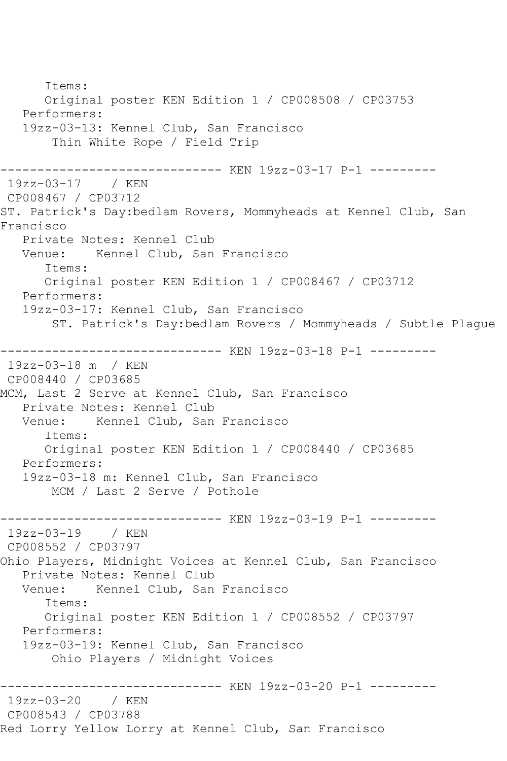```
      Items:
      Original poster KEN Edition 1 / CP008508 / CP03753
   Performers:
   19zz-03-13: Kennel Club, San Francisco
       Thin White Rope / Field Trip

------------------------------ KEN 19zz-03-17 P-1 ---------
 19zz-03-17    / KEN
 CP008467 / CP03712
ST. Patrick's Day:bedlam Rovers, Mommyheads at Kennel Club, San 
Francisco
   Private Notes: Kennel Club
   Venue:    Kennel Club, San Francisco
      Items:
      Original poster KEN Edition 1 / CP008467 / CP03712
   Performers:
   19zz-03-17: Kennel Club, San Francisco
       ST. Patrick's Day:bedlam Rovers / Mommyheads / Subtle Plague

------------------------------ KEN 19zz-03-18 P-1 ---------
 19zz-03-18 m  / KEN
 CP008440 / CP03685
MCM, Last 2 Serve at Kennel Club, San Francisco
   Private Notes: Kennel Club
   Venue:    Kennel Club, San Francisco
      Items:
      Original poster KEN Edition 1 / CP008440 / CP03685
   Performers:
   19zz-03-18 m: Kennel Club, San Francisco
       MCM / Last 2 Serve / Pothole

------------------------------ KEN 19zz-03-19 P-1 ---------
 19zz-03-19    / KEN
 CP008552 / CP03797
Ohio Players, Midnight Voices at Kennel Club, San Francisco
   Private Notes: Kennel Club
   Venue:    Kennel Club, San Francisco
      Items:
      Original poster KEN Edition 1 / CP008552 / CP03797
   Performers:
   19zz-03-19: Kennel Club, San Francisco
       Ohio Players / Midnight Voices

------------------------------ KEN 19zz-03-20 P-1 ---------
 19zz-03-20    / KEN
 CP008543 / CP03788
Red Lorry Yellow Lorry at Kennel Club, San Francisco
```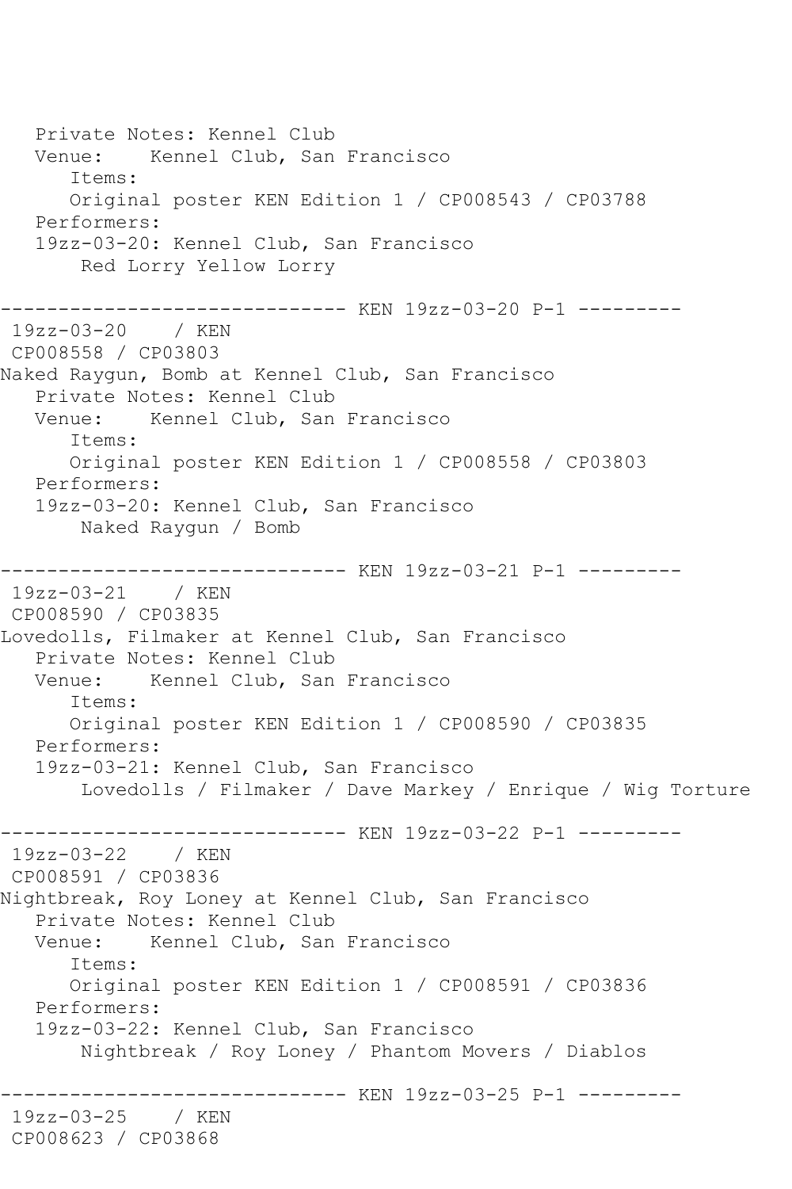```
   Private Notes: Kennel Club
   Venue:    Kennel Club, San Francisco
      Items:
      Original poster KEN Edition 1 / CP008543 / CP03788
   Performers:
   19zz-03-20: Kennel Club, San Francisco
       Red Lorry Yellow Lorry

------------------------------ KEN 19zz-03-20 P-1 ---------
 19zz-03-20    / KEN
 CP008558 / CP03803
Naked Raygun, Bomb at Kennel Club, San Francisco
   Private Notes: Kennel Club
   Venue:    Kennel Club, San Francisco
      Items:
      Original poster KEN Edition 1 / CP008558 / CP03803
   Performers:
   19zz-03-20: Kennel Club, San Francisco
       Naked Raygun / Bomb

------------------------------ KEN 19zz-03-21 P-1 ---------
 19zz-03-21    / KEN
 CP008590 / CP03835
Lovedolls, Filmaker at Kennel Club, San Francisco
   Private Notes: Kennel Club
   Venue:    Kennel Club, San Francisco
      Items:
      Original poster KEN Edition 1 / CP008590 / CP03835
   Performers:
   19zz-03-21: Kennel Club, San Francisco
       Lovedolls / Filmaker / Dave Markey / Enrique / Wig Torture

------------------------------ KEN 19zz-03-22 P-1 ---------
 19zz-03-22    / KEN
 CP008591 / CP03836
Nightbreak, Roy Loney at Kennel Club, San Francisco
   Private Notes: Kennel Club
   Venue:    Kennel Club, San Francisco
      Items:
      Original poster KEN Edition 1 / CP008591 / CP03836
   Performers:
   19zz-03-22: Kennel Club, San Francisco
       Nightbreak / Roy Loney / Phantom Movers / Diablos

------------------------------ KEN 19zz-03-25 P-1 ---------
 19zz-03-25    / KEN
 CP008623 / CP03868
```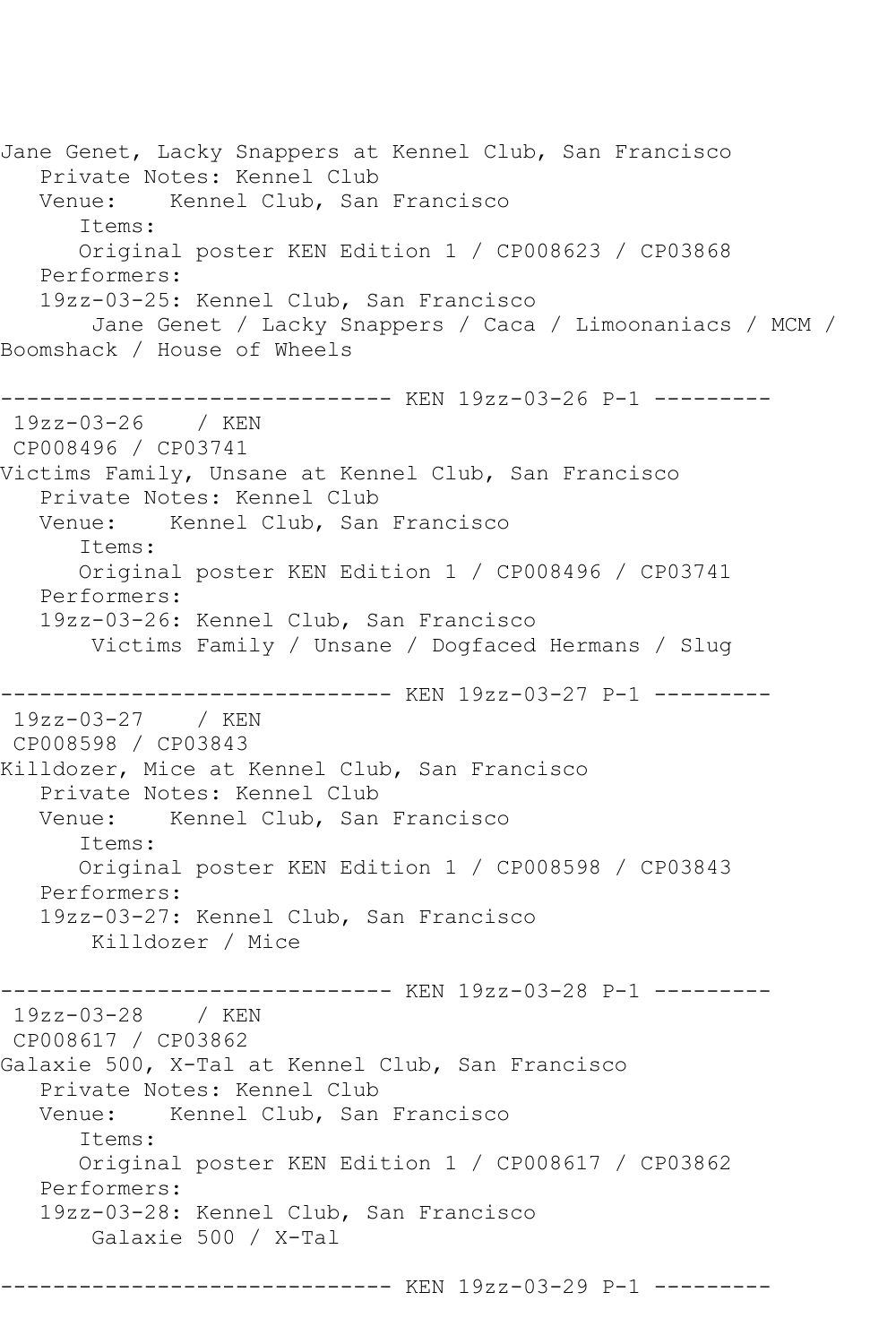Jane Genet, Lacky Snappers at Kennel Club, San Francisco
   Private Notes: Kennel Club
   Venue:    Kennel Club, San Francisco
      Items:
      Original poster KEN Edition 1 / CP008623 / CP03868
   Performers:
   19zz-03-25: Kennel Club, San Francisco
       Jane Genet / Lacky Snappers / Caca / Limoonaniacs / MCM / Boomshack / House of Wheels

------------------------------ KEN 19zz-03-26 P-1 ---------
 19zz-03-26    / KEN
 CP008496 / CP03741
Victims Family, Unsane at Kennel Club, San Francisco
   Private Notes: Kennel Club
   Venue:    Kennel Club, San Francisco
      Items:
      Original poster KEN Edition 1 / CP008496 / CP03741
   Performers:
   19zz-03-26: Kennel Club, San Francisco
       Victims Family / Unsane / Dogfaced Hermans / Slug

------------------------------ KEN 19zz-03-27 P-1 ---------
 19zz-03-27    / KEN
 CP008598 / CP03843
Killdozer, Mice at Kennel Club, San Francisco
   Private Notes: Kennel Club
   Venue:    Kennel Club, San Francisco
      Items:
      Original poster KEN Edition 1 / CP008598 / CP03843
   Performers:
   19zz-03-27: Kennel Club, San Francisco
       Killdozer / Mice

------------------------------ KEN 19zz-03-28 P-1 ---------
 19zz-03-28    / KEN
 CP008617 / CP03862
Galaxie 500, X-Tal at Kennel Club, San Francisco
   Private Notes: Kennel Club
   Venue:    Kennel Club, San Francisco
      Items:
      Original poster KEN Edition 1 / CP008617 / CP03862
   Performers:
   19zz-03-28: Kennel Club, San Francisco
       Galaxie 500 / X-Tal

------------------------------ KEN 19zz-03-29 P-1 ---------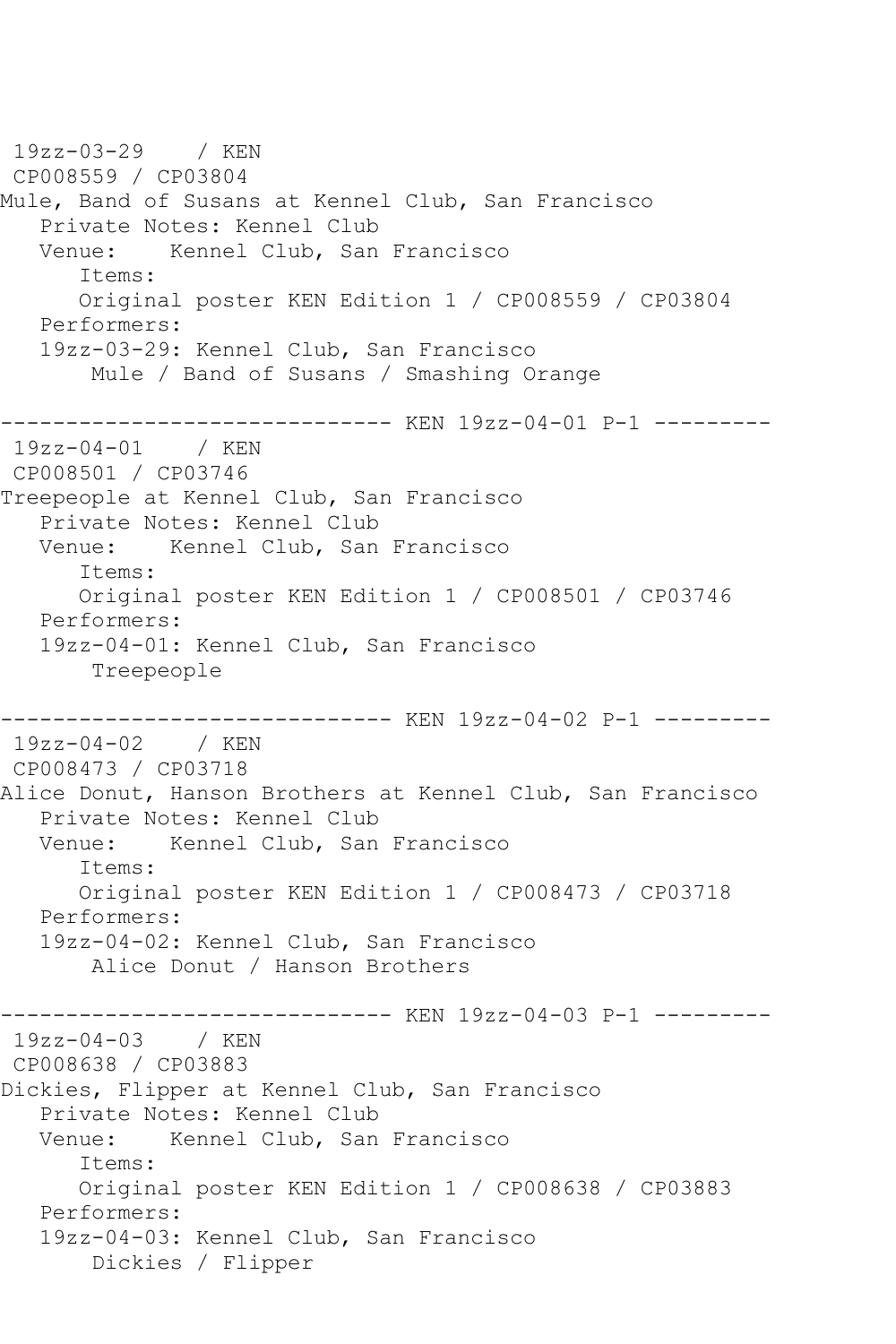```
19zz-03-29    / KEN
 CP008559 / CP03804
Mule, Band of Susans at Kennel Club, San Francisco
   Private Notes: Kennel Club
   Venue:    Kennel Club, San Francisco
      Items:
      Original poster KEN Edition 1 / CP008559 / CP03804
   Performers:
   19zz-03-29: Kennel Club, San Francisco
       Mule / Band of Susans / Smashing Orange

------------------------------ KEN 19zz-04-01 P-1 ---------
 19zz-04-01    / KEN
 CP008501 / CP03746
Treepeople at Kennel Club, San Francisco
   Private Notes: Kennel Club
   Venue:    Kennel Club, San Francisco
      Items:
      Original poster KEN Edition 1 / CP008501 / CP03746
   Performers:
   19zz-04-01: Kennel Club, San Francisco
       Treepeople

------------------------------ KEN 19zz-04-02 P-1 ---------
 19zz-04-02    / KEN
 CP008473 / CP03718
Alice Donut, Hanson Brothers at Kennel Club, San Francisco
   Private Notes: Kennel Club
   Venue:    Kennel Club, San Francisco
      Items:
      Original poster KEN Edition 1 / CP008473 / CP03718
   Performers:
   19zz-04-02: Kennel Club, San Francisco
       Alice Donut / Hanson Brothers

------------------------------ KEN 19zz-04-03 P-1 ---------
 19zz-04-03    / KEN
 CP008638 / CP03883
Dickies, Flipper at Kennel Club, San Francisco
   Private Notes: Kennel Club
   Venue:    Kennel Club, San Francisco
      Items:
      Original poster KEN Edition 1 / CP008638 / CP03883
   Performers:
   19zz-04-03: Kennel Club, San Francisco
       Dickies / Flipper
```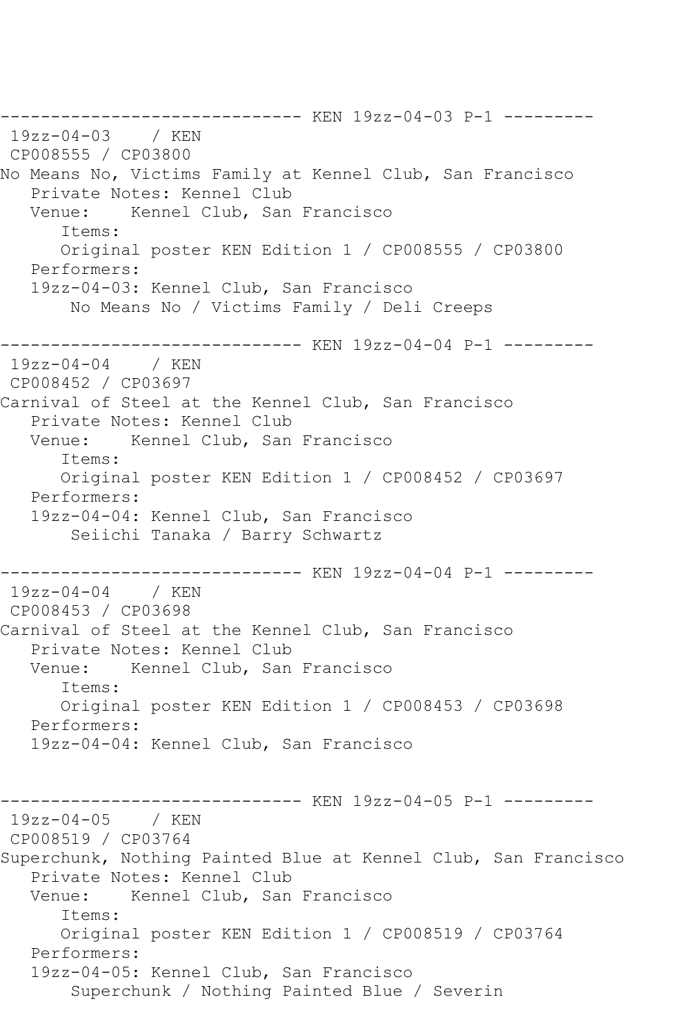------------------------------ KEN 19zz-04-03 P-1 ---------

19zz-04-03 / KEN

CP008555 / CP03800

No Means No, Victims Family at Kennel Club, San Francisco

Private Notes: Kennel Club

Venue: Kennel Club, San Francisco

Items:

Original poster KEN Edition 1 / CP008555 / CP03800

Performers:

19zz-04-03: Kennel Club, San Francisco

No Means No / Victims Family / Deli Creeps

------------------------------ KEN 19zz-04-04 P-1 ---------

19zz-04-04 / KEN

CP008452 / CP03697

Carnival of Steel at the Kennel Club, San Francisco

Private Notes: Kennel Club

Venue: Kennel Club, San Francisco

Items:

Original poster KEN Edition 1 / CP008452 / CP03697

Performers:

19zz-04-04: Kennel Club, San Francisco

Seiichi Tanaka / Barry Schwartz

------------------------------ KEN 19zz-04-04 P-1 ---------

19zz-04-04 / KEN

CP008453 / CP03698

Carnival of Steel at the Kennel Club, San Francisco

Private Notes: Kennel Club

Venue: Kennel Club, San Francisco

Items:

Original poster KEN Edition 1 / CP008453 / CP03698

Performers:

19zz-04-04: Kennel Club, San Francisco

------------------------------ KEN 19zz-04-05 P-1 ---------

19zz-04-05 / KEN

CP008519 / CP03764

Superchunk, Nothing Painted Blue at Kennel Club, San Francisco

Private Notes: Kennel Club

Venue: Kennel Club, San Francisco

Items:

Original poster KEN Edition 1 / CP008519 / CP03764

Performers:

19zz-04-05: Kennel Club, San Francisco

Superchunk / Nothing Painted Blue / Severin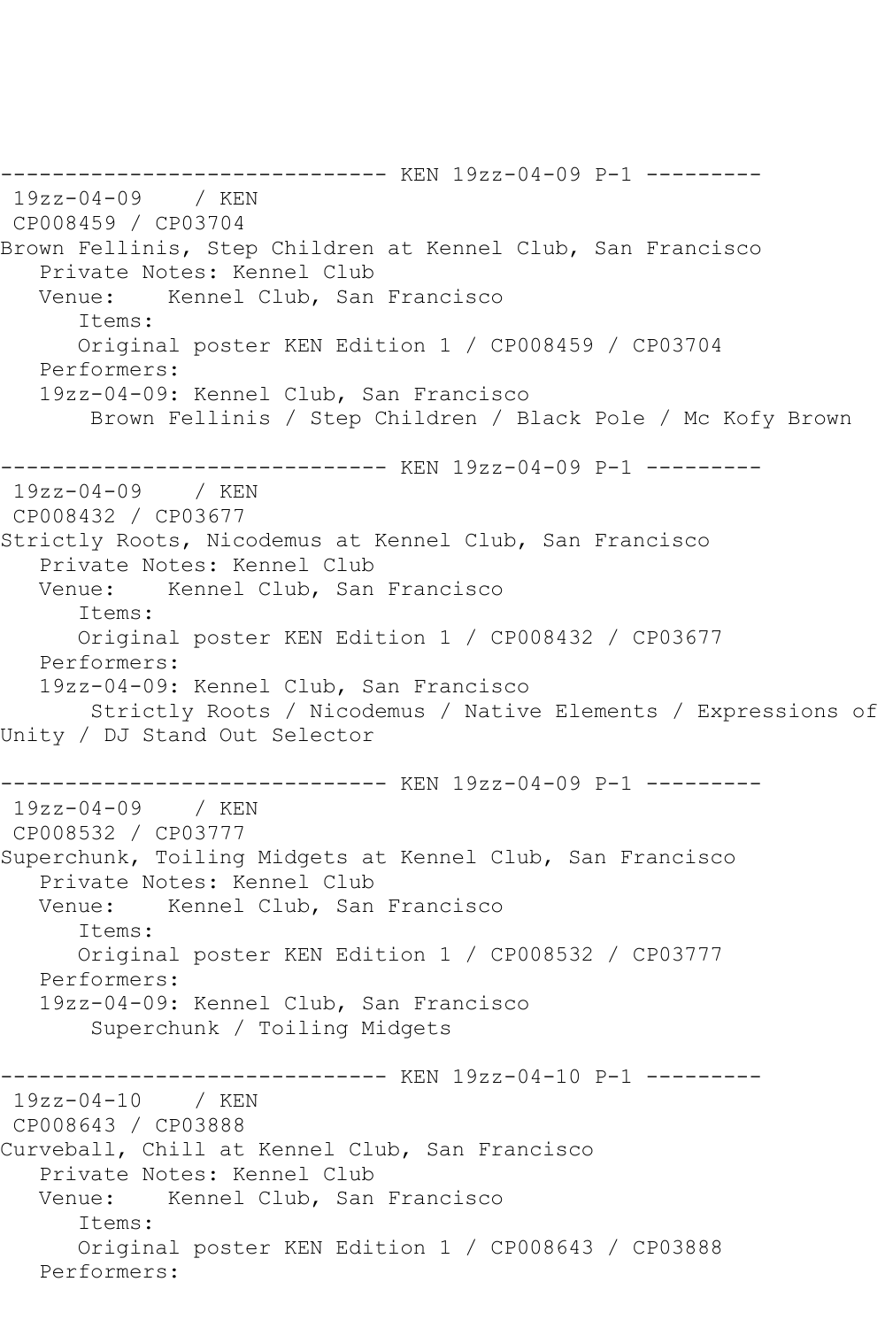------------------------------ KEN 19zz-04-09 P-1 ---------
19zz-04-09 / KEN
CP008459 / CP03704
Brown Fellinis, Step Children at Kennel Club, San Francisco
Private Notes: Kennel Club
Venue: Kennel Club, San Francisco
Items:
Original poster KEN Edition 1 / CP008459 / CP03704
Performers:
19zz-04-09: Kennel Club, San Francisco
Brown Fellinis / Step Children / Black Pole / Mc Kofy Brown

------------------------------ KEN 19zz-04-09 P-1 ---------
19zz-04-09 / KEN
CP008432 / CP03677
Strictly Roots, Nicodemus at Kennel Club, San Francisco
Private Notes: Kennel Club
Venue: Kennel Club, San Francisco
Items:
Original poster KEN Edition 1 / CP008432 / CP03677
Performers:
19zz-04-09: Kennel Club, San Francisco
Strictly Roots / Nicodemus / Native Elements / Expressions of Unity / DJ Stand Out Selector

------------------------------ KEN 19zz-04-09 P-1 ---------
19zz-04-09 / KEN
CP008532 / CP03777
Superchunk, Toiling Midgets at Kennel Club, San Francisco
Private Notes: Kennel Club
Venue: Kennel Club, San Francisco
Items:
Original poster KEN Edition 1 / CP008532 / CP03777
Performers:
19zz-04-09: Kennel Club, San Francisco
Superchunk / Toiling Midgets

------------------------------ KEN 19zz-04-10 P-1 ---------
19zz-04-10 / KEN
CP008643 / CP03888
Curveball, Chill at Kennel Club, San Francisco
Private Notes: Kennel Club
Venue: Kennel Club, San Francisco
Items:
Original poster KEN Edition 1 / CP008643 / CP03888
Performers: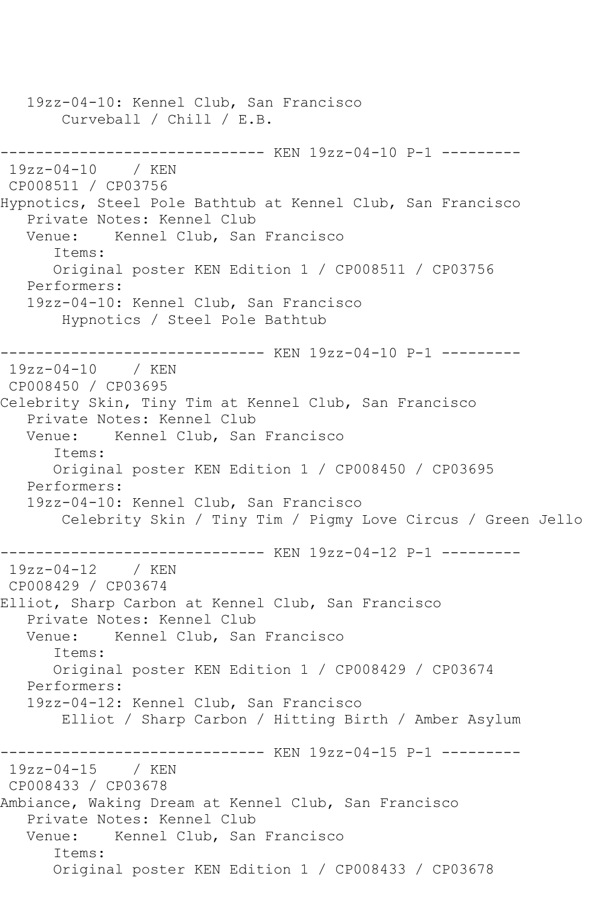19zz-04-10: Kennel Club, San Francisco
        Curveball / Chill / E.B.

------------------------------ KEN 19zz-04-10 P-1 ---------
 19zz-04-10    / KEN
 CP008511 / CP03756
Hypnotics, Steel Pole Bathtub at Kennel Club, San Francisco
   Private Notes: Kennel Club
   Venue:    Kennel Club, San Francisco
      Items:
      Original poster KEN Edition 1 / CP008511 / CP03756
   Performers:
   19zz-04-10: Kennel Club, San Francisco
        Hypnotics / Steel Pole Bathtub

------------------------------ KEN 19zz-04-10 P-1 ---------
 19zz-04-10    / KEN
 CP008450 / CP03695
Celebrity Skin, Tiny Tim at Kennel Club, San Francisco
   Private Notes: Kennel Club
   Venue:    Kennel Club, San Francisco
      Items:
      Original poster KEN Edition 1 / CP008450 / CP03695
   Performers:
   19zz-04-10: Kennel Club, San Francisco
        Celebrity Skin / Tiny Tim / Pigmy Love Circus / Green Jello

------------------------------ KEN 19zz-04-12 P-1 ---------
 19zz-04-12    / KEN
 CP008429 / CP03674
Elliot, Sharp Carbon at Kennel Club, San Francisco
   Private Notes: Kennel Club
   Venue:    Kennel Club, San Francisco
      Items:
      Original poster KEN Edition 1 / CP008429 / CP03674
   Performers:
   19zz-04-12: Kennel Club, San Francisco
        Elliot / Sharp Carbon / Hitting Birth / Amber Asylum

------------------------------ KEN 19zz-04-15 P-1 ---------
 19zz-04-15    / KEN
 CP008433 / CP03678
Ambiance, Waking Dream at Kennel Club, San Francisco
   Private Notes: Kennel Club
   Venue:    Kennel Club, San Francisco
      Items:
      Original poster KEN Edition 1 / CP008433 / CP03678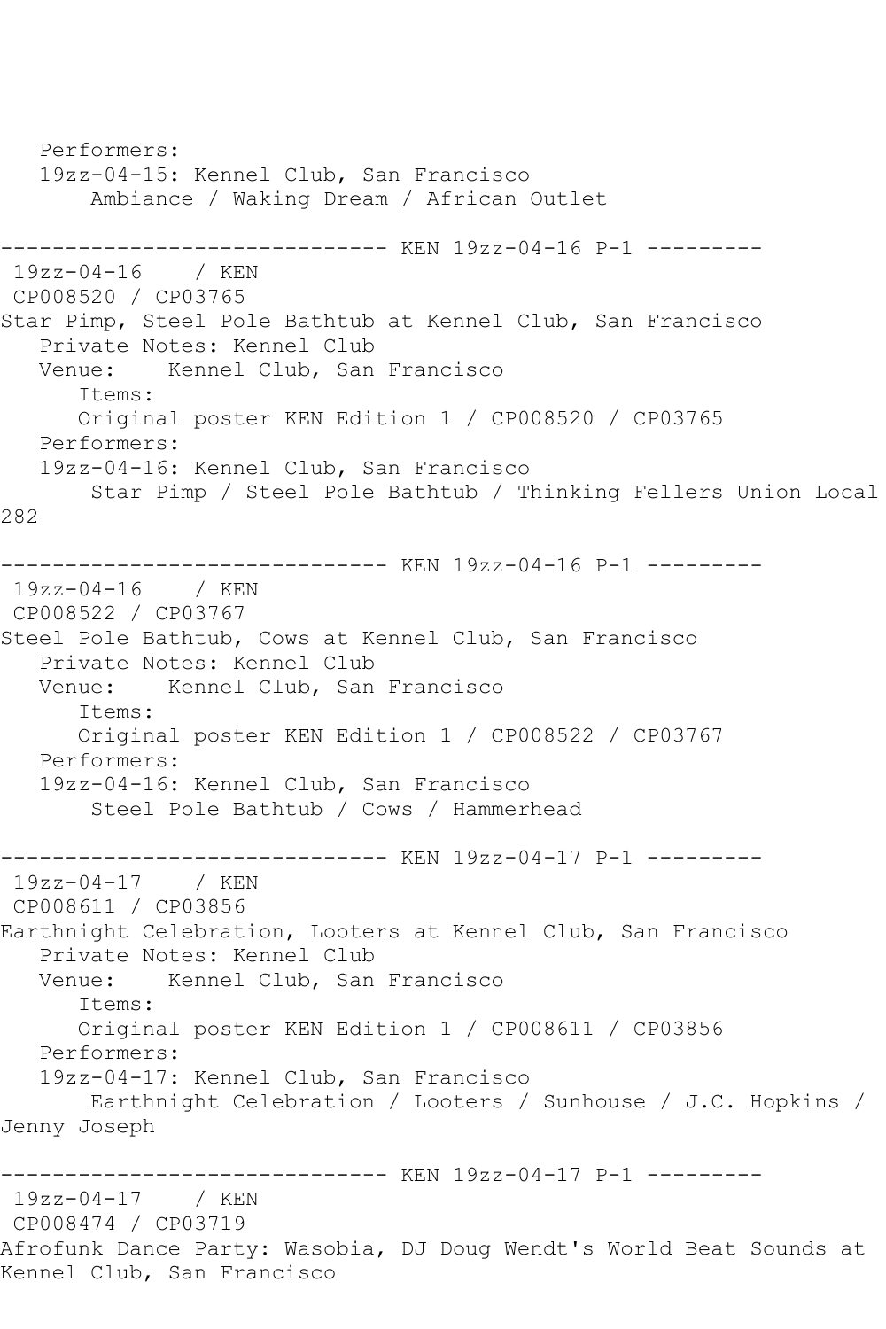Performers:
   19zz-04-15: Kennel Club, San Francisco
       Ambiance / Waking Dream / African Outlet

------------------------------ KEN 19zz-04-16 P-1 ---------
 19zz-04-16    / KEN
 CP008520 / CP03765
Star Pimp, Steel Pole Bathtub at Kennel Club, San Francisco
   Private Notes: Kennel Club
   Venue:    Kennel Club, San Francisco
      Items:
      Original poster KEN Edition 1 / CP008520 / CP03765
   Performers:
   19zz-04-16: Kennel Club, San Francisco
       Star Pimp / Steel Pole Bathtub / Thinking Fellers Union Local 282

------------------------------ KEN 19zz-04-16 P-1 ---------
 19zz-04-16    / KEN
 CP008522 / CP03767
Steel Pole Bathtub, Cows at Kennel Club, San Francisco
   Private Notes: Kennel Club
   Venue:    Kennel Club, San Francisco
      Items:
      Original poster KEN Edition 1 / CP008522 / CP03767
   Performers:
   19zz-04-16: Kennel Club, San Francisco
       Steel Pole Bathtub / Cows / Hammerhead

------------------------------ KEN 19zz-04-17 P-1 ---------
 19zz-04-17    / KEN
 CP008611 / CP03856
Earthnight Celebration, Looters at Kennel Club, San Francisco
   Private Notes: Kennel Club
   Venue:    Kennel Club, San Francisco
      Items:
      Original poster KEN Edition 1 / CP008611 / CP03856
   Performers:
   19zz-04-17: Kennel Club, San Francisco
       Earthnight Celebration / Looters / Sunhouse / J.C. Hopkins / Jenny Joseph

------------------------------ KEN 19zz-04-17 P-1 ---------
 19zz-04-17    / KEN
 CP008474 / CP03719
Afrofunk Dance Party: Wasobia, DJ Doug Wendt's World Beat Sounds at Kennel Club, San Francisco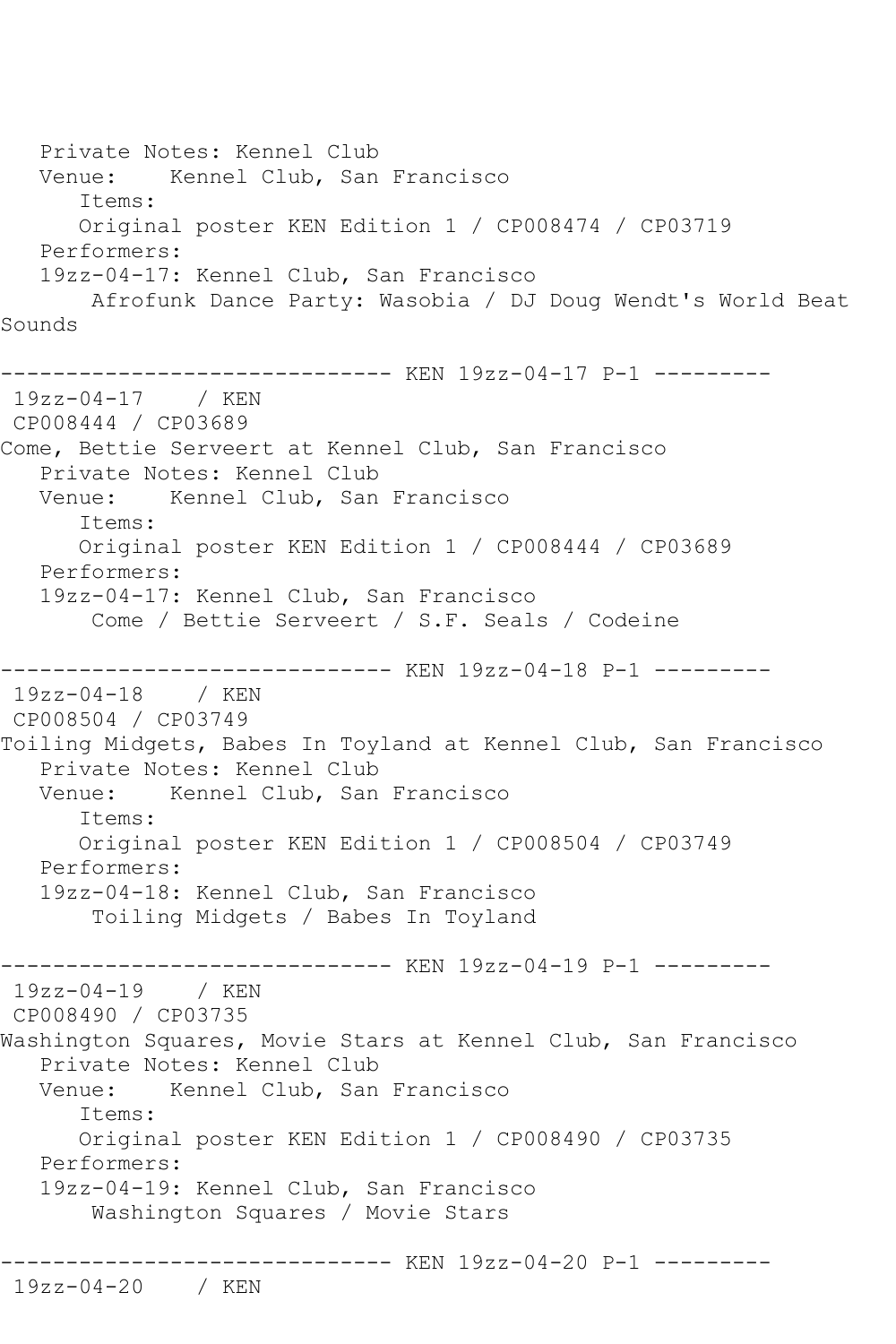Private Notes: Kennel Club
   Venue:    Kennel Club, San Francisco
      Items:
      Original poster KEN Edition 1 / CP008474 / CP03719
   Performers:
   19zz-04-17: Kennel Club, San Francisco
       Afrofunk Dance Party: Wasobia / DJ Doug Wendt's World Beat Sounds

------------------------------ KEN 19zz-04-17 P-1 ---------
 19zz-04-17    / KEN
 CP008444 / CP03689
Come, Bettie Serveert at Kennel Club, San Francisco
   Private Notes: Kennel Club
   Venue:    Kennel Club, San Francisco
      Items:
      Original poster KEN Edition 1 / CP008444 / CP03689
   Performers:
   19zz-04-17: Kennel Club, San Francisco
       Come / Bettie Serveert / S.F. Seals / Codeine

------------------------------ KEN 19zz-04-18 P-1 ---------
 19zz-04-18    / KEN
 CP008504 / CP03749
Toiling Midgets, Babes In Toyland at Kennel Club, San Francisco
   Private Notes: Kennel Club
   Venue:    Kennel Club, San Francisco
      Items:
      Original poster KEN Edition 1 / CP008504 / CP03749
   Performers:
   19zz-04-18: Kennel Club, San Francisco
       Toiling Midgets / Babes In Toyland

------------------------------ KEN 19zz-04-19 P-1 ---------
 19zz-04-19    / KEN
 CP008490 / CP03735
Washington Squares, Movie Stars at Kennel Club, San Francisco
   Private Notes: Kennel Club
   Venue:    Kennel Club, San Francisco
      Items:
      Original poster KEN Edition 1 / CP008490 / CP03735
   Performers:
   19zz-04-19: Kennel Club, San Francisco
       Washington Squares / Movie Stars

------------------------------ KEN 19zz-04-20 P-1 ---------
 19zz-04-20    / KEN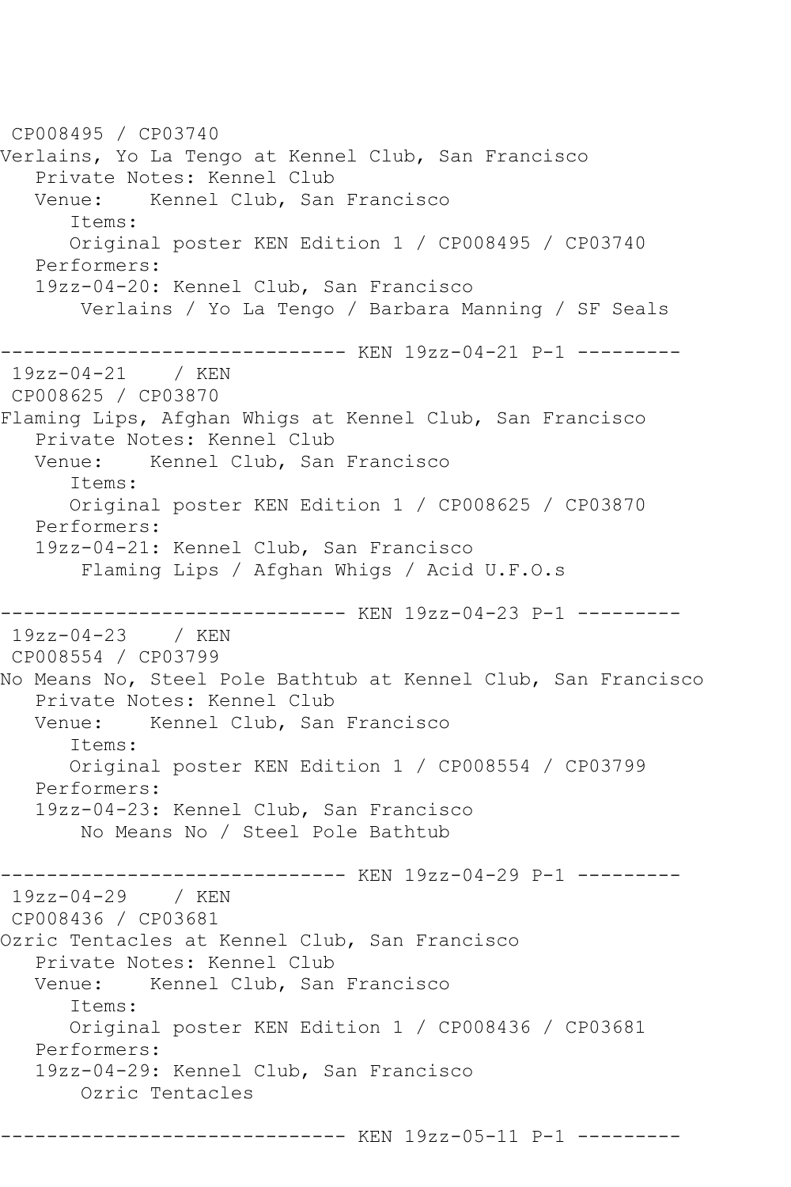CP008495 / CP03740
Verlains, Yo La Tengo at Kennel Club, San Francisco
   Private Notes: Kennel Club
   Venue:    Kennel Club, San Francisco
      Items:
      Original poster KEN Edition 1 / CP008495 / CP03740
   Performers:
   19zz-04-20: Kennel Club, San Francisco
       Verlains / Yo La Tengo / Barbara Manning / SF Seals

------------------------------ KEN 19zz-04-21 P-1 ---------
 19zz-04-21    / KEN
 CP008625 / CP03870
Flaming Lips, Afghan Whigs at Kennel Club, San Francisco
   Private Notes: Kennel Club
   Venue:    Kennel Club, San Francisco
      Items:
      Original poster KEN Edition 1 / CP008625 / CP03870
   Performers:
   19zz-04-21: Kennel Club, San Francisco
       Flaming Lips / Afghan Whigs / Acid U.F.O.s

------------------------------ KEN 19zz-04-23 P-1 ---------
 19zz-04-23    / KEN
 CP008554 / CP03799
No Means No, Steel Pole Bathtub at Kennel Club, San Francisco
   Private Notes: Kennel Club
   Venue:    Kennel Club, San Francisco
      Items:
      Original poster KEN Edition 1 / CP008554 / CP03799
   Performers:
   19zz-04-23: Kennel Club, San Francisco
       No Means No / Steel Pole Bathtub

------------------------------ KEN 19zz-04-29 P-1 ---------
 19zz-04-29    / KEN
 CP008436 / CP03681
Ozric Tentacles at Kennel Club, San Francisco
   Private Notes: Kennel Club
   Venue:    Kennel Club, San Francisco
      Items:
      Original poster KEN Edition 1 / CP008436 / CP03681
   Performers:
   19zz-04-29: Kennel Club, San Francisco
       Ozric Tentacles

------------------------------ KEN 19zz-05-11 P-1 ---------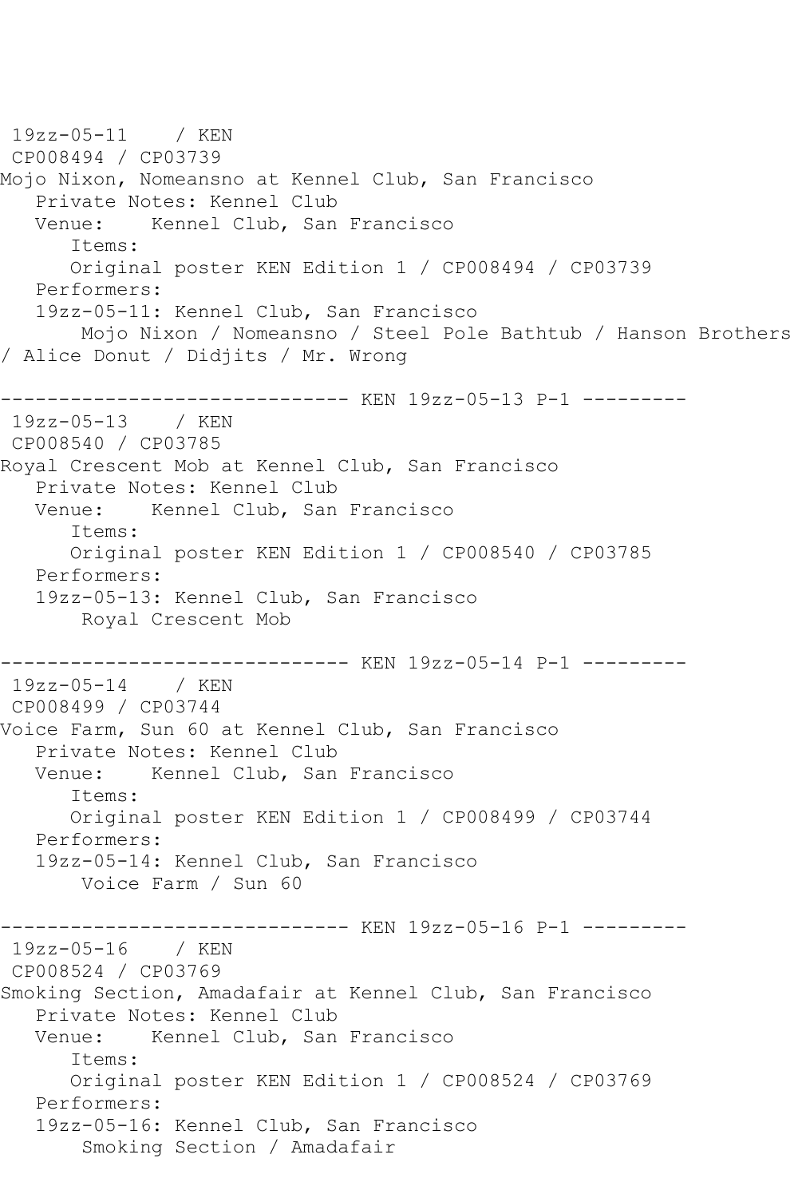19zz-05-11    / KEN
CP008494 / CP03739
Mojo Nixon, Nomeansno at Kennel Club, San Francisco
   Private Notes: Kennel Club
   Venue:    Kennel Club, San Francisco
      Items:
      Original poster KEN Edition 1 / CP008494 / CP03739
   Performers:
   19zz-05-11: Kennel Club, San Francisco
       Mojo Nixon / Nomeansno / Steel Pole Bathtub / Hanson Brothers / Alice Donut / Didjits / Mr. Wrong

------------------------------ KEN 19zz-05-13 P-1 ---------
19zz-05-13    / KEN
CP008540 / CP03785
Royal Crescent Mob at Kennel Club, San Francisco
   Private Notes: Kennel Club
   Venue:    Kennel Club, San Francisco
      Items:
      Original poster KEN Edition 1 / CP008540 / CP03785
   Performers:
   19zz-05-13: Kennel Club, San Francisco
       Royal Crescent Mob

------------------------------ KEN 19zz-05-14 P-1 ---------
19zz-05-14    / KEN
CP008499 / CP03744
Voice Farm, Sun 60 at Kennel Club, San Francisco
   Private Notes: Kennel Club
   Venue:    Kennel Club, San Francisco
      Items:
      Original poster KEN Edition 1 / CP008499 / CP03744
   Performers:
   19zz-05-14: Kennel Club, San Francisco
       Voice Farm / Sun 60

------------------------------ KEN 19zz-05-16 P-1 ---------
19zz-05-16    / KEN
CP008524 / CP03769
Smoking Section, Amadafair at Kennel Club, San Francisco
   Private Notes: Kennel Club
   Venue:    Kennel Club, San Francisco
      Items:
      Original poster KEN Edition 1 / CP008524 / CP03769
   Performers:
   19zz-05-16: Kennel Club, San Francisco
       Smoking Section / Amadafair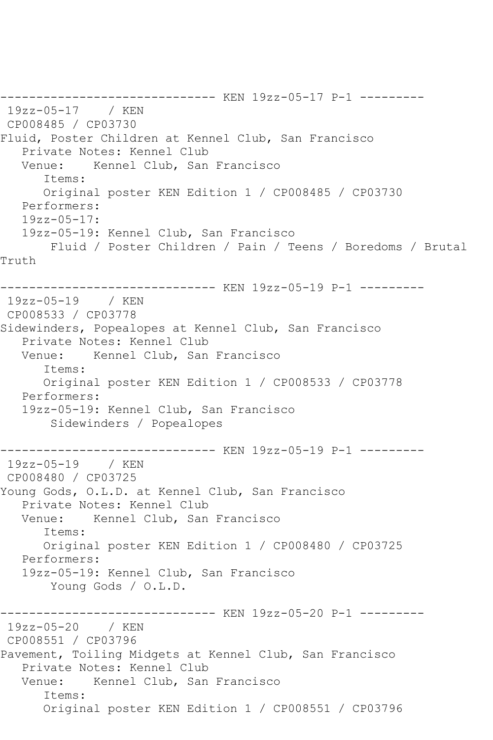------------------------------ KEN 19zz-05-17 P-1 ---------

19zz-05-17    / KEN
CP008485 / CP03730
Fluid, Poster Children at Kennel Club, San Francisco
   Private Notes: Kennel Club
   Venue:    Kennel Club, San Francisco
      Items:
      Original poster KEN Edition 1 / CP008485 / CP03730
   Performers:
   19zz-05-17:
   19zz-05-19: Kennel Club, San Francisco
       Fluid / Poster Children / Pain / Teens / Boredoms / Brutal Truth

------------------------------ KEN 19zz-05-19 P-1 ---------

19zz-05-19    / KEN
CP008533 / CP03778
Sidewinders, Popealopes at Kennel Club, San Francisco
   Private Notes: Kennel Club
   Venue:    Kennel Club, San Francisco
      Items:
      Original poster KEN Edition 1 / CP008533 / CP03778
   Performers:
   19zz-05-19: Kennel Club, San Francisco
       Sidewinders / Popealopes

------------------------------ KEN 19zz-05-19 P-1 ---------

19zz-05-19    / KEN
CP008480 / CP03725
Young Gods, O.L.D. at Kennel Club, San Francisco
   Private Notes: Kennel Club
   Venue:    Kennel Club, San Francisco
      Items:
      Original poster KEN Edition 1 / CP008480 / CP03725
   Performers:
   19zz-05-19: Kennel Club, San Francisco
       Young Gods / O.L.D.

------------------------------ KEN 19zz-05-20 P-1 ---------

19zz-05-20    / KEN
CP008551 / CP03796
Pavement, Toiling Midgets at Kennel Club, San Francisco
   Private Notes: Kennel Club
   Venue:    Kennel Club, San Francisco
      Items:
      Original poster KEN Edition 1 / CP008551 / CP03796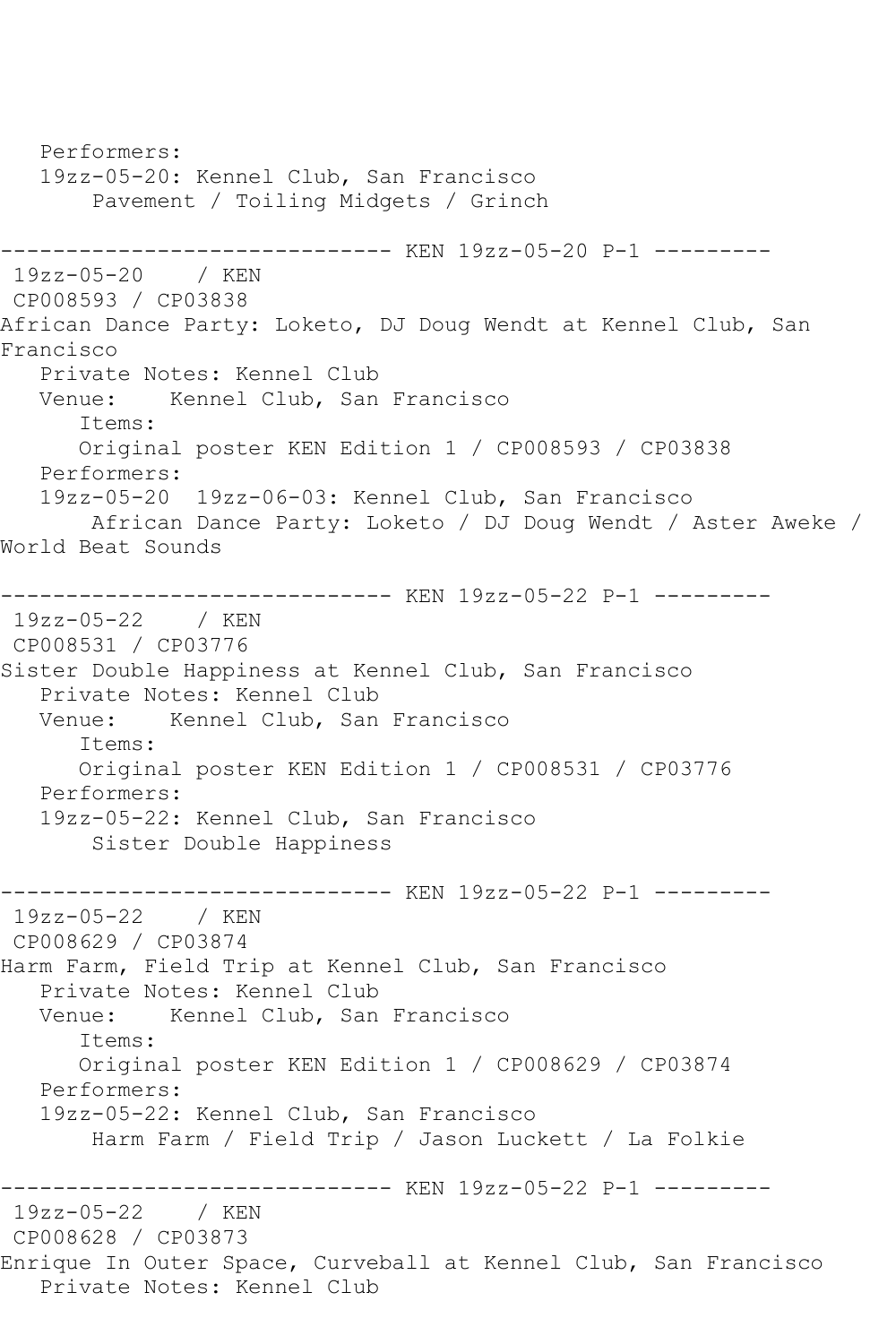Performers:
   19zz-05-20: Kennel Club, San Francisco
       Pavement / Toiling Midgets / Grinch

------------------------------ KEN 19zz-05-20 P-1 ---------
 19zz-05-20    / KEN
 CP008593 / CP03838
African Dance Party: Loketo, DJ Doug Wendt at Kennel Club, San Francisco
   Private Notes: Kennel Club
   Venue:    Kennel Club, San Francisco
      Items:
      Original poster KEN Edition 1 / CP008593 / CP03838
   Performers:
   19zz-05-20  19zz-06-03: Kennel Club, San Francisco
       African Dance Party: Loketo / DJ Doug Wendt / Aster Aweke / World Beat Sounds

------------------------------ KEN 19zz-05-22 P-1 ---------
 19zz-05-22    / KEN
 CP008531 / CP03776
Sister Double Happiness at Kennel Club, San Francisco
   Private Notes: Kennel Club
   Venue:    Kennel Club, San Francisco
      Items:
      Original poster KEN Edition 1 / CP008531 / CP03776
   Performers:
   19zz-05-22: Kennel Club, San Francisco
       Sister Double Happiness

------------------------------ KEN 19zz-05-22 P-1 ---------
 19zz-05-22    / KEN
 CP008629 / CP03874
Harm Farm, Field Trip at Kennel Club, San Francisco
   Private Notes: Kennel Club
   Venue:    Kennel Club, San Francisco
      Items:
      Original poster KEN Edition 1 / CP008629 / CP03874
   Performers:
   19zz-05-22: Kennel Club, San Francisco
       Harm Farm / Field Trip / Jason Luckett / La Folkie

------------------------------ KEN 19zz-05-22 P-1 ---------
 19zz-05-22    / KEN
 CP008628 / CP03873
Enrique In Outer Space, Curveball at Kennel Club, San Francisco
   Private Notes: Kennel Club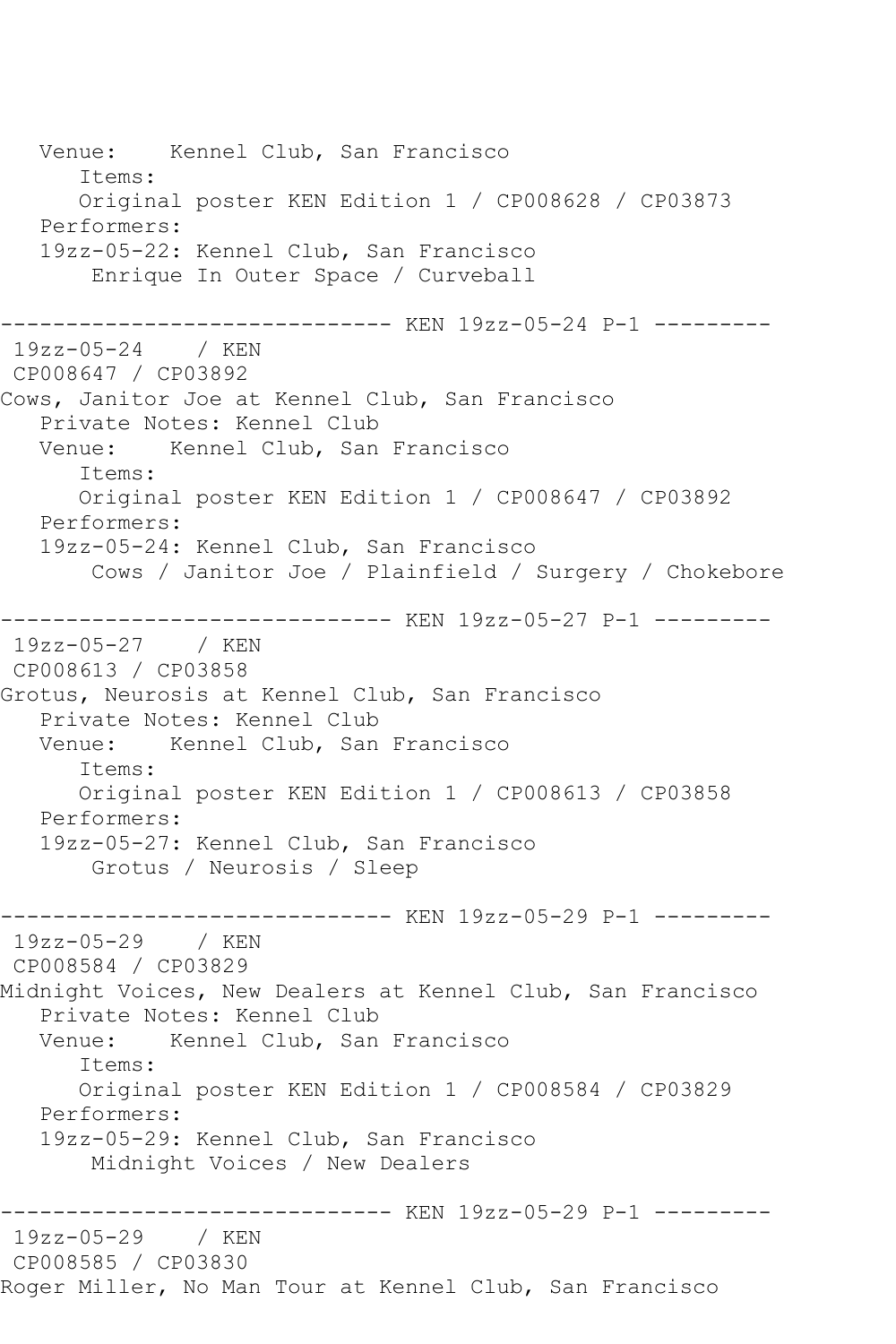```
   Venue:    Kennel Club, San Francisco
      Items:
      Original poster KEN Edition 1 / CP008628 / CP03873
   Performers:
   19zz-05-22: Kennel Club, San Francisco
       Enrique In Outer Space / Curveball

------------------------------ KEN 19zz-05-24 P-1 ---------
 19zz-05-24    / KEN
 CP008647 / CP03892
Cows, Janitor Joe at Kennel Club, San Francisco
   Private Notes: Kennel Club
   Venue:    Kennel Club, San Francisco
      Items:
      Original poster KEN Edition 1 / CP008647 / CP03892
   Performers:
   19zz-05-24: Kennel Club, San Francisco
       Cows / Janitor Joe / Plainfield / Surgery / Chokebore

------------------------------ KEN 19zz-05-27 P-1 ---------
 19zz-05-27    / KEN
 CP008613 / CP03858
Grotus, Neurosis at Kennel Club, San Francisco
   Private Notes: Kennel Club
   Venue:    Kennel Club, San Francisco
      Items:
      Original poster KEN Edition 1 / CP008613 / CP03858
   Performers:
   19zz-05-27: Kennel Club, San Francisco
       Grotus / Neurosis / Sleep

------------------------------ KEN 19zz-05-29 P-1 ---------
 19zz-05-29    / KEN
 CP008584 / CP03829
Midnight Voices, New Dealers at Kennel Club, San Francisco
   Private Notes: Kennel Club
   Venue:    Kennel Club, San Francisco
      Items:
      Original poster KEN Edition 1 / CP008584 / CP03829
   Performers:
   19zz-05-29: Kennel Club, San Francisco
       Midnight Voices / New Dealers

------------------------------ KEN 19zz-05-29 P-1 ---------
 19zz-05-29    / KEN
 CP008585 / CP03830
Roger Miller, No Man Tour at Kennel Club, San Francisco
```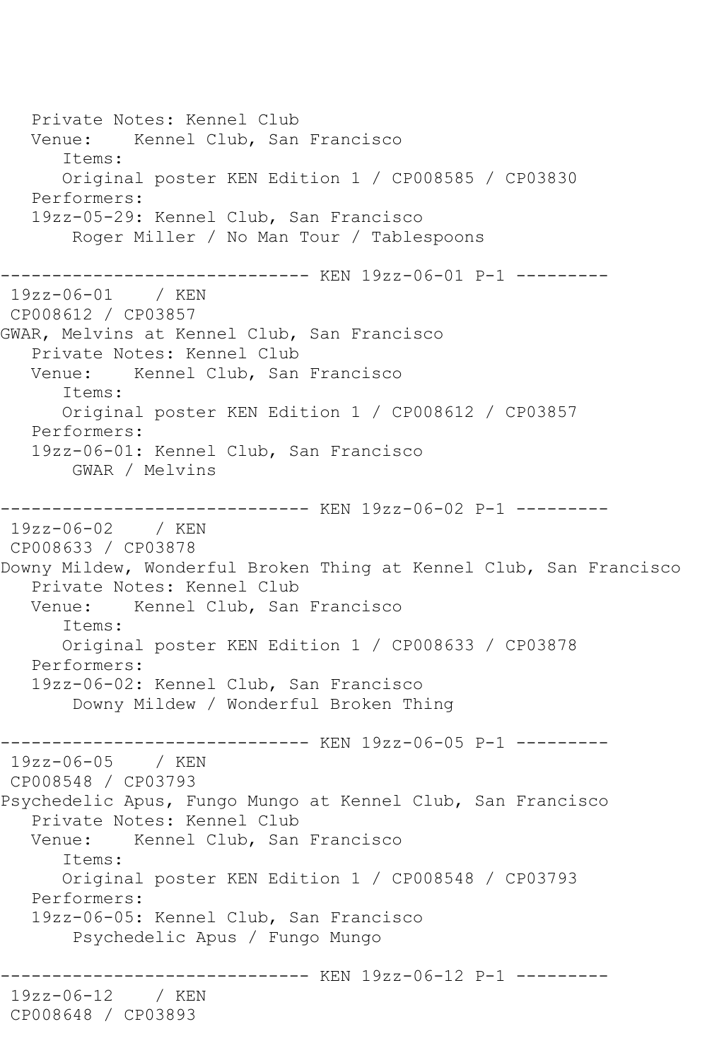```
   Private Notes: Kennel Club
   Venue:    Kennel Club, San Francisco
      Items:
      Original poster KEN Edition 1 / CP008585 / CP03830
   Performers:
   19zz-05-29: Kennel Club, San Francisco
       Roger Miller / No Man Tour / Tablespoons

------------------------------ KEN 19zz-06-01 P-1 ---------
 19zz-06-01    / KEN
 CP008612 / CP03857
GWAR, Melvins at Kennel Club, San Francisco
   Private Notes: Kennel Club
   Venue:    Kennel Club, San Francisco
      Items:
      Original poster KEN Edition 1 / CP008612 / CP03857
   Performers:
   19zz-06-01: Kennel Club, San Francisco
       GWAR / Melvins

------------------------------ KEN 19zz-06-02 P-1 ---------
 19zz-06-02    / KEN
 CP008633 / CP03878
Downy Mildew, Wonderful Broken Thing at Kennel Club, San Francisco
   Private Notes: Kennel Club
   Venue:    Kennel Club, San Francisco
      Items:
      Original poster KEN Edition 1 / CP008633 / CP03878
   Performers:
   19zz-06-02: Kennel Club, San Francisco
       Downy Mildew / Wonderful Broken Thing

------------------------------ KEN 19zz-06-05 P-1 ---------
 19zz-06-05    / KEN
 CP008548 / CP03793
Psychedelic Apus, Fungo Mungo at Kennel Club, San Francisco
   Private Notes: Kennel Club
   Venue:    Kennel Club, San Francisco
      Items:
      Original poster KEN Edition 1 / CP008548 / CP03793
   Performers:
   19zz-06-05: Kennel Club, San Francisco
       Psychedelic Apus / Fungo Mungo

------------------------------ KEN 19zz-06-12 P-1 ---------
 19zz-06-12    / KEN
 CP008648 / CP03893
```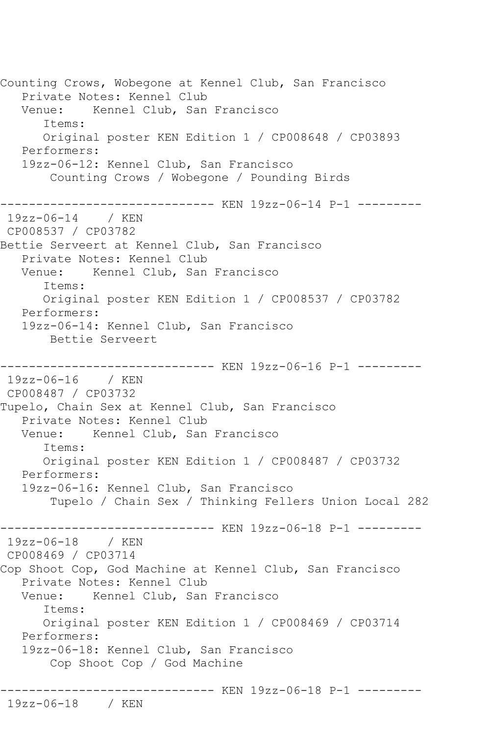Counting Crows, Wobegone at Kennel Club, San Francisco
   Private Notes: Kennel Club
   Venue:    Kennel Club, San Francisco
      Items:
      Original poster KEN Edition 1 / CP008648 / CP03893
   Performers:
   19zz-06-12: Kennel Club, San Francisco
       Counting Crows / Wobegone / Pounding Birds

------------------------------ KEN 19zz-06-14 P-1 ---------
 19zz-06-14    / KEN
 CP008537 / CP03782
Bettie Serveert at Kennel Club, San Francisco
   Private Notes: Kennel Club
   Venue:    Kennel Club, San Francisco
      Items:
      Original poster KEN Edition 1 / CP008537 / CP03782
   Performers:
   19zz-06-14: Kennel Club, San Francisco
       Bettie Serveert

------------------------------ KEN 19zz-06-16 P-1 ---------
 19zz-06-16    / KEN
 CP008487 / CP03732
Tupelo, Chain Sex at Kennel Club, San Francisco
   Private Notes: Kennel Club
   Venue:    Kennel Club, San Francisco
      Items:
      Original poster KEN Edition 1 / CP008487 / CP03732
   Performers:
   19zz-06-16: Kennel Club, San Francisco
       Tupelo / Chain Sex / Thinking Fellers Union Local 282

------------------------------ KEN 19zz-06-18 P-1 ---------
 19zz-06-18    / KEN
 CP008469 / CP03714
Cop Shoot Cop, God Machine at Kennel Club, San Francisco
   Private Notes: Kennel Club
   Venue:    Kennel Club, San Francisco
      Items:
      Original poster KEN Edition 1 / CP008469 / CP03714
   Performers:
   19zz-06-18: Kennel Club, San Francisco
       Cop Shoot Cop / God Machine

------------------------------ KEN 19zz-06-18 P-1 ---------
 19zz-06-18    / KEN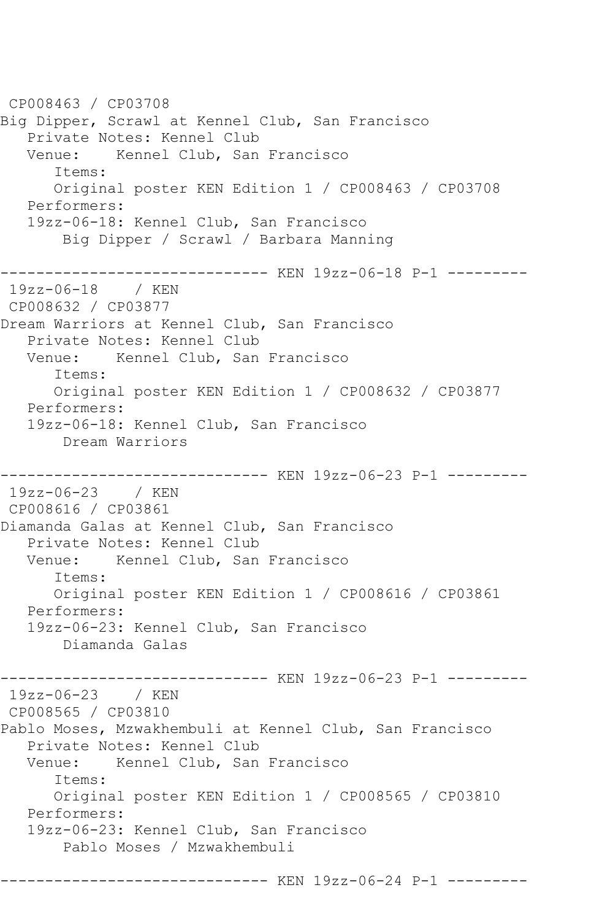CP008463 / CP03708
Big Dipper, Scrawl at Kennel Club, San Francisco
   Private Notes: Kennel Club
   Venue:    Kennel Club, San Francisco
      Items:
      Original poster KEN Edition 1 / CP008463 / CP03708
   Performers:
   19zz-06-18: Kennel Club, San Francisco
       Big Dipper / Scrawl / Barbara Manning

------------------------------ KEN 19zz-06-18 P-1 ---------
 19zz-06-18    / KEN
 CP008632 / CP03877
Dream Warriors at Kennel Club, San Francisco
   Private Notes: Kennel Club
   Venue:    Kennel Club, San Francisco
      Items:
      Original poster KEN Edition 1 / CP008632 / CP03877
   Performers:
   19zz-06-18: Kennel Club, San Francisco
       Dream Warriors

------------------------------ KEN 19zz-06-23 P-1 ---------
 19zz-06-23    / KEN
 CP008616 / CP03861
Diamanda Galas at Kennel Club, San Francisco
   Private Notes: Kennel Club
   Venue:    Kennel Club, San Francisco
      Items:
      Original poster KEN Edition 1 / CP008616 / CP03861
   Performers:
   19zz-06-23: Kennel Club, San Francisco
       Diamanda Galas

------------------------------ KEN 19zz-06-23 P-1 ---------
 19zz-06-23    / KEN
 CP008565 / CP03810
Pablo Moses, Mzwakhembuli at Kennel Club, San Francisco
   Private Notes: Kennel Club
   Venue:    Kennel Club, San Francisco
      Items:
      Original poster KEN Edition 1 / CP008565 / CP03810
   Performers:
   19zz-06-23: Kennel Club, San Francisco
       Pablo Moses / Mzwakhembuli

------------------------------ KEN 19zz-06-24 P-1 ---------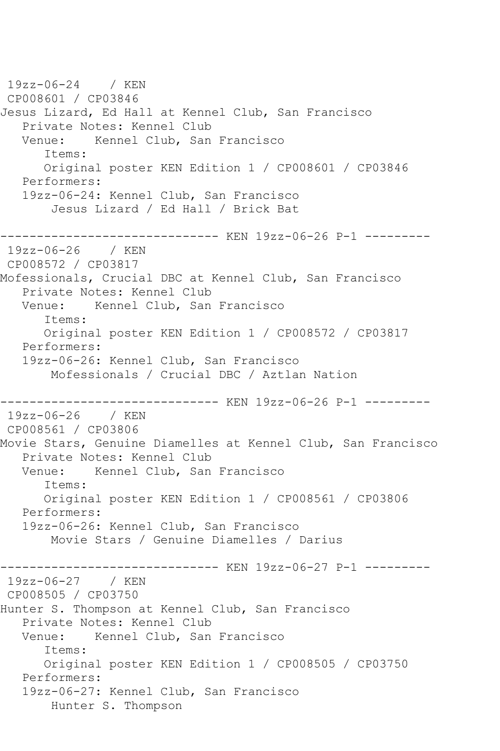```
19zz-06-24    / KEN
 CP008601 / CP03846
Jesus Lizard, Ed Hall at Kennel Club, San Francisco
   Private Notes: Kennel Club
   Venue:    Kennel Club, San Francisco
      Items:
      Original poster KEN Edition 1 / CP008601 / CP03846
   Performers:
   19zz-06-24: Kennel Club, San Francisco
       Jesus Lizard / Ed Hall / Brick Bat

------------------------------ KEN 19zz-06-26 P-1 ---------
 19zz-06-26    / KEN
 CP008572 / CP03817
Mofessionals, Crucial DBC at Kennel Club, San Francisco
   Private Notes: Kennel Club
   Venue:    Kennel Club, San Francisco
      Items:
      Original poster KEN Edition 1 / CP008572 / CP03817
   Performers:
   19zz-06-26: Kennel Club, San Francisco
       Mofessionals / Crucial DBC / Aztlan Nation

------------------------------ KEN 19zz-06-26 P-1 ---------
 19zz-06-26    / KEN
 CP008561 / CP03806
Movie Stars, Genuine Diamelles at Kennel Club, San Francisco
   Private Notes: Kennel Club
   Venue:    Kennel Club, San Francisco
      Items:
      Original poster KEN Edition 1 / CP008561 / CP03806
   Performers:
   19zz-06-26: Kennel Club, San Francisco
       Movie Stars / Genuine Diamelles / Darius

------------------------------ KEN 19zz-06-27 P-1 ---------
 19zz-06-27    / KEN
 CP008505 / CP03750
Hunter S. Thompson at Kennel Club, San Francisco
   Private Notes: Kennel Club
   Venue:    Kennel Club, San Francisco
      Items:
      Original poster KEN Edition 1 / CP008505 / CP03750
   Performers:
   19zz-06-27: Kennel Club, San Francisco
       Hunter S. Thompson
```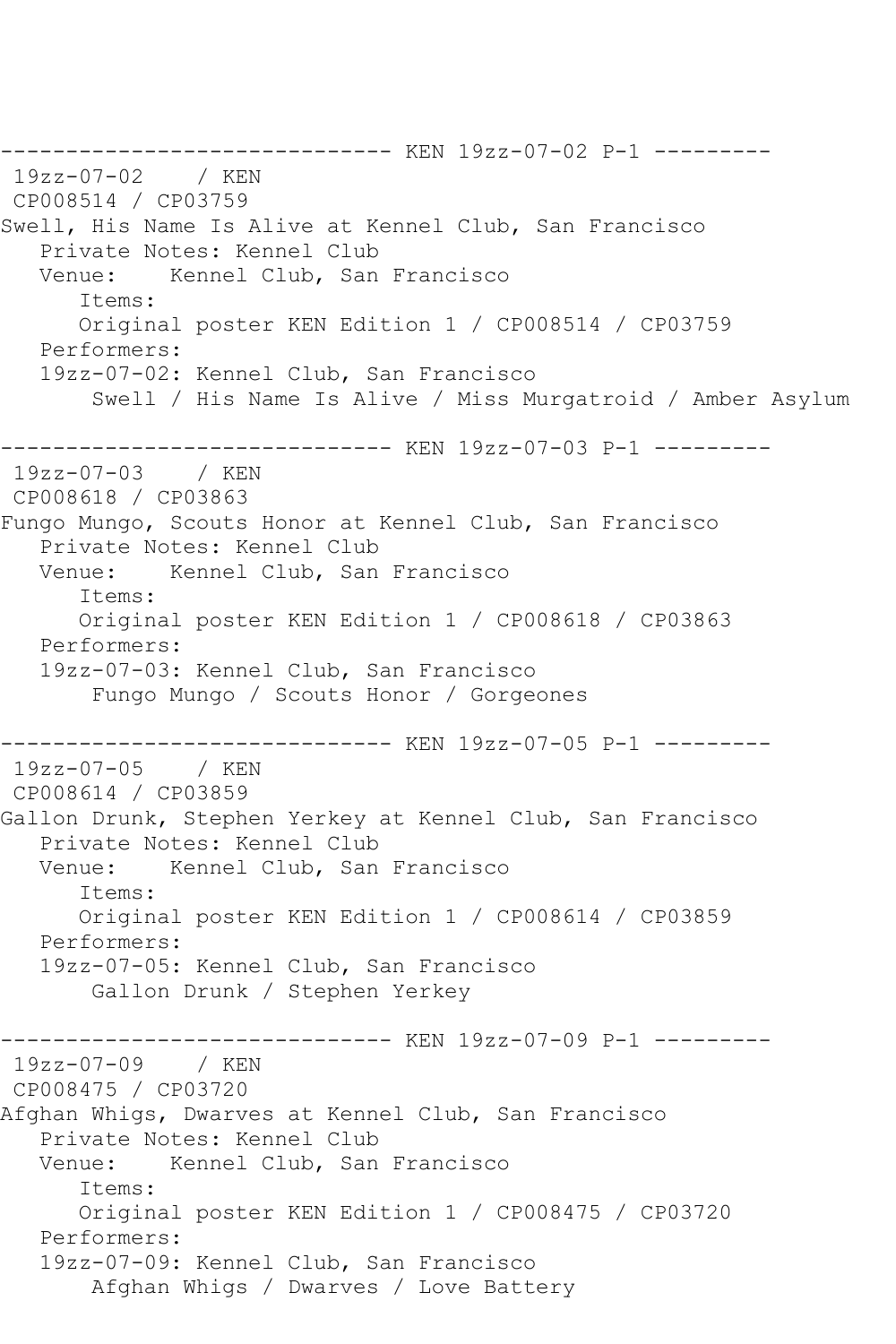------------------------------ KEN 19zz-07-02 P-1 ---------

19zz-07-02 / KEN

CP008514 / CP03759

Swell, His Name Is Alive at Kennel Club, San Francisco

Private Notes: Kennel Club

Venue: Kennel Club, San Francisco

Items:

Original poster KEN Edition 1 / CP008514 / CP03759

Performers:

19zz-07-02: Kennel Club, San Francisco

Swell / His Name Is Alive / Miss Murgatroid / Amber Asylum

------------------------------ KEN 19zz-07-03 P-1 ---------

19zz-07-03 / KEN

CP008618 / CP03863

Fungo Mungo, Scouts Honor at Kennel Club, San Francisco

Private Notes: Kennel Club

Venue: Kennel Club, San Francisco

Items:

Original poster KEN Edition 1 / CP008618 / CP03863

Performers:

19zz-07-03: Kennel Club, San Francisco

Fungo Mungo / Scouts Honor / Gorgeones

------------------------------ KEN 19zz-07-05 P-1 ---------

19zz-07-05 / KEN

CP008614 / CP03859

Gallon Drunk, Stephen Yerkey at Kennel Club, San Francisco

Private Notes: Kennel Club

Venue: Kennel Club, San Francisco

Items:

Original poster KEN Edition 1 / CP008614 / CP03859

Performers:

19zz-07-05: Kennel Club, San Francisco

Gallon Drunk / Stephen Yerkey

------------------------------ KEN 19zz-07-09 P-1 ---------

19zz-07-09 / KEN

CP008475 / CP03720

Afghan Whigs, Dwarves at Kennel Club, San Francisco

Private Notes: Kennel Club

Venue: Kennel Club, San Francisco

Items:

Original poster KEN Edition 1 / CP008475 / CP03720

Performers:

19zz-07-09: Kennel Club, San Francisco

Afghan Whigs / Dwarves / Love Battery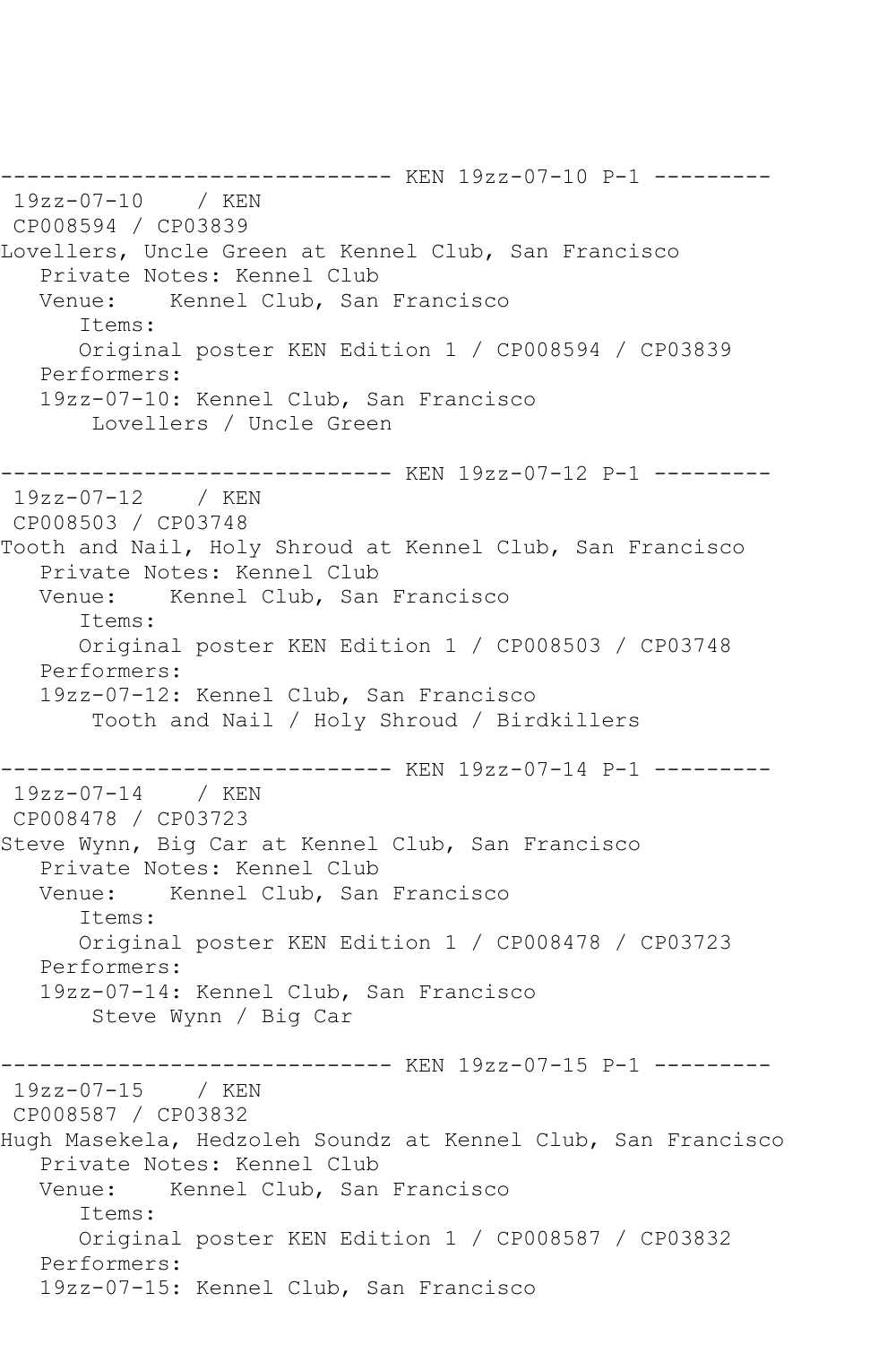```
------------------------------ KEN 19zz-07-10 P-1 ---------
 19zz-07-10    / KEN
 CP008594 / CP03839
Lovellers, Uncle Green at Kennel Club, San Francisco
   Private Notes: Kennel Club
   Venue:    Kennel Club, San Francisco
      Items:
      Original poster KEN Edition 1 / CP008594 / CP03839
   Performers:
   19zz-07-10: Kennel Club, San Francisco
       Lovellers / Uncle Green

------------------------------ KEN 19zz-07-12 P-1 ---------
 19zz-07-12    / KEN
 CP008503 / CP03748
Tooth and Nail, Holy Shroud at Kennel Club, San Francisco
   Private Notes: Kennel Club
   Venue:    Kennel Club, San Francisco
      Items:
      Original poster KEN Edition 1 / CP008503 / CP03748
   Performers:
   19zz-07-12: Kennel Club, San Francisco
       Tooth and Nail / Holy Shroud / Birdkillers

------------------------------ KEN 19zz-07-14 P-1 ---------
 19zz-07-14    / KEN
 CP008478 / CP03723
Steve Wynn, Big Car at Kennel Club, San Francisco
   Private Notes: Kennel Club
   Venue:    Kennel Club, San Francisco
      Items:
      Original poster KEN Edition 1 / CP008478 / CP03723
   Performers:
   19zz-07-14: Kennel Club, San Francisco
       Steve Wynn / Big Car

------------------------------ KEN 19zz-07-15 P-1 ---------
 19zz-07-15    / KEN
 CP008587 / CP03832
Hugh Masekela, Hedzoleh Soundz at Kennel Club, San Francisco
   Private Notes: Kennel Club
   Venue:    Kennel Club, San Francisco
      Items:
      Original poster KEN Edition 1 / CP008587 / CP03832
   Performers:
   19zz-07-15: Kennel Club, San Francisco
```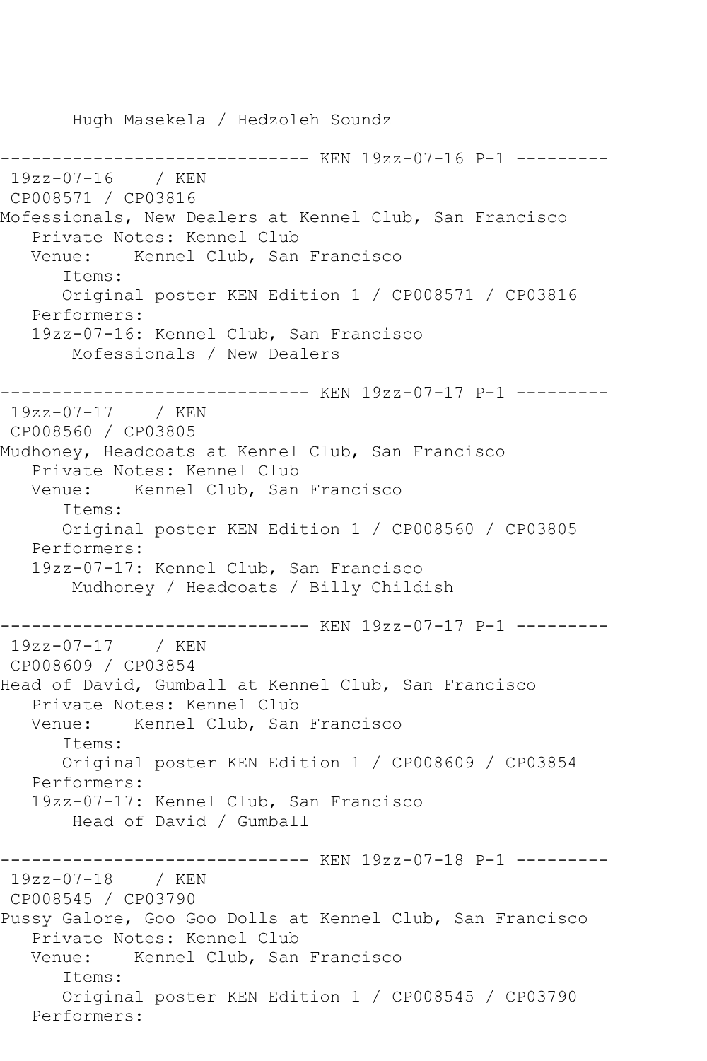```
       Hugh Masekela / Hedzoleh Soundz

------------------------------ KEN 19zz-07-16 P-1 ---------
 19zz-07-16    / KEN
 CP008571 / CP03816
Mofessionals, New Dealers at Kennel Club, San Francisco
   Private Notes: Kennel Club
   Venue:    Kennel Club, San Francisco
      Items:
      Original poster KEN Edition 1 / CP008571 / CP03816
   Performers:
   19zz-07-16: Kennel Club, San Francisco
       Mofessionals / New Dealers

------------------------------ KEN 19zz-07-17 P-1 ---------
 19zz-07-17    / KEN
 CP008560 / CP03805
Mudhoney, Headcoats at Kennel Club, San Francisco
   Private Notes: Kennel Club
   Venue:    Kennel Club, San Francisco
      Items:
      Original poster KEN Edition 1 / CP008560 / CP03805
   Performers:
   19zz-07-17: Kennel Club, San Francisco
       Mudhoney / Headcoats / Billy Childish

------------------------------ KEN 19zz-07-17 P-1 ---------
 19zz-07-17    / KEN
 CP008609 / CP03854
Head of David, Gumball at Kennel Club, San Francisco
   Private Notes: Kennel Club
   Venue:    Kennel Club, San Francisco
      Items:
      Original poster KEN Edition 1 / CP008609 / CP03854
   Performers:
   19zz-07-17: Kennel Club, San Francisco
       Head of David / Gumball

------------------------------ KEN 19zz-07-18 P-1 ---------
 19zz-07-18    / KEN
 CP008545 / CP03790
Pussy Galore, Goo Goo Dolls at Kennel Club, San Francisco
   Private Notes: Kennel Club
   Venue:    Kennel Club, San Francisco
      Items:
      Original poster KEN Edition 1 / CP008545 / CP03790
   Performers:
```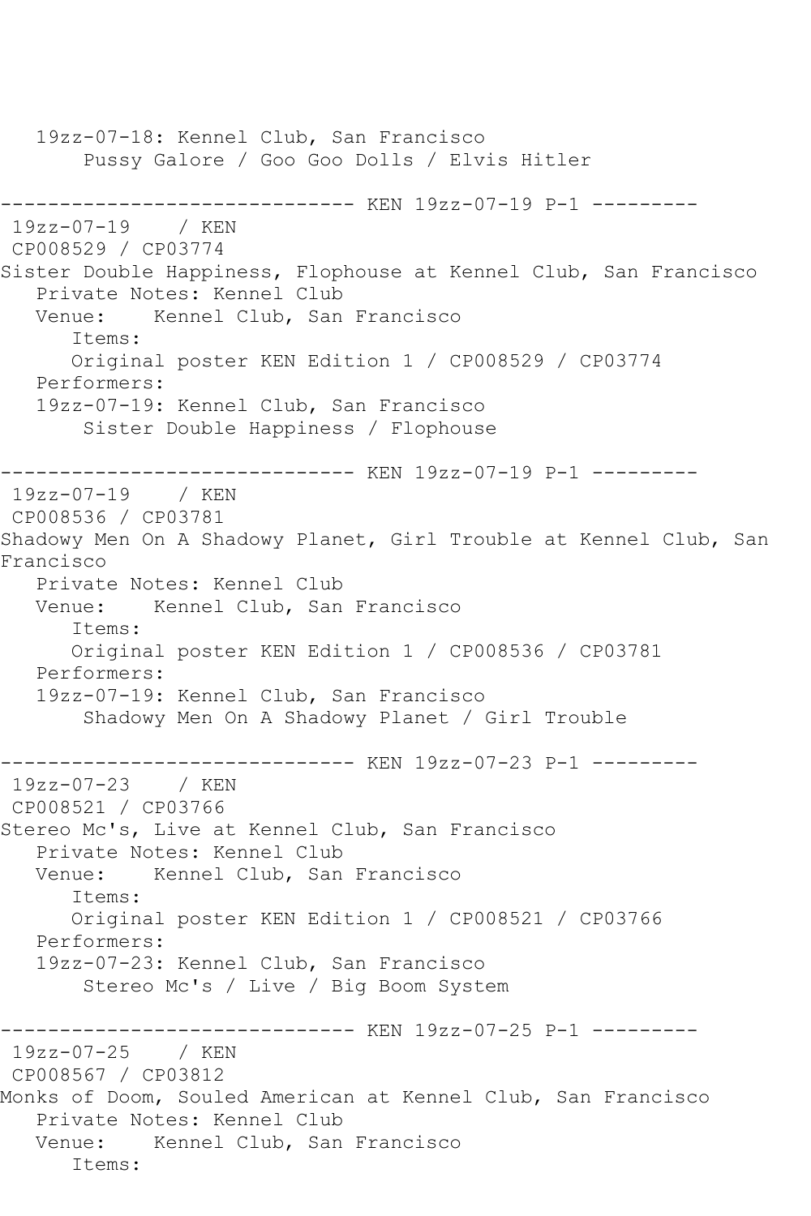```
   19zz-07-18: Kennel Club, San Francisco
        Pussy Galore / Goo Goo Dolls / Elvis Hitler

------------------------------ KEN 19zz-07-19 P-1 ---------
 19zz-07-19    / KEN
 CP008529 / CP03774
Sister Double Happiness, Flophouse at Kennel Club, San Francisco
   Private Notes: Kennel Club
   Venue:    Kennel Club, San Francisco
      Items:
      Original poster KEN Edition 1 / CP008529 / CP03774
   Performers:
   19zz-07-19: Kennel Club, San Francisco
        Sister Double Happiness / Flophouse

------------------------------ KEN 19zz-07-19 P-1 ---------
 19zz-07-19    / KEN
 CP008536 / CP03781
Shadowy Men On A Shadowy Planet, Girl Trouble at Kennel Club, San
Francisco
   Private Notes: Kennel Club
   Venue:    Kennel Club, San Francisco
      Items:
      Original poster KEN Edition 1 / CP008536 / CP03781
   Performers:
   19zz-07-19: Kennel Club, San Francisco
        Shadowy Men On A Shadowy Planet / Girl Trouble

------------------------------ KEN 19zz-07-23 P-1 ---------
 19zz-07-23    / KEN
 CP008521 / CP03766
Stereo Mc's, Live at Kennel Club, San Francisco
   Private Notes: Kennel Club
   Venue:    Kennel Club, San Francisco
      Items:
      Original poster KEN Edition 1 / CP008521 / CP03766
   Performers:
   19zz-07-23: Kennel Club, San Francisco
        Stereo Mc's / Live / Big Boom System

------------------------------ KEN 19zz-07-25 P-1 ---------
 19zz-07-25    / KEN
 CP008567 / CP03812
Monks of Doom, Souled American at Kennel Club, San Francisco
   Private Notes: Kennel Club
   Venue:    Kennel Club, San Francisco
      Items:
```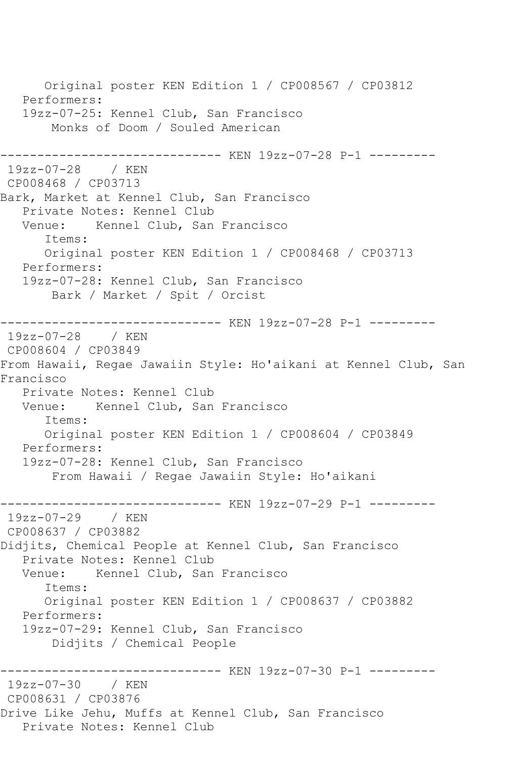```
      Original poster KEN Edition 1 / CP008567 / CP03812
   Performers:
   19zz-07-25: Kennel Club, San Francisco
       Monks of Doom / Souled American

------------------------------ KEN 19zz-07-28 P-1 ---------
 19zz-07-28    / KEN
 CP008468 / CP03713
Bark, Market at Kennel Club, San Francisco
   Private Notes: Kennel Club
   Venue:    Kennel Club, San Francisco
      Items:
      Original poster KEN Edition 1 / CP008468 / CP03713
   Performers:
   19zz-07-28: Kennel Club, San Francisco
       Bark / Market / Spit / Orcist

------------------------------ KEN 19zz-07-28 P-1 ---------
 19zz-07-28    / KEN
 CP008604 / CP03849
From Hawaii, Regae Jawaiin Style: Ho'aikani at Kennel Club, San
Francisco
   Private Notes: Kennel Club
   Venue:    Kennel Club, San Francisco
      Items:
      Original poster KEN Edition 1 / CP008604 / CP03849
   Performers:
   19zz-07-28: Kennel Club, San Francisco
       From Hawaii / Regae Jawaiin Style: Ho'aikani

------------------------------ KEN 19zz-07-29 P-1 ---------
 19zz-07-29    / KEN
 CP008637 / CP03882
Didjits, Chemical People at Kennel Club, San Francisco
   Private Notes: Kennel Club
   Venue:    Kennel Club, San Francisco
      Items:
      Original poster KEN Edition 1 / CP008637 / CP03882
   Performers:
   19zz-07-29: Kennel Club, San Francisco
       Didjits / Chemical People

------------------------------ KEN 19zz-07-30 P-1 ---------
 19zz-07-30    / KEN
 CP008631 / CP03876
Drive Like Jehu, Muffs at Kennel Club, San Francisco
   Private Notes: Kennel Club
```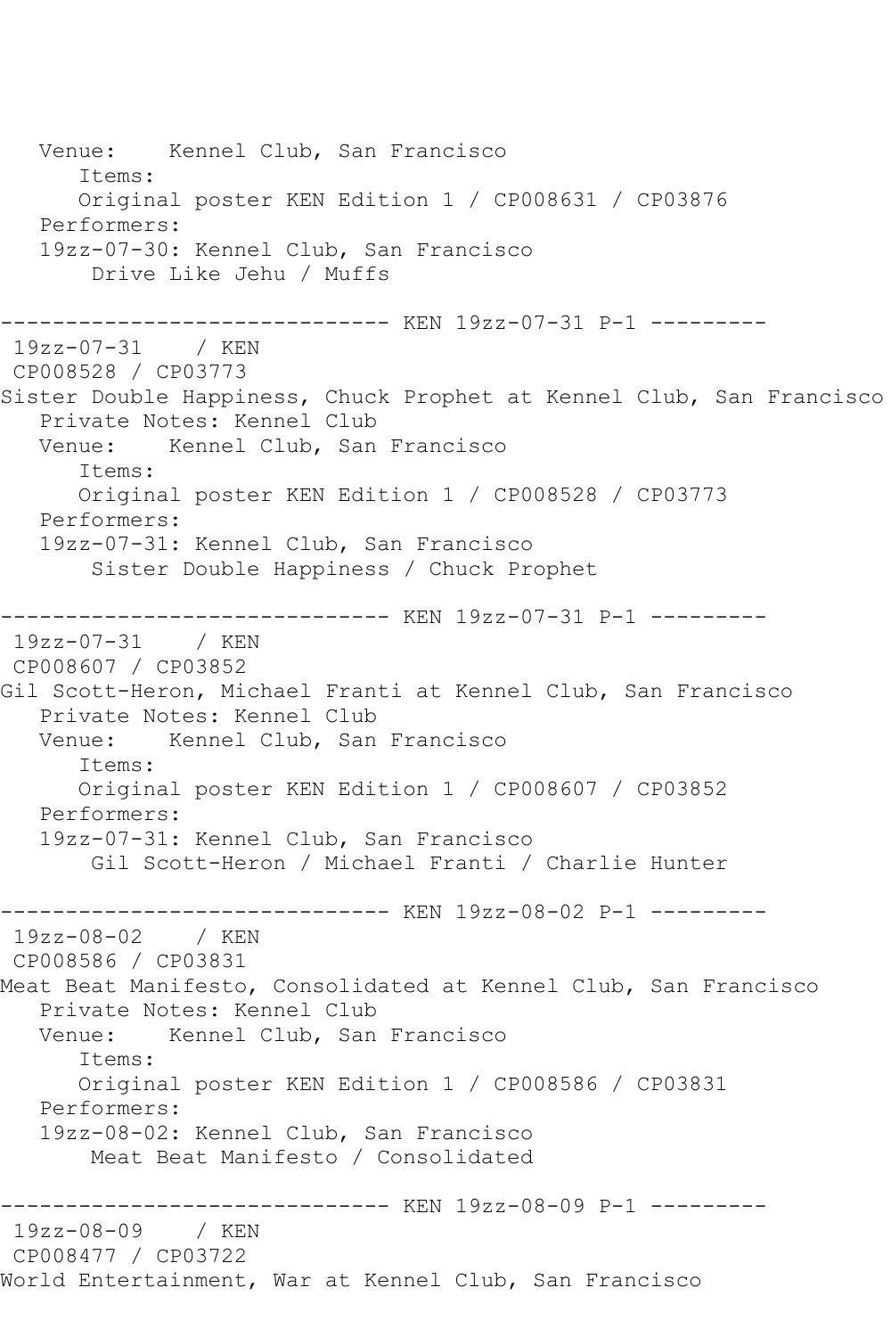```
   Venue:    Kennel Club, San Francisco
      Items:
      Original poster KEN Edition 1 / CP008631 / CP03876
   Performers:
   19zz-07-30: Kennel Club, San Francisco
       Drive Like Jehu / Muffs

------------------------------ KEN 19zz-07-31 P-1 ---------
 19zz-07-31    / KEN
 CP008528 / CP03773
Sister Double Happiness, Chuck Prophet at Kennel Club, San Francisco
   Private Notes: Kennel Club
   Venue:    Kennel Club, San Francisco
      Items:
      Original poster KEN Edition 1 / CP008528 / CP03773
   Performers:
   19zz-07-31: Kennel Club, San Francisco
       Sister Double Happiness / Chuck Prophet

------------------------------ KEN 19zz-07-31 P-1 ---------
 19zz-07-31    / KEN
 CP008607 / CP03852
Gil Scott-Heron, Michael Franti at Kennel Club, San Francisco
   Private Notes: Kennel Club
   Venue:    Kennel Club, San Francisco
      Items:
      Original poster KEN Edition 1 / CP008607 / CP03852
   Performers:
   19zz-07-31: Kennel Club, San Francisco
       Gil Scott-Heron / Michael Franti / Charlie Hunter

------------------------------ KEN 19zz-08-02 P-1 ---------
 19zz-08-02    / KEN
 CP008586 / CP03831
Meat Beat Manifesto, Consolidated at Kennel Club, San Francisco
   Private Notes: Kennel Club
   Venue:    Kennel Club, San Francisco
      Items:
      Original poster KEN Edition 1 / CP008586 / CP03831
   Performers:
   19zz-08-02: Kennel Club, San Francisco
       Meat Beat Manifesto / Consolidated

------------------------------ KEN 19zz-08-09 P-1 ---------
 19zz-08-09    / KEN
 CP008477 / CP03722
World Entertainment, War at Kennel Club, San Francisco
```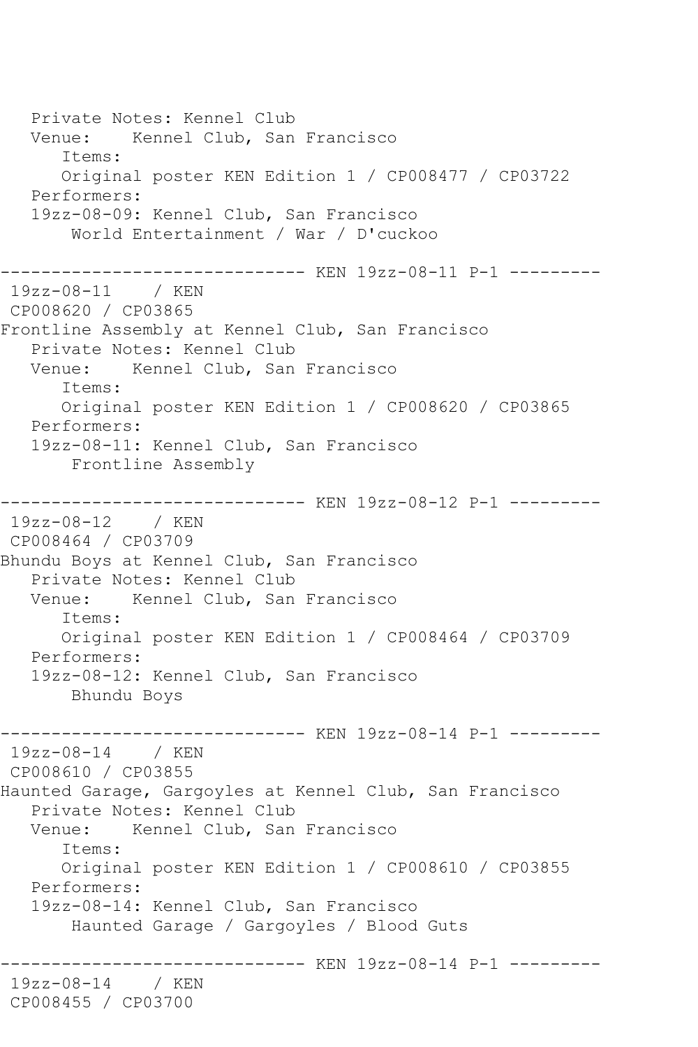```
   Private Notes: Kennel Club
   Venue:    Kennel Club, San Francisco
      Items:
      Original poster KEN Edition 1 / CP008477 / CP03722
   Performers:
   19zz-08-09: Kennel Club, San Francisco
       World Entertainment / War / D'cuckoo

------------------------------ KEN 19zz-08-11 P-1 ---------
 19zz-08-11    / KEN
 CP008620 / CP03865
Frontline Assembly at Kennel Club, San Francisco
   Private Notes: Kennel Club
   Venue:    Kennel Club, San Francisco
      Items:
      Original poster KEN Edition 1 / CP008620 / CP03865
   Performers:
   19zz-08-11: Kennel Club, San Francisco
       Frontline Assembly

------------------------------ KEN 19zz-08-12 P-1 ---------
 19zz-08-12    / KEN
 CP008464 / CP03709
Bhundu Boys at Kennel Club, San Francisco
   Private Notes: Kennel Club
   Venue:    Kennel Club, San Francisco
      Items:
      Original poster KEN Edition 1 / CP008464 / CP03709
   Performers:
   19zz-08-12: Kennel Club, San Francisco
       Bhundu Boys

------------------------------ KEN 19zz-08-14 P-1 ---------
 19zz-08-14    / KEN
 CP008610 / CP03855
Haunted Garage, Gargoyles at Kennel Club, San Francisco
   Private Notes: Kennel Club
   Venue:    Kennel Club, San Francisco
      Items:
      Original poster KEN Edition 1 / CP008610 / CP03855
   Performers:
   19zz-08-14: Kennel Club, San Francisco
       Haunted Garage / Gargoyles / Blood Guts

------------------------------ KEN 19zz-08-14 P-1 ---------
 19zz-08-14    / KEN
 CP008455 / CP03700
```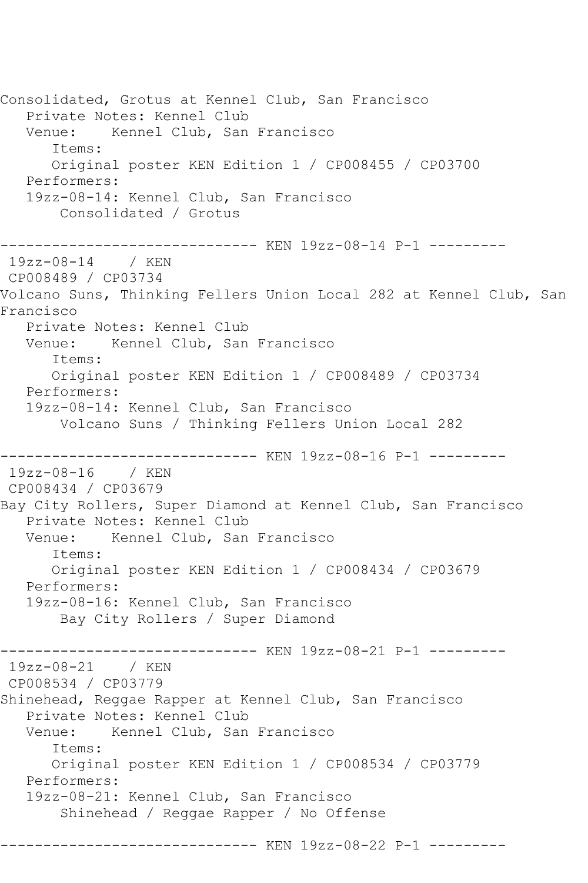```
Consolidated, Grotus at Kennel Club, San Francisco
   Private Notes: Kennel Club
   Venue:    Kennel Club, San Francisco
      Items:
      Original poster KEN Edition 1 / CP008455 / CP03700
   Performers:
   19zz-08-14: Kennel Club, San Francisco
       Consolidated / Grotus

------------------------------ KEN 19zz-08-14 P-1 ---------
 19zz-08-14    / KEN
 CP008489 / CP03734
Volcano Suns, Thinking Fellers Union Local 282 at Kennel Club, San 
Francisco
   Private Notes: Kennel Club
   Venue:    Kennel Club, San Francisco
      Items:
      Original poster KEN Edition 1 / CP008489 / CP03734
   Performers:
   19zz-08-14: Kennel Club, San Francisco
       Volcano Suns / Thinking Fellers Union Local 282

------------------------------ KEN 19zz-08-16 P-1 ---------
 19zz-08-16    / KEN
 CP008434 / CP03679
Bay City Rollers, Super Diamond at Kennel Club, San Francisco
   Private Notes: Kennel Club
   Venue:    Kennel Club, San Francisco
      Items:
      Original poster KEN Edition 1 / CP008434 / CP03679
   Performers:
   19zz-08-16: Kennel Club, San Francisco
       Bay City Rollers / Super Diamond

------------------------------ KEN 19zz-08-21 P-1 ---------
 19zz-08-21    / KEN
 CP008534 / CP03779
Shinehead, Reggae Rapper at Kennel Club, San Francisco
   Private Notes: Kennel Club
   Venue:    Kennel Club, San Francisco
      Items:
      Original poster KEN Edition 1 / CP008534 / CP03779
   Performers:
   19zz-08-21: Kennel Club, San Francisco
       Shinehead / Reggae Rapper / No Offense

------------------------------ KEN 19zz-08-22 P-1 ---------
```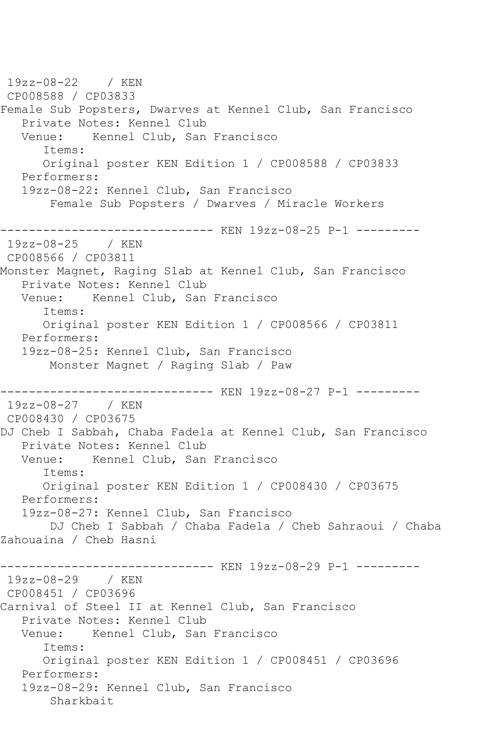19zz-08-22 / KEN
CP008588 / CP03833
Female Sub Popsters, Dwarves at Kennel Club, San Francisco
Private Notes: Kennel Club
Venue: Kennel Club, San Francisco
Items:
Original poster KEN Edition 1 / CP008588 / CP03833
Performers:
19zz-08-22: Kennel Club, San Francisco
Female Sub Popsters / Dwarves / Miracle Workers

------------------------------ KEN 19zz-08-25 P-1 ---------

19zz-08-25 / KEN
CP008566 / CP03811
Monster Magnet, Raging Slab at Kennel Club, San Francisco
Private Notes: Kennel Club
Venue: Kennel Club, San Francisco
Items:
Original poster KEN Edition 1 / CP008566 / CP03811
Performers:
19zz-08-25: Kennel Club, San Francisco
Monster Magnet / Raging Slab / Paw

------------------------------ KEN 19zz-08-27 P-1 ---------

19zz-08-27 / KEN
CP008430 / CP03675
DJ Cheb I Sabbah, Chaba Fadela at Kennel Club, San Francisco
Private Notes: Kennel Club
Venue: Kennel Club, San Francisco
Items:
Original poster KEN Edition 1 / CP008430 / CP03675
Performers:
19zz-08-27: Kennel Club, San Francisco
DJ Cheb I Sabbah / Chaba Fadela / Cheb Sahraoui / Chaba Zahouaina / Cheb Hasni

------------------------------ KEN 19zz-08-29 P-1 ---------

19zz-08-29 / KEN
CP008451 / CP03696
Carnival of Steel II at Kennel Club, San Francisco
Private Notes: Kennel Club
Venue: Kennel Club, San Francisco
Items:
Original poster KEN Edition 1 / CP008451 / CP03696
Performers:
19zz-08-29: Kennel Club, San Francisco
Sharkbait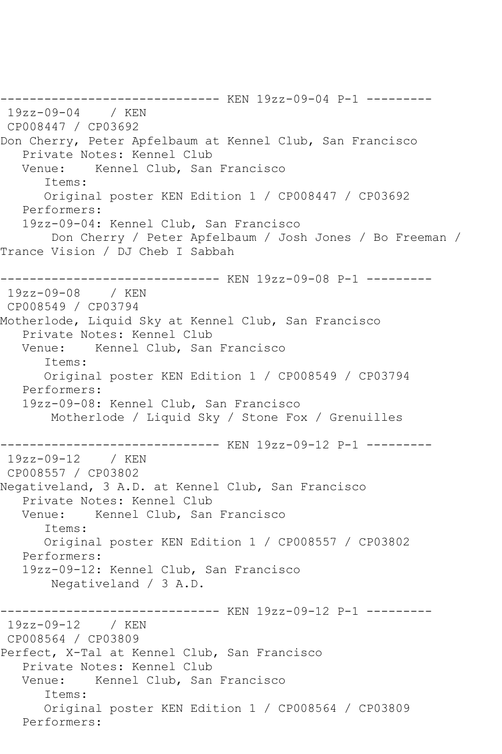------------------------------ KEN 19zz-09-04 P-1 ---------

19zz-09-04 / KEN

CP008447 / CP03692

Don Cherry, Peter Apfelbaum at Kennel Club, San Francisco

Private Notes: Kennel Club

Venue: Kennel Club, San Francisco

Items:

Original poster KEN Edition 1 / CP008447 / CP03692

Performers:

19zz-09-04: Kennel Club, San Francisco

Don Cherry / Peter Apfelbaum / Josh Jones / Bo Freeman / Trance Vision / DJ Cheb I Sabbah

------------------------------ KEN 19zz-09-08 P-1 ---------

19zz-09-08 / KEN

CP008549 / CP03794

Motherlode, Liquid Sky at Kennel Club, San Francisco

Private Notes: Kennel Club

Venue: Kennel Club, San Francisco

Items:

Original poster KEN Edition 1 / CP008549 / CP03794

Performers:

19zz-09-08: Kennel Club, San Francisco

Motherlode / Liquid Sky / Stone Fox / Grenuilles

------------------------------ KEN 19zz-09-12 P-1 ---------

19zz-09-12 / KEN

CP008557 / CP03802

Negativeland, 3 A.D. at Kennel Club, San Francisco

Private Notes: Kennel Club

Venue: Kennel Club, San Francisco

Items:

Original poster KEN Edition 1 / CP008557 / CP03802

Performers:

19zz-09-12: Kennel Club, San Francisco

Negativeland / 3 A.D.

------------------------------ KEN 19zz-09-12 P-1 ---------

19zz-09-12 / KEN

CP008564 / CP03809

Perfect, X-Tal at Kennel Club, San Francisco

Private Notes: Kennel Club

Venue: Kennel Club, San Francisco

Items:

Original poster KEN Edition 1 / CP008564 / CP03809

Performers: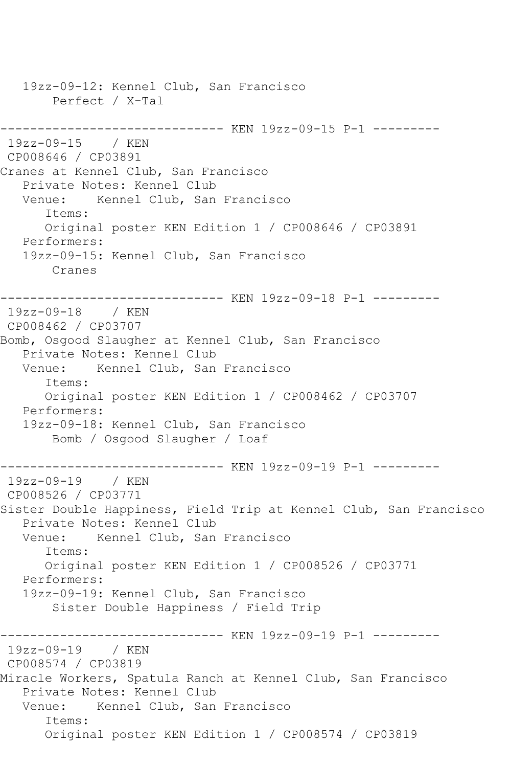```
   19zz-09-12: Kennel Club, San Francisco
        Perfect / X-Tal

------------------------------ KEN 19zz-09-15 P-1 ---------
 19zz-09-15    / KEN
 CP008646 / CP03891
Cranes at Kennel Club, San Francisco
   Private Notes: Kennel Club
   Venue:    Kennel Club, San Francisco
      Items:
      Original poster KEN Edition 1 / CP008646 / CP03891
   Performers:
   19zz-09-15: Kennel Club, San Francisco
        Cranes

------------------------------ KEN 19zz-09-18 P-1 ---------
 19zz-09-18    / KEN
 CP008462 / CP03707
Bomb, Osgood Slaugher at Kennel Club, San Francisco
   Private Notes: Kennel Club
   Venue:    Kennel Club, San Francisco
      Items:
      Original poster KEN Edition 1 / CP008462 / CP03707
   Performers:
   19zz-09-18: Kennel Club, San Francisco
        Bomb / Osgood Slaughter / Loaf

------------------------------ KEN 19zz-09-19 P-1 ---------
 19zz-09-19    / KEN
 CP008526 / CP03771
Sister Double Happiness, Field Trip at Kennel Club, San Francisco
   Private Notes: Kennel Club
   Venue:    Kennel Club, San Francisco
      Items:
      Original poster KEN Edition 1 / CP008526 / CP03771
   Performers:
   19zz-09-19: Kennel Club, San Francisco
        Sister Double Happiness / Field Trip

------------------------------ KEN 19zz-09-19 P-1 ---------
 19zz-09-19    / KEN
 CP008574 / CP03819
Miracle Workers, Spatula Ranch at Kennel Club, San Francisco
   Private Notes: Kennel Club
   Venue:    Kennel Club, San Francisco
      Items:
      Original poster KEN Edition 1 / CP008574 / CP03819
```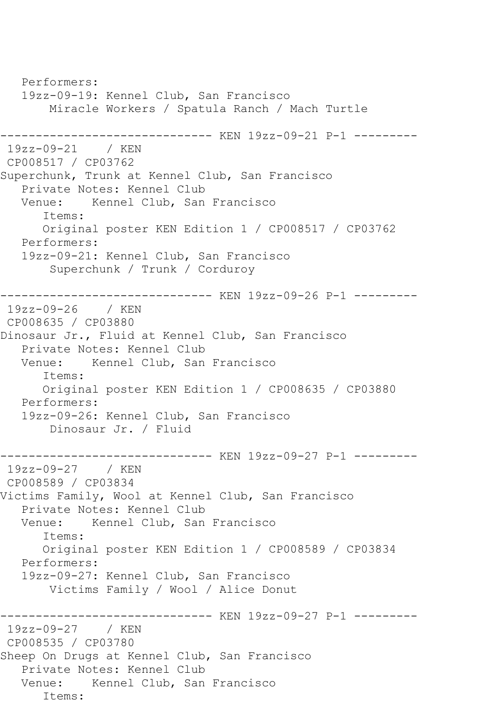```
   Performers:
   19zz-09-19: Kennel Club, San Francisco
        Miracle Workers / Spatula Ranch / Mach Turtle

------------------------------ KEN 19zz-09-21 P-1 ---------
 19zz-09-21    / KEN
 CP008517 / CP03762
Superchunk, Trunk at Kennel Club, San Francisco
   Private Notes: Kennel Club
   Venue:    Kennel Club, San Francisco
      Items:
      Original poster KEN Edition 1 / CP008517 / CP03762
   Performers:
   19zz-09-21: Kennel Club, San Francisco
        Superchunk / Trunk / Corduroy

------------------------------ KEN 19zz-09-26 P-1 ---------
 19zz-09-26    / KEN
 CP008635 / CP03880
Dinosaur Jr., Fluid at Kennel Club, San Francisco
   Private Notes: Kennel Club
   Venue:    Kennel Club, San Francisco
      Items:
      Original poster KEN Edition 1 / CP008635 / CP03880
   Performers:
   19zz-09-26: Kennel Club, San Francisco
        Dinosaur Jr. / Fluid

------------------------------ KEN 19zz-09-27 P-1 ---------
 19zz-09-27    / KEN
 CP008589 / CP03834
Victims Family, Wool at Kennel Club, San Francisco
   Private Notes: Kennel Club
   Venue:    Kennel Club, San Francisco
      Items:
      Original poster KEN Edition 1 / CP008589 / CP03834
   Performers:
   19zz-09-27: Kennel Club, San Francisco
        Victims Family / Wool / Alice Donut

------------------------------ KEN 19zz-09-27 P-1 ---------
 19zz-09-27    / KEN
 CP008535 / CP03780
Sheep On Drugs at Kennel Club, San Francisco
   Private Notes: Kennel Club
   Venue:    Kennel Club, San Francisco
      Items:
```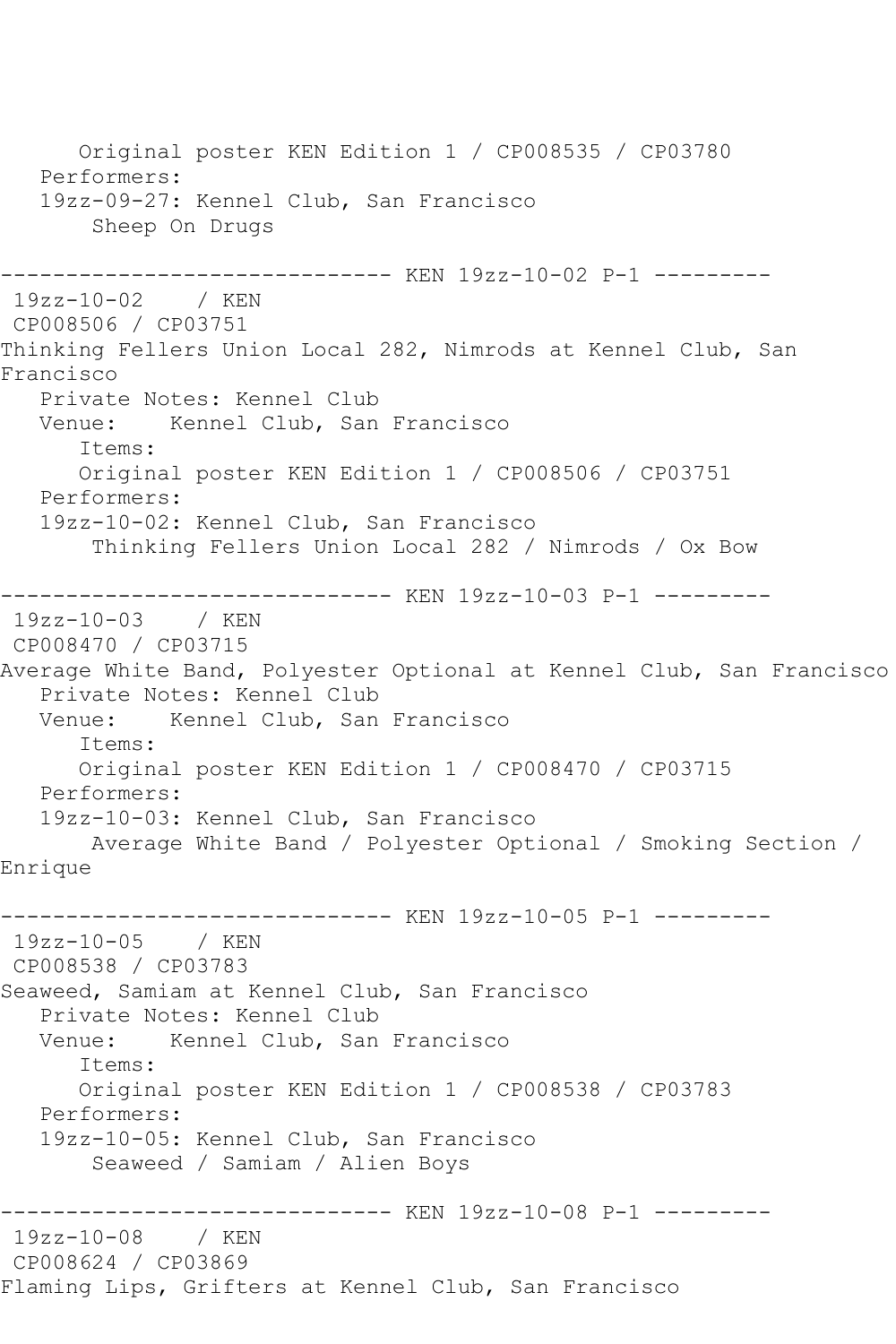Original poster KEN Edition 1 / CP008535 / CP03780
Performers:
19zz-09-27: Kennel Club, San Francisco
Sheep On Drugs

------------------------------ KEN 19zz-10-02 P-1 ---------

19zz-10-02 / KEN
CP008506 / CP03751
Thinking Fellers Union Local 282, Nimrods at Kennel Club, San Francisco
Private Notes: Kennel Club
Venue: Kennel Club, San Francisco
Items:
Original poster KEN Edition 1 / CP008506 / CP03751
Performers:
19zz-10-02: Kennel Club, San Francisco
Thinking Fellers Union Local 282 / Nimrods / Ox Bow

------------------------------ KEN 19zz-10-03 P-1 ---------

19zz-10-03 / KEN
CP008470 / CP03715
Average White Band, Polyester Optional at Kennel Club, San Francisco
Private Notes: Kennel Club
Venue: Kennel Club, San Francisco
Items:
Original poster KEN Edition 1 / CP008470 / CP03715
Performers:
19zz-10-03: Kennel Club, San Francisco
Average White Band / Polyester Optional / Smoking Section / Enrique

------------------------------ KEN 19zz-10-05 P-1 ---------

19zz-10-05 / KEN
CP008538 / CP03783
Seaweed, Samiam at Kennel Club, San Francisco
Private Notes: Kennel Club
Venue: Kennel Club, San Francisco
Items:
Original poster KEN Edition 1 / CP008538 / CP03783
Performers:
19zz-10-05: Kennel Club, San Francisco
Seaweed / Samiam / Alien Boys

------------------------------ KEN 19zz-10-08 P-1 ---------

19zz-10-08 / KEN
CP008624 / CP03869
Flaming Lips, Grifters at Kennel Club, San Francisco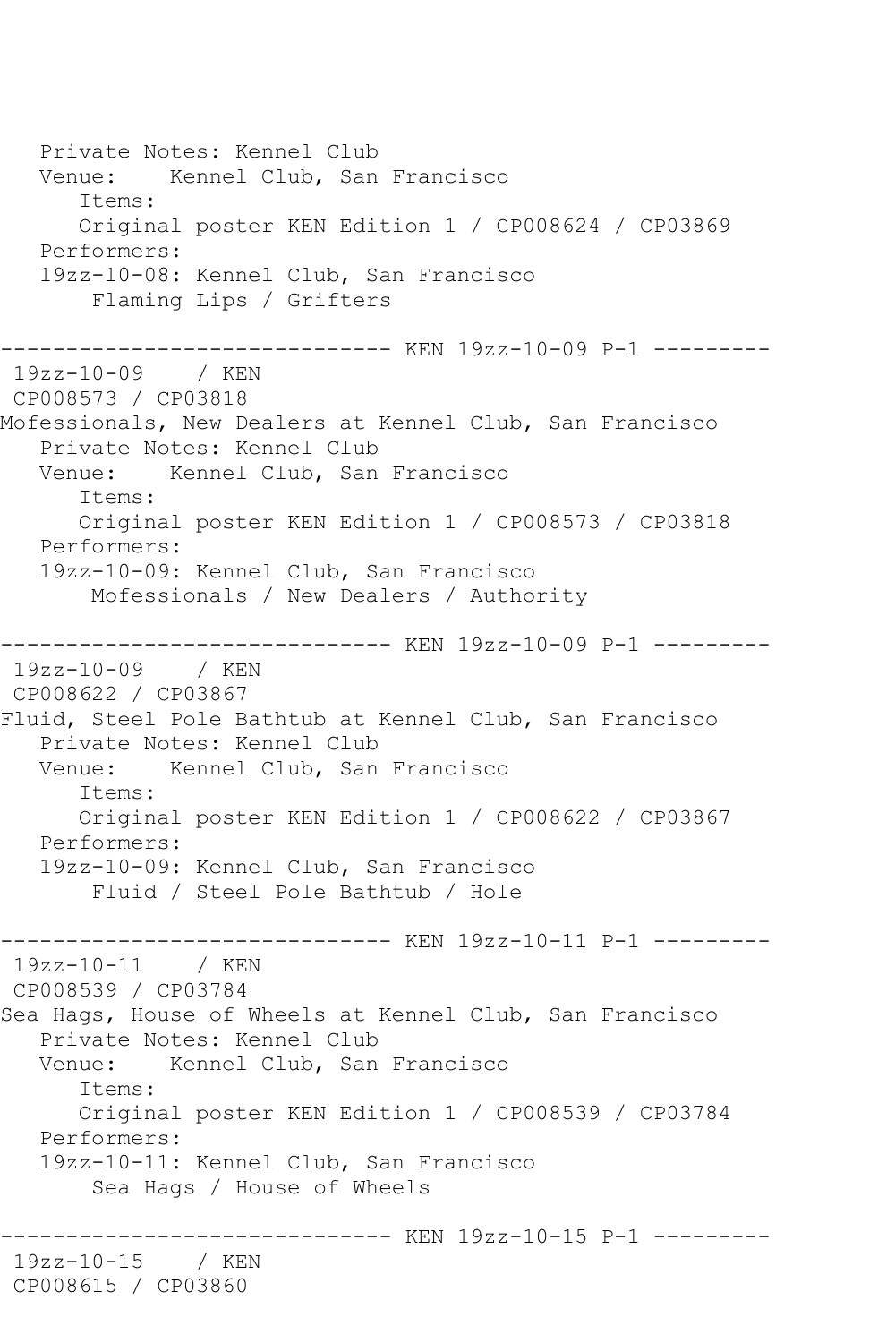```
   Private Notes: Kennel Club
   Venue:    Kennel Club, San Francisco
      Items:
      Original poster KEN Edition 1 / CP008624 / CP03869
   Performers:
   19zz-10-08: Kennel Club, San Francisco
       Flaming Lips / Grifters

------------------------------ KEN 19zz-10-09 P-1 ---------
 19zz-10-09    / KEN
 CP008573 / CP03818
Mofessionals, New Dealers at Kennel Club, San Francisco
   Private Notes: Kennel Club
   Venue:    Kennel Club, San Francisco
      Items:
      Original poster KEN Edition 1 / CP008573 / CP03818
   Performers:
   19zz-10-09: Kennel Club, San Francisco
       Mofessionals / New Dealers / Authority

------------------------------ KEN 19zz-10-09 P-1 ---------
 19zz-10-09    / KEN
 CP008622 / CP03867
Fluid, Steel Pole Bathtub at Kennel Club, San Francisco
   Private Notes: Kennel Club
   Venue:    Kennel Club, San Francisco
      Items:
      Original poster KEN Edition 1 / CP008622 / CP03867
   Performers:
   19zz-10-09: Kennel Club, San Francisco
       Fluid / Steel Pole Bathtub / Hole

------------------------------ KEN 19zz-10-11 P-1 ---------
 19zz-10-11    / KEN
 CP008539 / CP03784
Sea Hags, House of Wheels at Kennel Club, San Francisco
   Private Notes: Kennel Club
   Venue:    Kennel Club, San Francisco
      Items:
      Original poster KEN Edition 1 / CP008539 / CP03784
   Performers:
   19zz-10-11: Kennel Club, San Francisco
       Sea Hags / House of Wheels

------------------------------ KEN 19zz-10-15 P-1 ---------
 19zz-10-15    / KEN
 CP008615 / CP03860
```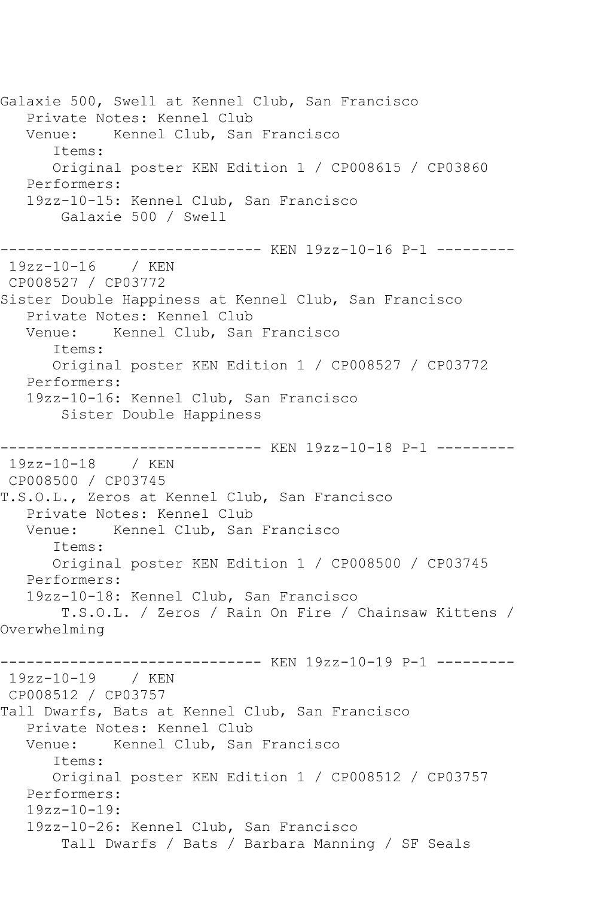```
Galaxie 500, Swell at Kennel Club, San Francisco
   Private Notes: Kennel Club
   Venue:    Kennel Club, San Francisco
      Items:
      Original poster KEN Edition 1 / CP008615 / CP03860
   Performers:
   19zz-10-15: Kennel Club, San Francisco
       Galaxie 500 / Swell

------------------------------ KEN 19zz-10-16 P-1 ---------
 19zz-10-16    / KEN
 CP008527 / CP03772
Sister Double Happiness at Kennel Club, San Francisco
   Private Notes: Kennel Club
   Venue:    Kennel Club, San Francisco
      Items:
      Original poster KEN Edition 1 / CP008527 / CP03772
   Performers:
   19zz-10-16: Kennel Club, San Francisco
       Sister Double Happiness

------------------------------ KEN 19zz-10-18 P-1 ---------
 19zz-10-18    / KEN
 CP008500 / CP03745
T.S.O.L., Zeros at Kennel Club, San Francisco
   Private Notes: Kennel Club
   Venue:    Kennel Club, San Francisco
      Items:
      Original poster KEN Edition 1 / CP008500 / CP03745
   Performers:
   19zz-10-18: Kennel Club, San Francisco
       T.S.O.L. / Zeros / Rain On Fire / Chainsaw Kittens /
Overwhelming

------------------------------ KEN 19zz-10-19 P-1 ---------
 19zz-10-19    / KEN
 CP008512 / CP03757
Tall Dwarfs, Bats at Kennel Club, San Francisco
   Private Notes: Kennel Club
   Venue:    Kennel Club, San Francisco
      Items:
      Original poster KEN Edition 1 / CP008512 / CP03757
   Performers:
   19zz-10-19:
   19zz-10-26: Kennel Club, San Francisco
       Tall Dwarfs / Bats / Barbara Manning / SF Seals
```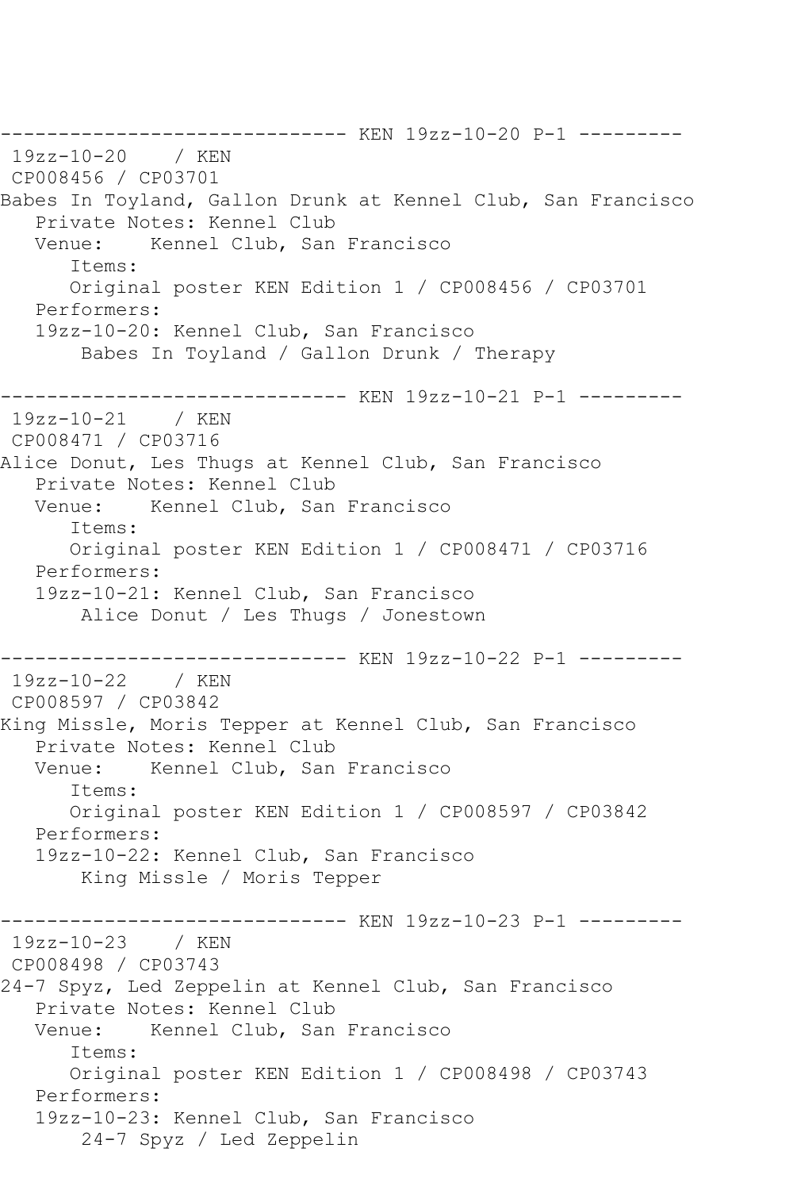------------------------------ KEN 19zz-10-20 P-1 ---------
19zz-10-20 / KEN
CP008456 / CP03701
Babes In Toyland, Gallon Drunk at Kennel Club, San Francisco
Private Notes: Kennel Club
Venue: Kennel Club, San Francisco
Items:
Original poster KEN Edition 1 / CP008456 / CP03701
Performers:
19zz-10-20: Kennel Club, San Francisco
Babes In Toyland / Gallon Drunk / Therapy

------------------------------ KEN 19zz-10-21 P-1 ---------
19zz-10-21 / KEN
CP008471 / CP03716
Alice Donut, Les Thugs at Kennel Club, San Francisco
Private Notes: Kennel Club
Venue: Kennel Club, San Francisco
Items:
Original poster KEN Edition 1 / CP008471 / CP03716
Performers:
19zz-10-21: Kennel Club, San Francisco
Alice Donut / Les Thugs / Jonestown

------------------------------ KEN 19zz-10-22 P-1 ---------
19zz-10-22 / KEN
CP008597 / CP03842
King Missle, Moris Tepper at Kennel Club, San Francisco
Private Notes: Kennel Club
Venue: Kennel Club, San Francisco
Items:
Original poster KEN Edition 1 / CP008597 / CP03842
Performers:
19zz-10-22: Kennel Club, San Francisco
King Missle / Moris Tepper

------------------------------ KEN 19zz-10-23 P-1 ---------
19zz-10-23 / KEN
CP008498 / CP03743
24-7 Spyz, Led Zeppelin at Kennel Club, San Francisco
Private Notes: Kennel Club
Venue: Kennel Club, San Francisco
Items:
Original poster KEN Edition 1 / CP008498 / CP03743
Performers:
19zz-10-23: Kennel Club, San Francisco
24-7 Spyz / Led Zeppelin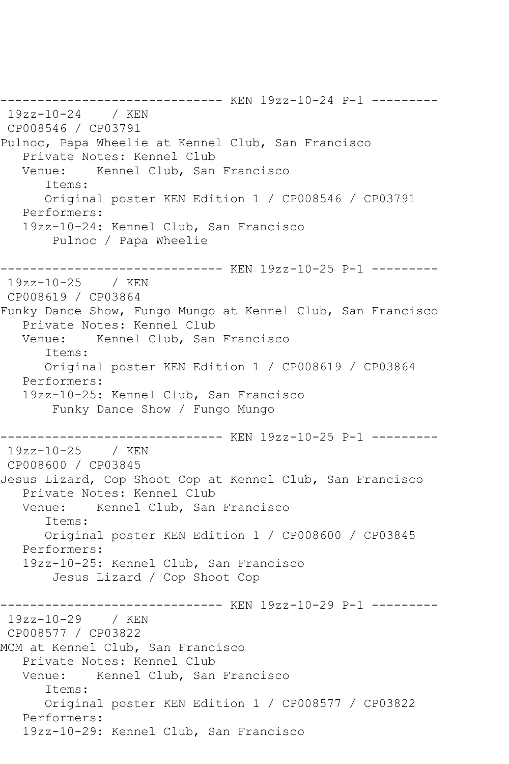------------------------------ KEN 19zz-10-24 P-1 ---------
 19zz-10-24    / KEN
 CP008546 / CP03791
Pulnoc, Papa Wheelie at Kennel Club, San Francisco
   Private Notes: Kennel Club
   Venue:    Kennel Club, San Francisco
      Items:
      Original poster KEN Edition 1 / CP008546 / CP03791
   Performers:
   19zz-10-24: Kennel Club, San Francisco
       Pulnoc / Papa Wheelie

------------------------------ KEN 19zz-10-25 P-1 ---------
 19zz-10-25    / KEN
 CP008619 / CP03864
Funky Dance Show, Fungo Mungo at Kennel Club, San Francisco
   Private Notes: Kennel Club
   Venue:    Kennel Club, San Francisco
      Items:
      Original poster KEN Edition 1 / CP008619 / CP03864
   Performers:
   19zz-10-25: Kennel Club, San Francisco
       Funky Dance Show / Fungo Mungo

------------------------------ KEN 19zz-10-25 P-1 ---------
 19zz-10-25    / KEN
 CP008600 / CP03845
Jesus Lizard, Cop Shoot Cop at Kennel Club, San Francisco
   Private Notes: Kennel Club
   Venue:    Kennel Club, San Francisco
      Items:
      Original poster KEN Edition 1 / CP008600 / CP03845
   Performers:
   19zz-10-25: Kennel Club, San Francisco
       Jesus Lizard / Cop Shoot Cop

------------------------------ KEN 19zz-10-29 P-1 ---------
 19zz-10-29    / KEN
 CP008577 / CP03822
MCM at Kennel Club, San Francisco
   Private Notes: Kennel Club
   Venue:    Kennel Club, San Francisco
      Items:
      Original poster KEN Edition 1 / CP008577 / CP03822
   Performers:
   19zz-10-29: Kennel Club, San Francisco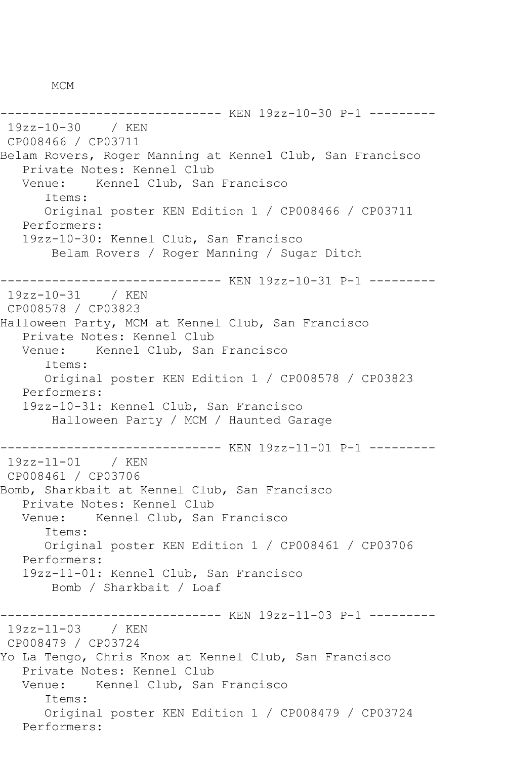MCM

```
------------------------------ KEN 19zz-10-30 P-1 ---------
 19zz-10-30    / KEN
 CP008466 / CP03711
Belam Rovers, Roger Manning at Kennel Club, San Francisco
   Private Notes: Kennel Club
   Venue:    Kennel Club, San Francisco
      Items:
      Original poster KEN Edition 1 / CP008466 / CP03711
   Performers:
   19zz-10-30: Kennel Club, San Francisco
       Belam Rovers / Roger Manning / Sugar Ditch

------------------------------ KEN 19zz-10-31 P-1 ---------
 19zz-10-31    / KEN
 CP008578 / CP03823
Halloween Party, MCM at Kennel Club, San Francisco
   Private Notes: Kennel Club
   Venue:    Kennel Club, San Francisco
      Items:
      Original poster KEN Edition 1 / CP008578 / CP03823
   Performers:
   19zz-10-31: Kennel Club, San Francisco
       Halloween Party / MCM / Haunted Garage

------------------------------ KEN 19zz-11-01 P-1 ---------
 19zz-11-01    / KEN
 CP008461 / CP03706
Bomb, Sharkbait at Kennel Club, San Francisco
   Private Notes: Kennel Club
   Venue:    Kennel Club, San Francisco
      Items:
      Original poster KEN Edition 1 / CP008461 / CP03706
   Performers:
   19zz-11-01: Kennel Club, San Francisco
       Bomb / Sharkbait / Loaf

------------------------------ KEN 19zz-11-03 P-1 ---------
 19zz-11-03    / KEN
 CP008479 / CP03724
Yo La Tengo, Chris Knox at Kennel Club, San Francisco
   Private Notes: Kennel Club
   Venue:    Kennel Club, San Francisco
      Items:
      Original poster KEN Edition 1 / CP008479 / CP03724
   Performers:
```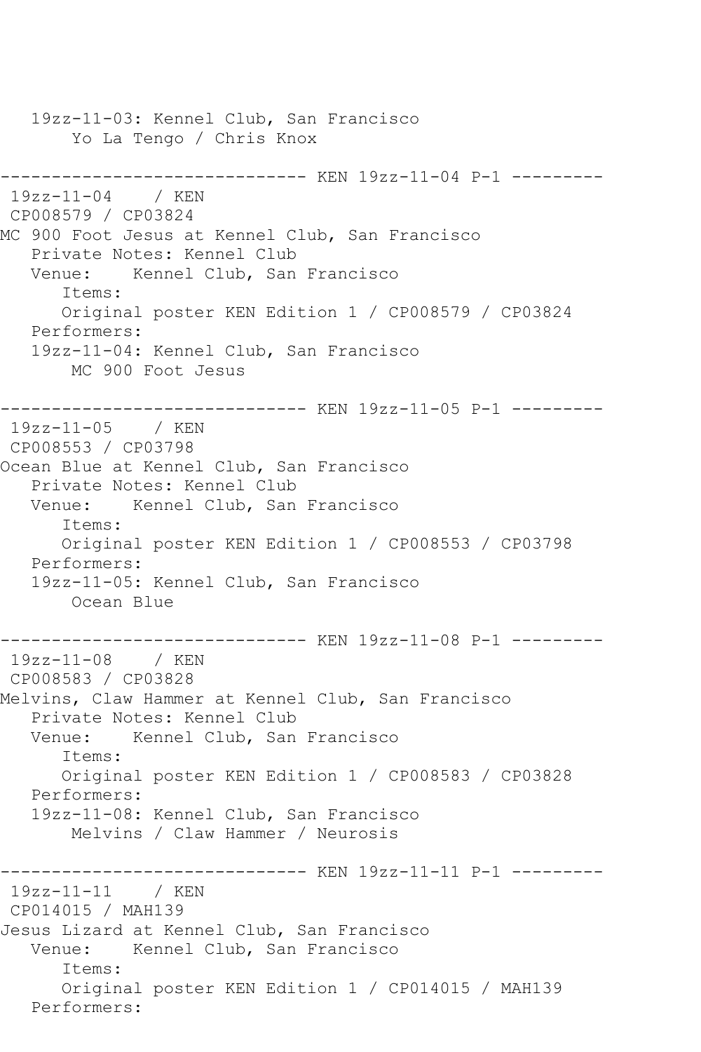```
   19zz-11-03: Kennel Club, San Francisco
       Yo La Tengo / Chris Knox

------------------------------ KEN 19zz-11-04 P-1 ---------
 19zz-11-04    / KEN
 CP008579 / CP03824
MC 900 Foot Jesus at Kennel Club, San Francisco
   Private Notes: Kennel Club
   Venue:    Kennel Club, San Francisco
      Items:
      Original poster KEN Edition 1 / CP008579 / CP03824
   Performers:
   19zz-11-04: Kennel Club, San Francisco
       MC 900 Foot Jesus

------------------------------ KEN 19zz-11-05 P-1 ---------
 19zz-11-05    / KEN
 CP008553 / CP03798
Ocean Blue at Kennel Club, San Francisco
   Private Notes: Kennel Club
   Venue:    Kennel Club, San Francisco
      Items:
      Original poster KEN Edition 1 / CP008553 / CP03798
   Performers:
   19zz-11-05: Kennel Club, San Francisco
       Ocean Blue

------------------------------ KEN 19zz-11-08 P-1 ---------
 19zz-11-08    / KEN
 CP008583 / CP03828
Melvins, Claw Hammer at Kennel Club, San Francisco
   Private Notes: Kennel Club
   Venue:    Kennel Club, San Francisco
      Items:
      Original poster KEN Edition 1 / CP008583 / CP03828
   Performers:
   19zz-11-08: Kennel Club, San Francisco
       Melvins / Claw Hammer / Neurosis

------------------------------ KEN 19zz-11-11 P-1 ---------
 19zz-11-11    / KEN
 CP014015 / MAH139
Jesus Lizard at Kennel Club, San Francisco
   Venue:    Kennel Club, San Francisco
      Items:
      Original poster KEN Edition 1 / CP014015 / MAH139
   Performers:
```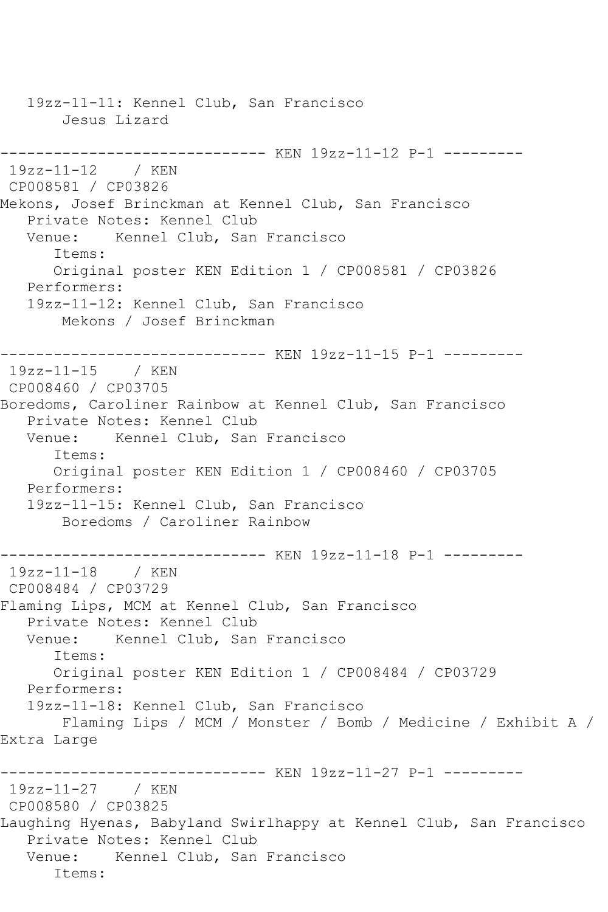```
   19zz-11-11: Kennel Club, San Francisco
        Jesus Lizard

------------------------------ KEN 19zz-11-12 P-1 ---------
 19zz-11-12    / KEN
 CP008581 / CP03826
Mekons, Josef Brinckman at Kennel Club, San Francisco
   Private Notes: Kennel Club
   Venue:    Kennel Club, San Francisco
      Items:
      Original poster KEN Edition 1 / CP008581 / CP03826
   Performers:
   19zz-11-12: Kennel Club, San Francisco
        Mekons / Josef Brinckman

------------------------------ KEN 19zz-11-15 P-1 ---------
 19zz-11-15    / KEN
 CP008460 / CP03705
Boredoms, Caroliner Rainbow at Kennel Club, San Francisco
   Private Notes: Kennel Club
   Venue:    Kennel Club, San Francisco
      Items:
      Original poster KEN Edition 1 / CP008460 / CP03705
   Performers:
   19zz-11-15: Kennel Club, San Francisco
        Boredoms / Caroliner Rainbow

------------------------------ KEN 19zz-11-18 P-1 ---------
 19zz-11-18    / KEN
 CP008484 / CP03729
Flaming Lips, MCM at Kennel Club, San Francisco
   Private Notes: Kennel Club
   Venue:    Kennel Club, San Francisco
      Items:
      Original poster KEN Edition 1 / CP008484 / CP03729
   Performers:
   19zz-11-18: Kennel Club, San Francisco
        Flaming Lips / MCM / Monster / Bomb / Medicine / Exhibit A / 
Extra Large

------------------------------ KEN 19zz-11-27 P-1 ---------
 19zz-11-27    / KEN
 CP008580 / CP03825
Laughing Hyenas, Babyland Swirlhappy at Kennel Club, San Francisco
   Private Notes: Kennel Club
   Venue:    Kennel Club, San Francisco
      Items:
```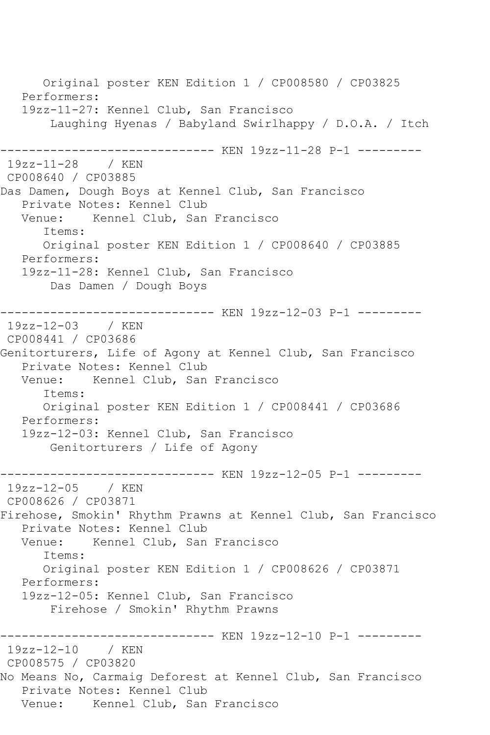```
      Original poster KEN Edition 1 / CP008580 / CP03825
   Performers:
   19zz-11-27: Kennel Club, San Francisco
       Laughing Hyenas / Babyland Swirlhappy / D.O.A. / Itch

------------------------------ KEN 19zz-11-28 P-1 ---------
 19zz-11-28    / KEN
 CP008640 / CP03885
Das Damen, Dough Boys at Kennel Club, San Francisco
   Private Notes: Kennel Club
   Venue:    Kennel Club, San Francisco
      Items:
      Original poster KEN Edition 1 / CP008640 / CP03885
   Performers:
   19zz-11-28: Kennel Club, San Francisco
       Das Damen / Dough Boys

------------------------------ KEN 19zz-12-03 P-1 ---------
 19zz-12-03    / KEN
 CP008441 / CP03686
Genitorturers, Life of Agony at Kennel Club, San Francisco
   Private Notes: Kennel Club
   Venue:    Kennel Club, San Francisco
      Items:
      Original poster KEN Edition 1 / CP008441 / CP03686
   Performers:
   19zz-12-03: Kennel Club, San Francisco
       Genitorturers / Life of Agony

------------------------------ KEN 19zz-12-05 P-1 ---------
 19zz-12-05    / KEN
 CP008626 / CP03871
Firehose, Smokin' Rhythm Prawns at Kennel Club, San Francisco
   Private Notes: Kennel Club
   Venue:    Kennel Club, San Francisco
      Items:
      Original poster KEN Edition 1 / CP008626 / CP03871
   Performers:
   19zz-12-05: Kennel Club, San Francisco
       Firehose / Smokin' Rhythm Prawns

------------------------------ KEN 19zz-12-10 P-1 ---------
 19zz-12-10    / KEN
 CP008575 / CP03820
No Means No, Carmaig Deforest at Kennel Club, San Francisco
   Private Notes: Kennel Club
   Venue:    Kennel Club, San Francisco
```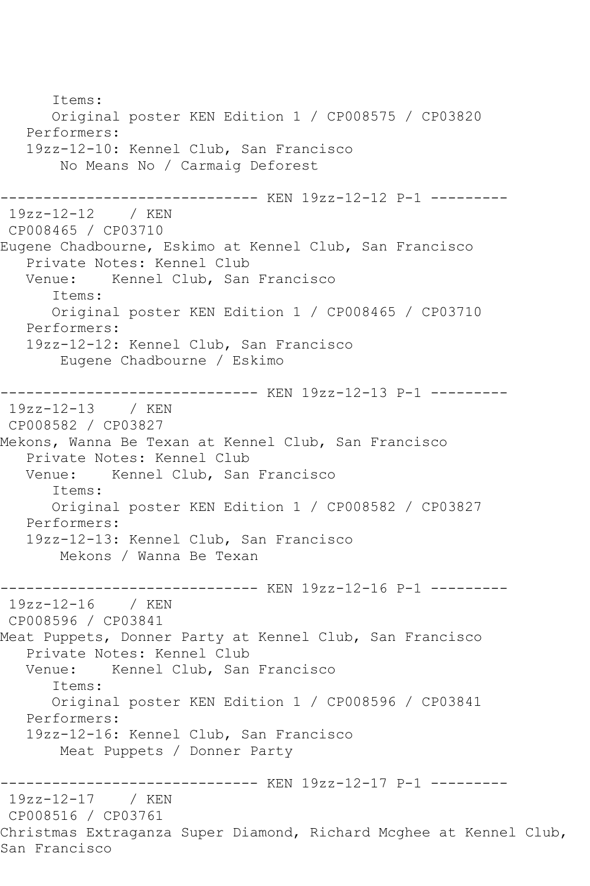```
      Items:
      Original poster KEN Edition 1 / CP008575 / CP03820
   Performers:
   19zz-12-10: Kennel Club, San Francisco
       No Means No / Carmaig Deforest

------------------------------ KEN 19zz-12-12 P-1 ---------
 19zz-12-12    / KEN
 CP008465 / CP03710
Eugene Chadbourne, Eskimo at Kennel Club, San Francisco
   Private Notes: Kennel Club
   Venue:    Kennel Club, San Francisco
      Items:
      Original poster KEN Edition 1 / CP008465 / CP03710
   Performers:
   19zz-12-12: Kennel Club, San Francisco
       Eugene Chadbourne / Eskimo

------------------------------ KEN 19zz-12-13 P-1 ---------
 19zz-12-13    / KEN
 CP008582 / CP03827
Mekons, Wanna Be Texan at Kennel Club, San Francisco
   Private Notes: Kennel Club
   Venue:    Kennel Club, San Francisco
      Items:
      Original poster KEN Edition 1 / CP008582 / CP03827
   Performers:
   19zz-12-13: Kennel Club, San Francisco
       Mekons / Wanna Be Texan

------------------------------ KEN 19zz-12-16 P-1 ---------
 19zz-12-16    / KEN
 CP008596 / CP03841
Meat Puppets, Donner Party at Kennel Club, San Francisco
   Private Notes: Kennel Club
   Venue:    Kennel Club, San Francisco
      Items:
      Original poster KEN Edition 1 / CP008596 / CP03841
   Performers:
   19zz-12-16: Kennel Club, San Francisco
       Meat Puppets / Donner Party

------------------------------ KEN 19zz-12-17 P-1 ---------
 19zz-12-17    / KEN
 CP008516 / CP03761
Christmas Extraganza Super Diamond, Richard Mcghee at Kennel Club,
San Francisco
```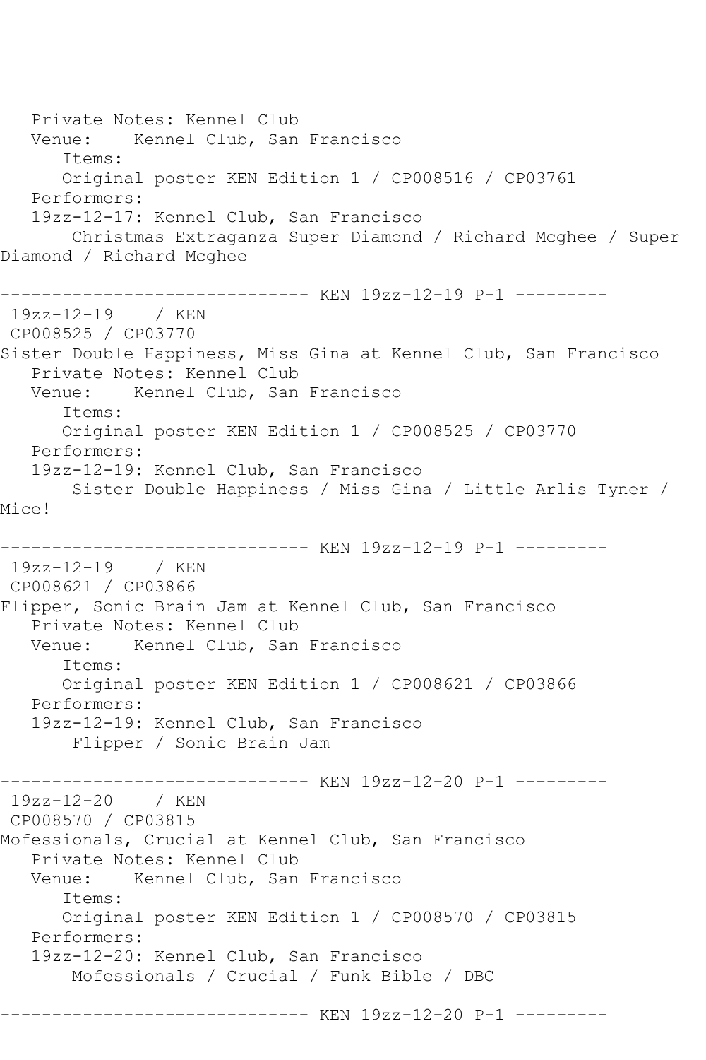```
   Private Notes: Kennel Club
   Venue:    Kennel Club, San Francisco
      Items:
      Original poster KEN Edition 1 / CP008516 / CP03761
   Performers:
   19zz-12-17: Kennel Club, San Francisco
       Christmas Extraganza Super Diamond / Richard Mcghee / Super
Diamond / Richard Mcghee

------------------------------ KEN 19zz-12-19 P-1 ---------
 19zz-12-19    / KEN
 CP008525 / CP03770
Sister Double Happiness, Miss Gina at Kennel Club, San Francisco
   Private Notes: Kennel Club
   Venue:    Kennel Club, San Francisco
      Items:
      Original poster KEN Edition 1 / CP008525 / CP03770
   Performers:
   19zz-12-19: Kennel Club, San Francisco
       Sister Double Happiness / Miss Gina / Little Arlis Tyner /
Mice!

------------------------------ KEN 19zz-12-19 P-1 ---------
 19zz-12-19    / KEN
 CP008621 / CP03866
Flipper, Sonic Brain Jam at Kennel Club, San Francisco
   Private Notes: Kennel Club
   Venue:    Kennel Club, San Francisco
      Items:
      Original poster KEN Edition 1 / CP008621 / CP03866
   Performers:
   19zz-12-19: Kennel Club, San Francisco
       Flipper / Sonic Brain Jam

------------------------------ KEN 19zz-12-20 P-1 ---------
 19zz-12-20    / KEN
 CP008570 / CP03815
Mofessionals, Crucial at Kennel Club, San Francisco
   Private Notes: Kennel Club
   Venue:    Kennel Club, San Francisco
      Items:
      Original poster KEN Edition 1 / CP008570 / CP03815
   Performers:
   19zz-12-20: Kennel Club, San Francisco
       Mofessionals / Crucial / Funk Bible / DBC

------------------------------ KEN 19zz-12-20 P-1 ---------
```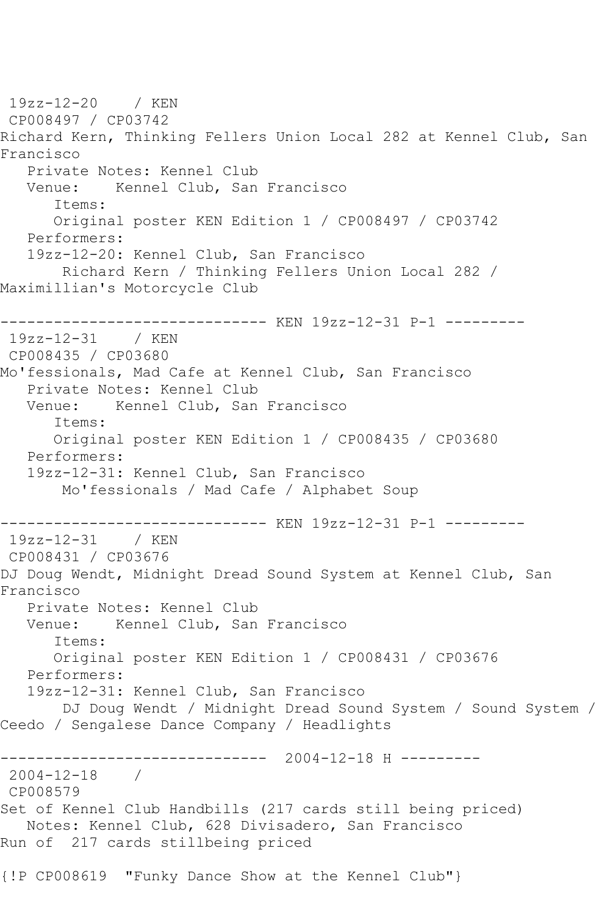19zz-12-20    / KEN
CP008497 / CP03742
Richard Kern, Thinking Fellers Union Local 282 at Kennel Club, San Francisco
   Private Notes: Kennel Club
   Venue:    Kennel Club, San Francisco
      Items:
      Original poster KEN Edition 1 / CP008497 / CP03742
   Performers:
   19zz-12-20: Kennel Club, San Francisco
       Richard Kern / Thinking Fellers Union Local 282 / Maximillian's Motorcycle Club

------------------------------ KEN 19zz-12-31 P-1 ---------
19zz-12-31    / KEN
CP008435 / CP03680
Mo'fessionals, Mad Cafe at Kennel Club, San Francisco
   Private Notes: Kennel Club
   Venue:    Kennel Club, San Francisco
      Items:
      Original poster KEN Edition 1 / CP008435 / CP03680
   Performers:
   19zz-12-31: Kennel Club, San Francisco
       Mo'fessionals / Mad Cafe / Alphabet Soup

------------------------------ KEN 19zz-12-31 P-1 ---------
19zz-12-31    / KEN
CP008431 / CP03676
DJ Doug Wendt, Midnight Dread Sound System at Kennel Club, San Francisco
   Private Notes: Kennel Club
   Venue:    Kennel Club, San Francisco
      Items:
      Original poster KEN Edition 1 / CP008431 / CP03676
   Performers:
   19zz-12-31: Kennel Club, San Francisco
       DJ Doug Wendt / Midnight Dread Sound System / Sound System / Ceedo / Sengalese Dance Company / Headlights

------------------------------  2004-12-18 H ---------
2004-12-18    /
CP008579
Set of Kennel Club Handbills (217 cards still being priced)
   Notes: Kennel Club, 628 Divisadero, San Francisco
Run of  217 cards stillbeing priced

{!P CP008619  "Funky Dance Show at the Kennel Club"}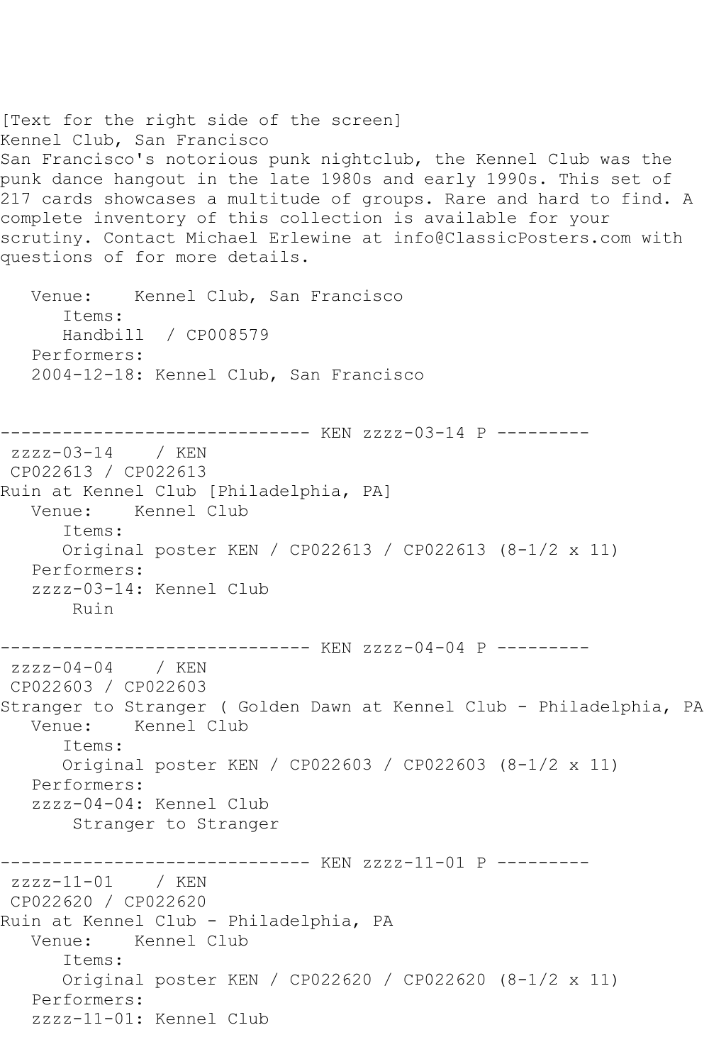[Text for the right side of the screen]
Kennel Club, San Francisco
San Francisco's notorious punk nightclub, the Kennel Club was the punk dance hangout in the late 1980s and early 1990s. This set of 217 cards showcases a multitude of groups. Rare and hard to find. A complete inventory of this collection is available for your scrutiny. Contact Michael Erlewine at info@ClassicPosters.com with questions of for more details.

```
   Venue:    Kennel Club, San Francisco
      Items:
      Handbill  / CP008579
   Performers:
   2004-12-18: Kennel Club, San Francisco


------------------------------ KEN zzzz-03-14 P ---------
 zzzz-03-14    / KEN
 CP022613 / CP022613
Ruin at Kennel Club [Philadelphia, PA]
   Venue:    Kennel Club
      Items:
      Original poster KEN / CP022613 / CP022613 (8-1/2 x 11)
   Performers:
   zzzz-03-14: Kennel Club
       Ruin

------------------------------ KEN zzzz-04-04 P ---------
 zzzz-04-04    / KEN
 CP022603 / CP022603
Stranger to Stranger ( Golden Dawn at Kennel Club - Philadelphia, PA
   Venue:    Kennel Club
      Items:
      Original poster KEN / CP022603 / CP022603 (8-1/2 x 11)
   Performers:
   zzzz-04-04: Kennel Club
       Stranger to Stranger

------------------------------ KEN zzzz-11-01 P ---------
 zzzz-11-01    / KEN
 CP022620 / CP022620
Ruin at Kennel Club - Philadelphia, PA
   Venue:    Kennel Club
      Items:
      Original poster KEN / CP022620 / CP022620 (8-1/2 x 11)
   Performers:
   zzzz-11-01: Kennel Club
```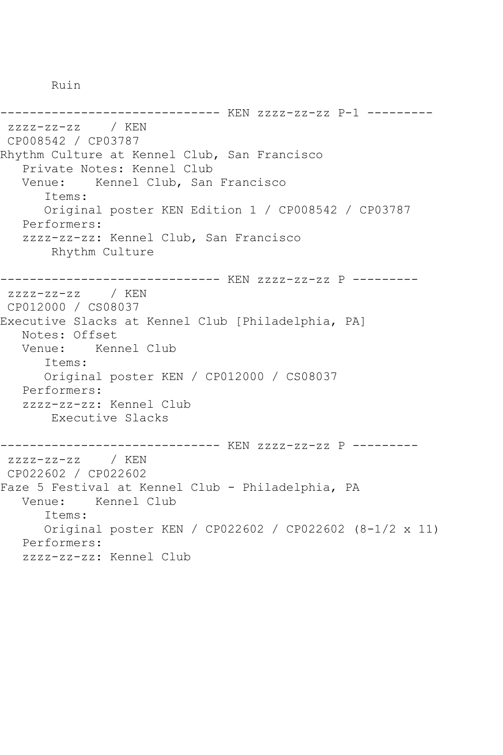```
       Ruin

------------------------------ KEN zzzz-zz-zz P-1 ---------
 zzzz-zz-zz    / KEN
 CP008542 / CP03787
Rhythm Culture at Kennel Club, San Francisco
   Private Notes: Kennel Club
   Venue:    Kennel Club, San Francisco
      Items:
      Original poster KEN Edition 1 / CP008542 / CP03787
   Performers:
   zzzz-zz-zz: Kennel Club, San Francisco
       Rhythm Culture

------------------------------ KEN zzzz-zz-zz P ---------
 zzzz-zz-zz    / KEN
 CP012000 / CS08037
Executive Slacks at Kennel Club [Philadelphia, PA]
   Notes: Offset
   Venue:    Kennel Club
      Items:
      Original poster KEN / CP012000 / CS08037
   Performers:
   zzzz-zz-zz: Kennel Club
       Executive Slacks

------------------------------ KEN zzzz-zz-zz P ---------
 zzzz-zz-zz    / KEN
 CP022602 / CP022602
Faze 5 Festival at Kennel Club - Philadelphia, PA
   Venue:    Kennel Club
      Items:
      Original poster KEN / CP022602 / CP022602 (8-1/2 x 11)
   Performers:
   zzzz-zz-zz: Kennel Club
```